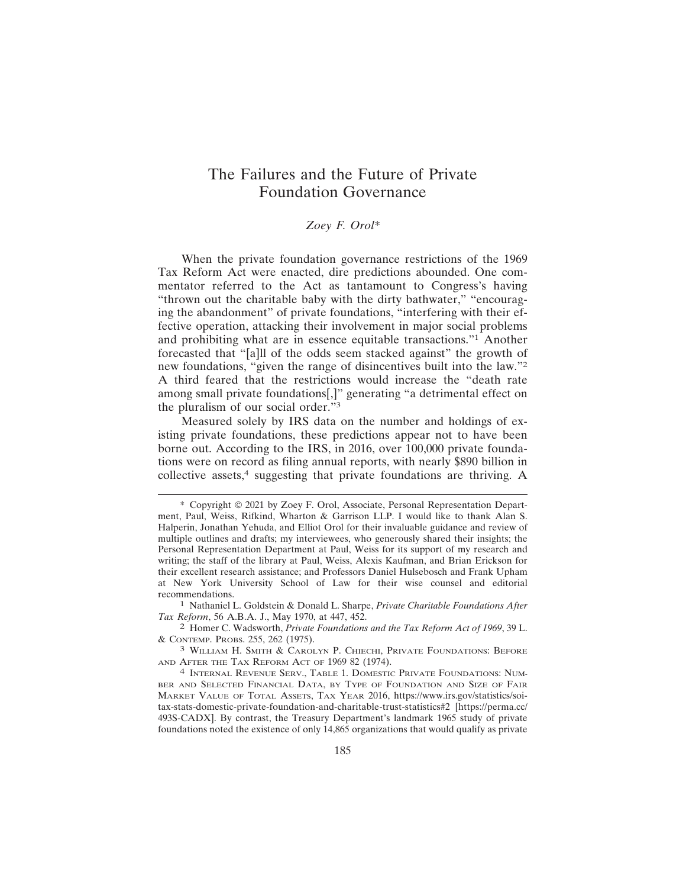# The Failures and the Future of Private Foundation Governance

*Zoey F. Orol\**

When the private foundation governance restrictions of the 1969 Tax Reform Act were enacted, dire predictions abounded. One commentator referred to the Act as tantamount to Congress's having "thrown out the charitable baby with the dirty bathwater," "encouraging the abandonment" of private foundations, "interfering with their effective operation, attacking their involvement in major social problems and prohibiting what are in essence equitable transactions."[1] Another forecasted that "[a]ll of the odds seem stacked against" the growth of new foundations, "given the range of disincentives built into the law."[2] A third feared that the restrictions would increase the "death rate among small private foundations[,]" generating "a detrimental effect on the pluralism of our social order."[3]

Measured solely by IRS data on the number and holdings of existing private foundations, these predictions appear not to have been borne out. According to the IRS, in 2016, over 100,000 private foundations were on record as filing annual reports, with nearly $890 billion in collective assets,[4] suggesting that private foundations are thriving. A

---

\* Copyright © 2021 by Zoey F. Orol, Associate, Personal Representation Department, Paul, Weiss, Rifkind, Wharton & Garrison LLP. I would like to thank Alan S. Halperin, Jonathan Yehuda, and Elliot Orol for their invaluable guidance and review of multiple outlines and drafts; my interviewees, who generously shared their insights; the Personal Representation Department at Paul, Weiss for its support of my research and writing; the staff of the library at Paul, Weiss, Alexis Kaufman, and Brian Erickson for their excellent research assistance; and Professors Daniel Hulsebosch and Frank Upham at New York University School of Law for their wise counsel and editorial recommendations.

1 Nathaniel L. Goldstein & Donald L. Sharpe, *Private Charitable Foundations After Tax Reform*, 56 A.B.A. J., May 1970, at 447, 452.

2 Homer C. Wadsworth, *Private Foundations and the Tax Reform Act of 1969*, 39 L. & Contemp. Probs. 255, 262 (1975).

3 William H. Smith & Carolyn P. Chiechi, Private Foundations: Before and After the Tax Reform Act of 1969 82 (1974).

4 Internal Revenue Serv., Table 1. Domestic Private Foundations: Number and Selected Financial Data, by Type of Foundation and Size of Fair Market Value of Total Assets, Tax Year 2016, https://www.irs.gov/statistics/soi-tax-stats-domestic-private-foundation-and-charitable-trust-statistics#2 [https://perma.cc/493S-CADX]. By contrast, the Treasury Department's landmark 1965 study of private foundations noted the existence of only 14,865 organizations that would qualify as private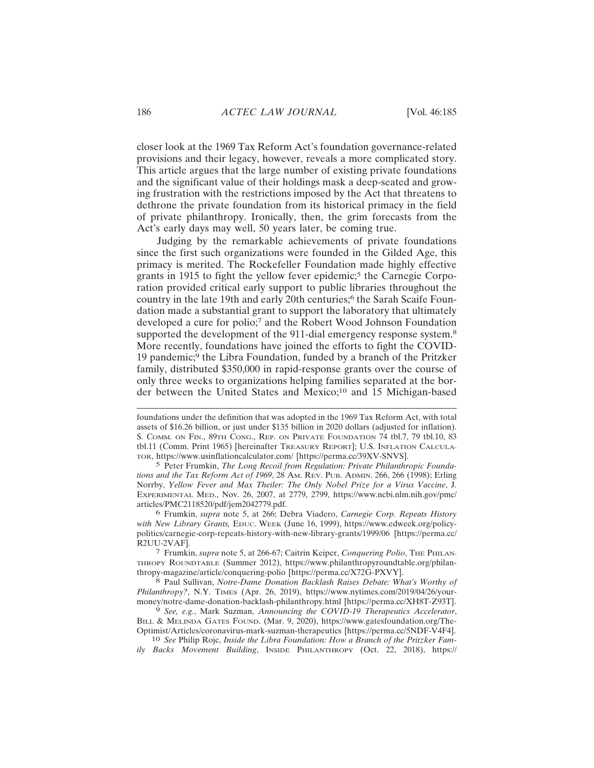closer look at the 1969 Tax Reform Act's foundation governance-related provisions and their legacy, however, reveals a more complicated story. This article argues that the large number of existing private foundations and the significant value of their holdings mask a deep-seated and growing frustration with the restrictions imposed by the Act that threatens to dethrone the private foundation from its historical primacy in the field of private philanthropy. Ironically, then, the grim forecasts from the Act's early days may well, 50 years later, be coming true.

Judging by the remarkable achievements of private foundations since the first such organizations were founded in the Gilded Age, this primacy is merited. The Rockefeller Foundation made highly effective grants in 1915 to fight the yellow fever epidemic;[5] the Carnegie Corporation provided critical early support to public libraries throughout the country in the late 19th and early 20th centuries;[6] the Sarah Scaife Foundation made a substantial grant to support the laboratory that ultimately developed a cure for polio;[7] and the Robert Wood Johnson Foundation supported the development of the 911-dial emergency response system.[8] More recently, foundations have joined the efforts to fight the COVID-19 pandemic;[9] the Libra Foundation, funded by a branch of the Pritzker family, distributed $350,000 in rapid-response grants over the course of only three weeks to organizations helping families separated at the border between the United States and Mexico;[10] and 15 Michigan-based

---

foundations under the definition that was adopted in the 1969 Tax Reform Act, with total assets of $16.26 billion, or just under $135 billion in 2020 dollars (adjusted for inflation). S. COMM. ON FIN., 89TH CONG., REP. ON PRIVATE FOUNDATION 74 tbl.7, 79 tbl.10, 83 tbl.11 (Comm. Print 1965) [hereinafter TREASURY REPORT]; U.S. INFLATION CALCULATOR, https://www.usinflationcalculator.com/ [https://perma.cc/39XV-SNVS].

5 Peter Frumkin, *The Long Recoil from Regulation: Private Philanthropic Foundations and the Tax Reform Act of 1969*, 28 AM. REV. PUB. ADMIN. 266, 266 (1998); Erling Norrby, *Yellow Fever and Max Theiler: The Only Nobel Prize for a Virus Vaccine*, J. EXPERIMENTAL MED., Nov. 26, 2007, at 2779, 2799, https://www.ncbi.nlm.nih.gov/pmc/articles/PMC2118520/pdf/jem2042779.pdf.

6 Frumkin, *supra* note 5, at 266; Debra Viadero, *Carnegie Corp. Repeats History with New Library Grants,* EDUC. WEEK (June 16, 1999), https://www.edweek.org/policy-politics/carnegie-corp-repeats-history-with-new-library-grants/1999/06 [https://perma.cc/R2UU-2VAF].

7 Frumkin, *supra* note 5, at 266-67; Caitrin Keiper, *Conquering Polio*, THE PHILANTHROPY ROUNDTABLE (Summer 2012), https://www.philanthropyroundtable.org/philanthropy-magazine/article/conquering-polio [https://perma.cc/X72G-PXVY].

8 Paul Sullivan, *Notre-Dame Donation Backlash Raises Debate: What's Worthy of Philanthropy?*, N.Y. TIMES (Apr. 26, 2019), https://www.nytimes.com/2019/04/26/your-money/notre-dame-donation-backlash-philanthropy.html [https://perma.cc/XH8T-Z93T].

9 *See, e.g.*, Mark Suzman, *Announcing the COVID-19 Therapeutics Accelerator*, BILL & MELINDA GATES FOUND. (Mar. 9, 2020), https://www.gatesfoundation.org/The-Optimist/Articles/coronavirus-mark-suzman-therapeutics [https://perma.cc/5NDF-V4F4].

10 *See* Philip Rojc, *Inside the Libra Foundation: How a Branch of the Pritzker Family Backs Movement Building*, INSIDE PHILANTHROPY (Oct. 22, 2018), https://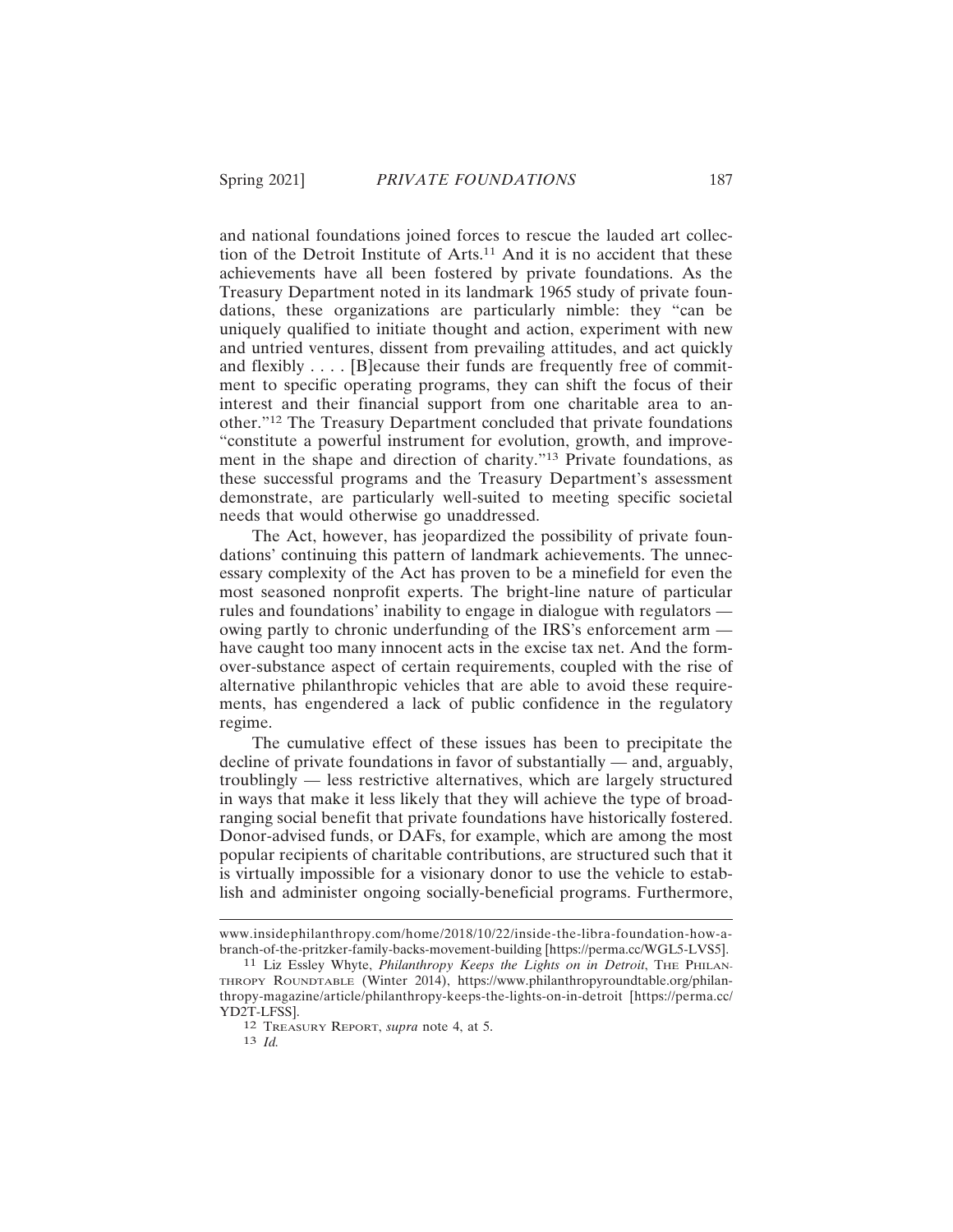and national foundations joined forces to rescue the lauded art collection of the Detroit Institute of Arts.[11] And it is no accident that these achievements have all been fostered by private foundations. As the Treasury Department noted in its landmark 1965 study of private foundations, these organizations are particularly nimble: they "can be uniquely qualified to initiate thought and action, experiment with new and untried ventures, dissent from prevailing attitudes, and act quickly and flexibly . . . . [B]ecause their funds are frequently free of commitment to specific operating programs, they can shift the focus of their interest and their financial support from one charitable area to another."[12] The Treasury Department concluded that private foundations "constitute a powerful instrument for evolution, growth, and improvement in the shape and direction of charity."[13] Private foundations, as these successful programs and the Treasury Department's assessment demonstrate, are particularly well-suited to meeting specific societal needs that would otherwise go unaddressed.

The Act, however, has jeopardized the possibility of private foundations' continuing this pattern of landmark achievements. The unnecessary complexity of the Act has proven to be a minefield for even the most seasoned nonprofit experts. The bright-line nature of particular rules and foundations' inability to engage in dialogue with regulators — owing partly to chronic underfunding of the IRS's enforcement arm — have caught too many innocent acts in the excise tax net. And the form-over-substance aspect of certain requirements, coupled with the rise of alternative philanthropic vehicles that are able to avoid these requirements, has engendered a lack of public confidence in the regulatory regime.

The cumulative effect of these issues has been to precipitate the decline of private foundations in favor of substantially — and, arguably, troublingly — less restrictive alternatives, which are largely structured in ways that make it less likely that they will achieve the type of broad-ranging social benefit that private foundations have historically fostered. Donor-advised funds, or DAFs, for example, which are among the most popular recipients of charitable contributions, are structured such that it is virtually impossible for a visionary donor to use the vehicle to establish and administer ongoing socially-beneficial programs. Furthermore,

---

www.insidephilanthropy.com/home/2018/10/22/inside-the-libra-foundation-how-a-branch-of-the-pritzker-family-backs-movement-building [https://perma.cc/WGL5-LVS5].

[11] Liz Essley Whyte, *Philanthropy Keeps the Lights on in Detroit*, THE PHILANTHROPY ROUNDTABLE (Winter 2014), https://www.philanthropyroundtable.org/philanthropy-magazine/article/philanthropy-keeps-the-lights-on-in-detroit [https://perma.cc/YD2T-LFSS].

[12] TREASURY REPORT, *supra* note 4, at 5.

[13] *Id.*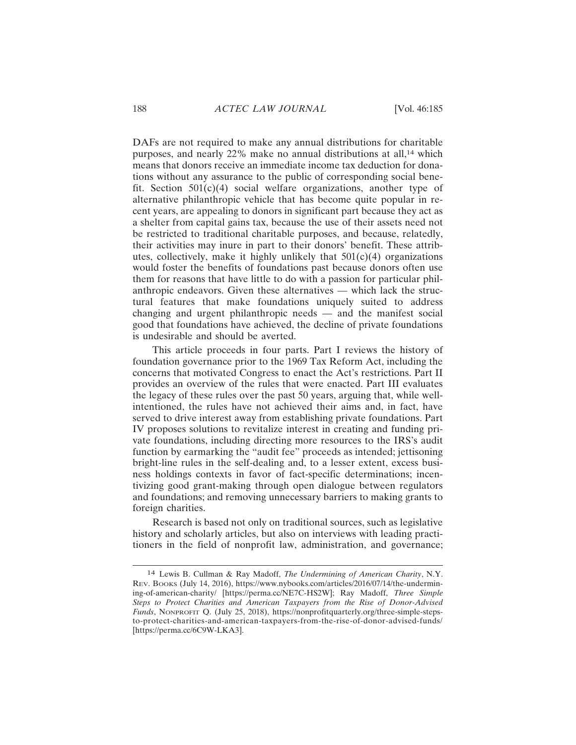DAFs are not required to make any annual distributions for charitable purposes, and nearly 22% make no annual distributions at all,[14] which means that donors receive an immediate income tax deduction for donations without any assurance to the public of corresponding social benefit. Section 501(c)(4) social welfare organizations, another type of alternative philanthropic vehicle that has become quite popular in recent years, are appealing to donors in significant part because they act as a shelter from capital gains tax, because the use of their assets need not be restricted to traditional charitable purposes, and because, relatedly, their activities may inure in part to their donors' benefit. These attributes, collectively, make it highly unlikely that 501(c)(4) organizations would foster the benefits of foundations past because donors often use them for reasons that have little to do with a passion for particular philanthropic endeavors. Given these alternatives — which lack the structural features that make foundations uniquely suited to address changing and urgent philanthropic needs — and the manifest social good that foundations have achieved, the decline of private foundations is undesirable and should be averted.

This article proceeds in four parts. Part I reviews the history of foundation governance prior to the 1969 Tax Reform Act, including the concerns that motivated Congress to enact the Act's restrictions. Part II provides an overview of the rules that were enacted. Part III evaluates the legacy of these rules over the past 50 years, arguing that, while well-intentioned, the rules have not achieved their aims and, in fact, have served to drive interest away from establishing private foundations. Part IV proposes solutions to revitalize interest in creating and funding private foundations, including directing more resources to the IRS's audit function by earmarking the "audit fee" proceeds as intended; jettisoning bright-line rules in the self-dealing and, to a lesser extent, excess business holdings contexts in favor of fact-specific determinations; incentivizing good grant-making through open dialogue between regulators and foundations; and removing unnecessary barriers to making grants to foreign charities.

Research is based not only on traditional sources, such as legislative history and scholarly articles, but also on interviews with leading practitioners in the field of nonprofit law, administration, and governance;

---

[14] Lewis B. Cullman & Ray Madoff, *The Undermining of American Charity*, N.Y. Rev. Books (July 14, 2016), https://www.nybooks.com/articles/2016/07/14/the-undermining-of-american-charity/ [https://perma.cc/NE7C-HS2W]; Ray Madoff, *Three Simple Steps to Protect Charities and American Taxpayers from the Rise of Donor-Advised Funds*, Nonprofit Q. (July 25, 2018), https://nonprofitquarterly.org/three-simple-steps-to-protect-charities-and-american-taxpayers-from-the-rise-of-donor-advised-funds/ [https://perma.cc/6C9W-LKA3].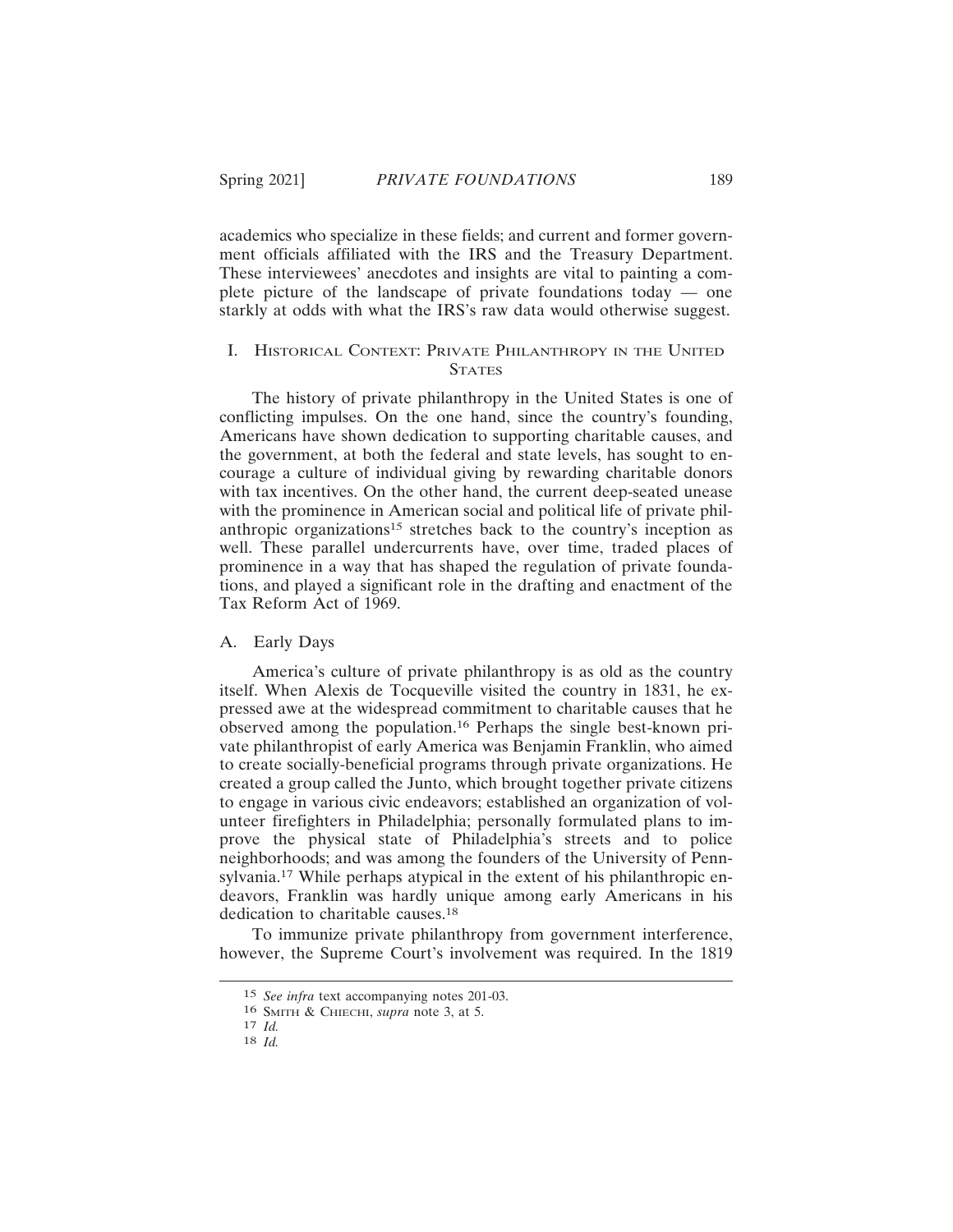academics who specialize in these fields; and current and former government officials affiliated with the IRS and the Treasury Department. These interviewees' anecdotes and insights are vital to painting a complete picture of the landscape of private foundations today — one starkly at odds with what the IRS's raw data would otherwise suggest.

## I. Historical Context: Private Philanthropy in the United States

The history of private philanthropy in the United States is one of conflicting impulses. On the one hand, since the country's founding, Americans have shown dedication to supporting charitable causes, and the government, at both the federal and state levels, has sought to encourage a culture of individual giving by rewarding charitable donors with tax incentives. On the other hand, the current deep-seated unease with the prominence in American social and political life of private philanthropic organizations[15] stretches back to the country's inception as well. These parallel undercurrents have, over time, traded places of prominence in a way that has shaped the regulation of private foundations, and played a significant role in the drafting and enactment of the Tax Reform Act of 1969.

### A. Early Days

America's culture of private philanthropy is as old as the country itself. When Alexis de Tocqueville visited the country in 1831, he expressed awe at the widespread commitment to charitable causes that he observed among the population.[16] Perhaps the single best-known private philanthropist of early America was Benjamin Franklin, who aimed to create socially-beneficial programs through private organizations. He created a group called the Junto, which brought together private citizens to engage in various civic endeavors; established an organization of volunteer firefighters in Philadelphia; personally formulated plans to improve the physical state of Philadelphia's streets and to police neighborhoods; and was among the founders of the University of Pennsylvania.[17] While perhaps atypical in the extent of his philanthropic endeavors, Franklin was hardly unique among early Americans in his dedication to charitable causes.[18]

To immunize private philanthropy from government interference, however, the Supreme Court's involvement was required. In the 1819

---

15 *See infra* text accompanying notes 201-03.

16 Smith & Chiechi, *supra* note 3, at 5.

17 *Id.*

18 *Id.*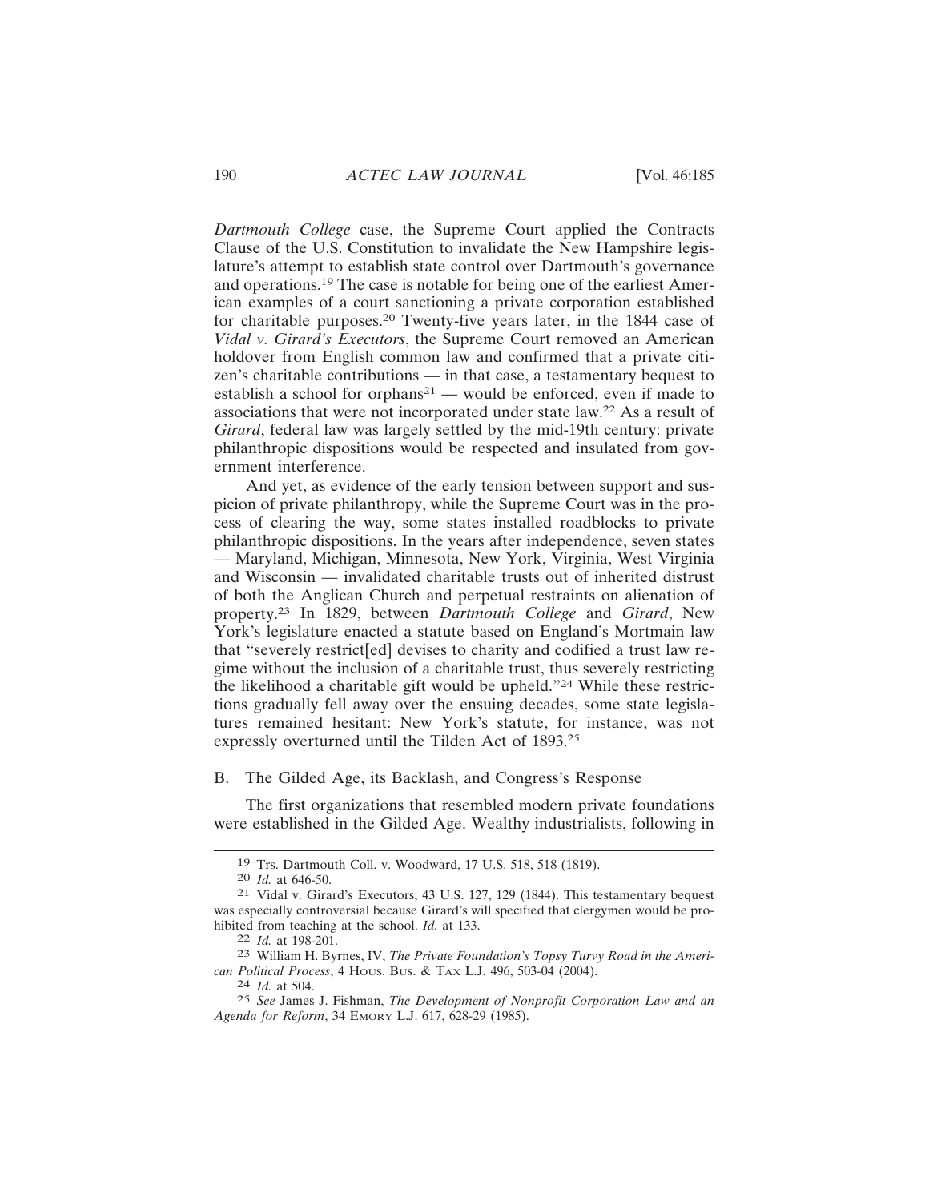*Dartmouth College* case, the Supreme Court applied the Contracts Clause of the U.S. Constitution to invalidate the New Hampshire legislature's attempt to establish state control over Dartmouth's governance and operations.[19] The case is notable for being one of the earliest American examples of a court sanctioning a private corporation established for charitable purposes.[20] Twenty-five years later, in the 1844 case of *Vidal v. Girard's Executors*, the Supreme Court removed an American holdover from English common law and confirmed that a private citizen's charitable contributions — in that case, a testamentary bequest to establish a school for orphans[21] — would be enforced, even if made to associations that were not incorporated under state law.[22] As a result of *Girard*, federal law was largely settled by the mid-19th century: private philanthropic dispositions would be respected and insulated from government interference.

And yet, as evidence of the early tension between support and suspicion of private philanthropy, while the Supreme Court was in the process of clearing the way, some states installed roadblocks to private philanthropic dispositions. In the years after independence, seven states — Maryland, Michigan, Minnesota, New York, Virginia, West Virginia and Wisconsin — invalidated charitable trusts out of inherited distrust of both the Anglican Church and perpetual restraints on alienation of property.[23] In 1829, between *Dartmouth College* and *Girard*, New York's legislature enacted a statute based on England's Mortmain law that "severely restrict[ed] devises to charity and codified a trust law regime without the inclusion of a charitable trust, thus severely restricting the likelihood a charitable gift would be upheld."[24] While these restrictions gradually fell away over the ensuing decades, some state legislatures remained hesitant: New York's statute, for instance, was not expressly overturned until the Tilden Act of 1893.[25]

### B. The Gilded Age, its Backlash, and Congress's Response

The first organizations that resembled modern private foundations were established in the Gilded Age. Wealthy industrialists, following in

---

[19] Trs. Dartmouth Coll. v. Woodward, 17 U.S. 518, 518 (1819).

[20] *Id.* at 646-50.

[21] Vidal v. Girard's Executors, 43 U.S. 127, 129 (1844). This testamentary bequest was especially controversial because Girard's will specified that clergymen would be prohibited from teaching at the school. *Id.* at 133.

[22] *Id.* at 198-201.

[23] William H. Byrnes, IV, *The Private Foundation's Topsy Turvy Road in the American Political Process*, 4 Hous. Bus. & Tax L.J. 496, 503-04 (2004).

[24] *Id.* at 504.

[25] *See* James J. Fishman, *The Development of Nonprofit Corporation Law and an Agenda for Reform*, 34 Emory L.J. 617, 628-29 (1985).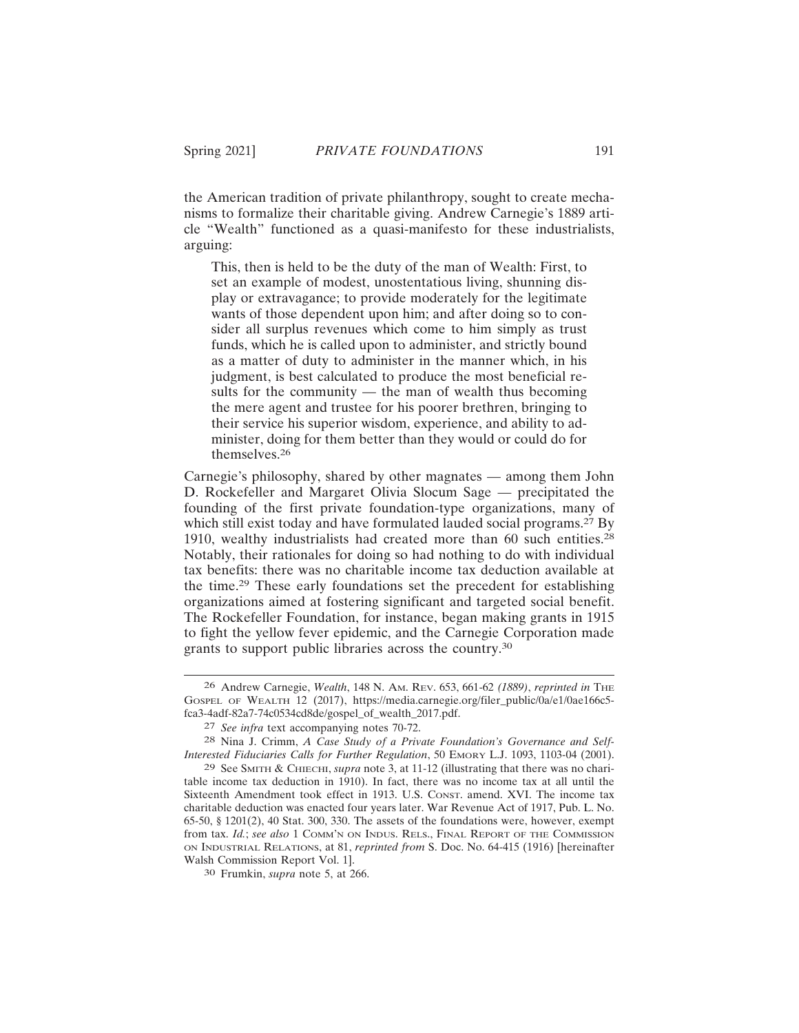the American tradition of private philanthropy, sought to create mechanisms to formalize their charitable giving. Andrew Carnegie's 1889 article "Wealth" functioned as a quasi-manifesto for these industrialists, arguing:

> This, then is held to be the duty of the man of Wealth: First, to set an example of modest, unostentatious living, shunning display or extravagance; to provide moderately for the legitimate wants of those dependent upon him; and after doing so to consider all surplus revenues which come to him simply as trust funds, which he is called upon to administer, and strictly bound as a matter of duty to administer in the manner which, in his judgment, is best calculated to produce the most beneficial results for the community — the man of wealth thus becoming the mere agent and trustee for his poorer brethren, bringing to their service his superior wisdom, experience, and ability to administer, doing for them better than they would or could do for themselves.[26]

Carnegie's philosophy, shared by other magnates — among them John D. Rockefeller and Margaret Olivia Slocum Sage — precipitated the founding of the first private foundation-type organizations, many of which still exist today and have formulated lauded social programs.[27] By 1910, wealthy industrialists had created more than 60 such entities.[28] Notably, their rationales for doing so had nothing to do with individual tax benefits: there was no charitable income tax deduction available at the time.[29] These early foundations set the precedent for establishing organizations aimed at fostering significant and targeted social benefit. The Rockefeller Foundation, for instance, began making grants in 1915 to fight the yellow fever epidemic, and the Carnegie Corporation made grants to support public libraries across the country.[30]

---

26 Andrew Carnegie, *Wealth*, 148 N. AM. REV. 653, 661-62 *(1889)*, *reprinted in* THE GOSPEL OF WEALTH 12 (2017), https://media.carnegie.org/filer_public/0a/e1/0ae166c5-fca3-4adf-82a7-74c0534cd8de/gospel_of_wealth_2017.pdf.

27 *See infra* text accompanying notes 70-72.

28 Nina J. Crimm, *A Case Study of a Private Foundation's Governance and Self-Interested Fiduciaries Calls for Further Regulation*, 50 EMORY L.J. 1093, 1103-04 (2001).

29 See SMITH & CHIECHI, *supra* note 3, at 11-12 (illustrating that there was no charitable income tax deduction in 1910). In fact, there was no income tax at all until the Sixteenth Amendment took effect in 1913. U.S. CONST. amend. XVI. The income tax charitable deduction was enacted four years later. War Revenue Act of 1917, Pub. L. No. 65-50, § 1201(2), 40 Stat. 300, 330. The assets of the foundations were, however, exempt from tax. *Id.*; *see also* 1 COMM'N ON INDUS. RELS., FINAL REPORT OF THE COMMISSION ON INDUSTRIAL RELATIONS, at 81, *reprinted from* S. Doc. No. 64-415 (1916) [hereinafter Walsh Commission Report Vol. 1].

30 Frumkin, *supra* note 5, at 266.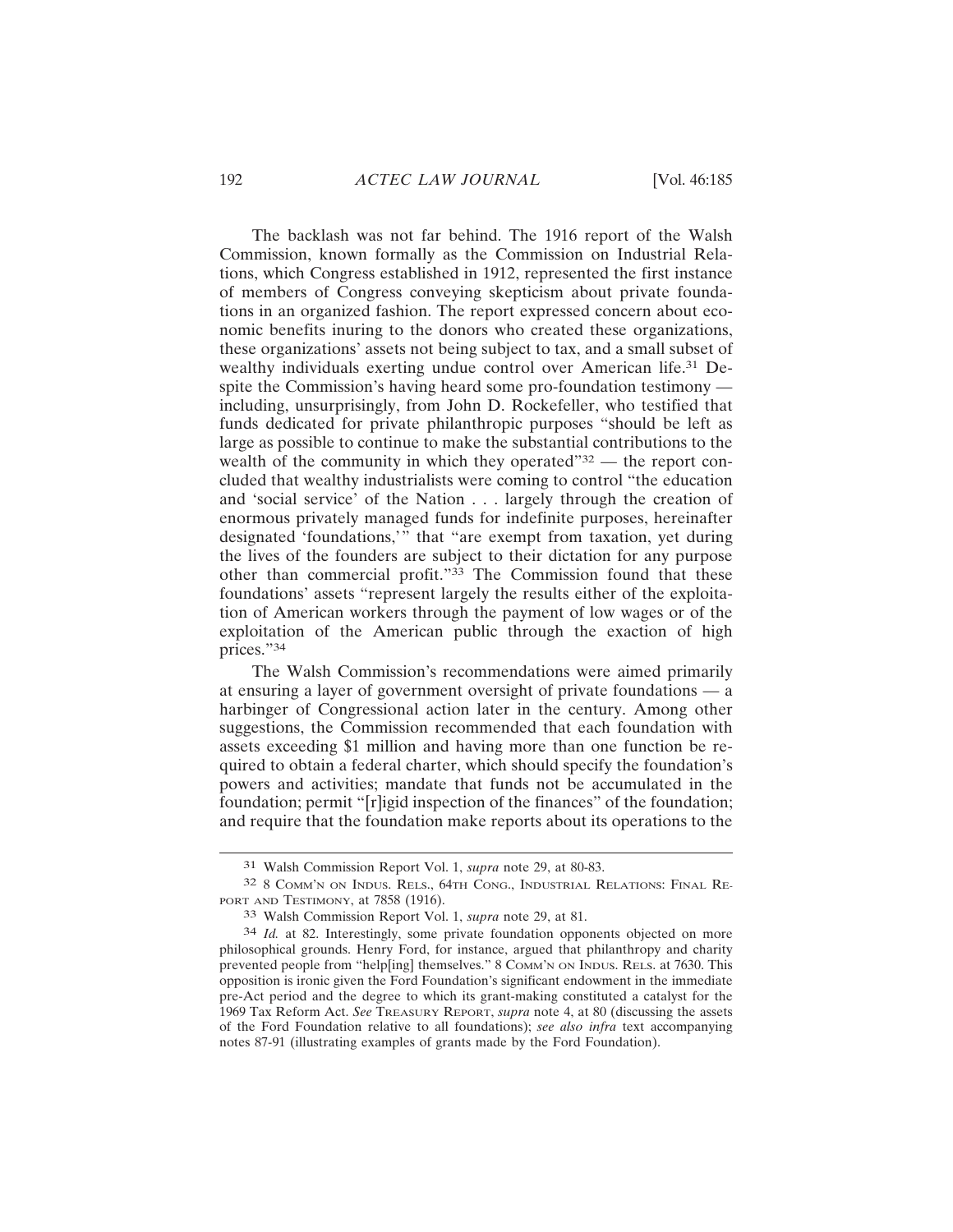The backlash was not far behind. The 1916 report of the Walsh Commission, known formally as the Commission on Industrial Relations, which Congress established in 1912, represented the first instance of members of Congress conveying skepticism about private foundations in an organized fashion. The report expressed concern about economic benefits inuring to the donors who created these organizations, these organizations' assets not being subject to tax, and a small subset of wealthy individuals exerting undue control over American life.[31] Despite the Commission's having heard some pro-foundation testimony — including, unsurprisingly, from John D. Rockefeller, who testified that funds dedicated for private philanthropic purposes "should be left as large as possible to continue to make the substantial contributions to the wealth of the community in which they operated"[32] — the report concluded that wealthy industrialists were coming to control "the education and 'social service' of the Nation . . . largely through the creation of enormous privately managed funds for indefinite purposes, hereinafter designated 'foundations,'" that "are exempt from taxation, yet during the lives of the founders are subject to their dictation for any purpose other than commercial profit."[33] The Commission found that these foundations' assets "represent largely the results either of the exploitation of American workers through the payment of low wages or of the exploitation of the American public through the exaction of high prices."[34]

The Walsh Commission's recommendations were aimed primarily at ensuring a layer of government oversight of private foundations — a harbinger of Congressional action later in the century. Among other suggestions, the Commission recommended that each foundation with assets exceeding $1 million and having more than one function be required to obtain a federal charter, which should specify the foundation's powers and activities; mandate that funds not be accumulated in the foundation; permit "[r]igid inspection of the finances" of the foundation; and require that the foundation make reports about its operations to the

---

31 Walsh Commission Report Vol. 1, *supra* note 29, at 80-83.

32 8 Comm'n on Indus. Rels., 64th Cong., Industrial Relations: Final Report and Testimony, at 7858 (1916).

33 Walsh Commission Report Vol. 1, *supra* note 29, at 81.

34 *Id.* at 82. Interestingly, some private foundation opponents objected on more philosophical grounds. Henry Ford, for instance, argued that philanthropy and charity prevented people from "help[ing] themselves." 8 Comm'n on Indus. Rels. at 7630. This opposition is ironic given the Ford Foundation's significant endowment in the immediate pre-Act period and the degree to which its grant-making constituted a catalyst for the 1969 Tax Reform Act. *See* Treasury Report, *supra* note 4, at 80 (discussing the assets of the Ford Foundation relative to all foundations); *see also infra* text accompanying notes 87-91 (illustrating examples of grants made by the Ford Foundation).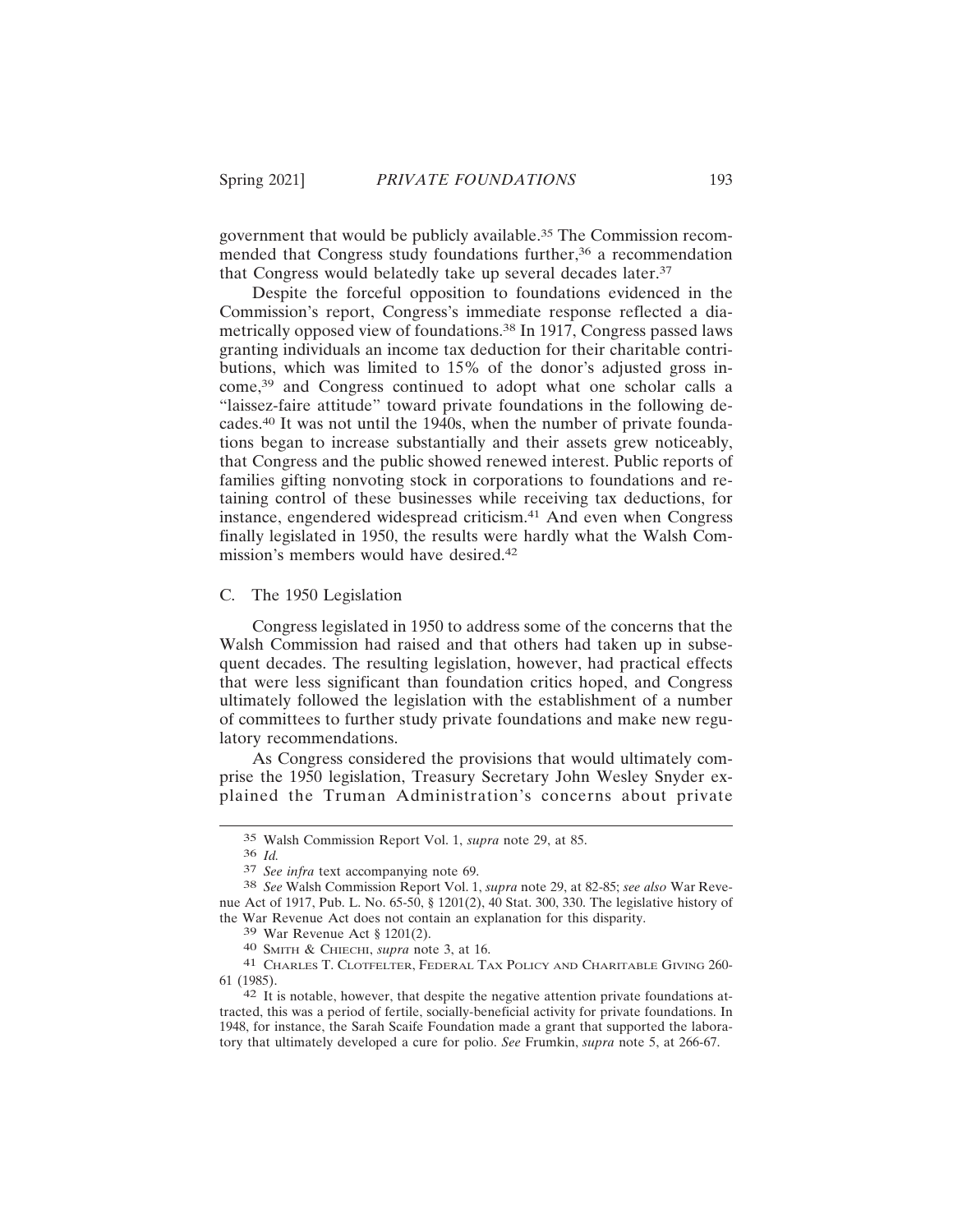government that would be publicly available.[35] The Commission recommended that Congress study foundations further,[36] a recommendation that Congress would belatedly take up several decades later.[37]

Despite the forceful opposition to foundations evidenced in the Commission's report, Congress's immediate response reflected a diametrically opposed view of foundations.[38] In 1917, Congress passed laws granting individuals an income tax deduction for their charitable contributions, which was limited to 15% of the donor's adjusted gross income,[39] and Congress continued to adopt what one scholar calls a "laissez-faire attitude" toward private foundations in the following decades.[40] It was not until the 1940s, when the number of private foundations began to increase substantially and their assets grew noticeably, that Congress and the public showed renewed interest. Public reports of families gifting nonvoting stock in corporations to foundations and retaining control of these businesses while receiving tax deductions, for instance, engendered widespread criticism.[41] And even when Congress finally legislated in 1950, the results were hardly what the Walsh Commission's members would have desired.[42]

### C. The 1950 Legislation

Congress legislated in 1950 to address some of the concerns that the Walsh Commission had raised and that others had taken up in subsequent decades. The resulting legislation, however, had practical effects that were less significant than foundation critics hoped, and Congress ultimately followed the legislation with the establishment of a number of committees to further study private foundations and make new regulatory recommendations.

As Congress considered the provisions that would ultimately comprise the 1950 legislation, Treasury Secretary John Wesley Snyder explained the Truman Administration's concerns about private

---

[35] Walsh Commission Report Vol. 1, *supra* note 29, at 85.

[36] *Id.*

[37] *See infra* text accompanying note 69.

[38] *See* Walsh Commission Report Vol. 1, *supra* note 29, at 82-85; *see also* War Revenue Act of 1917, Pub. L. No. 65-50, § 1201(2), 40 Stat. 300, 330. The legislative history of the War Revenue Act does not contain an explanation for this disparity.

[39] War Revenue Act § 1201(2).

[40] SMITH & CHIECHI, *supra* note 3, at 16.

[41] CHARLES T. CLOTFELTER, FEDERAL TAX POLICY AND CHARITABLE GIVING 260-61 (1985).

[42] It is notable, however, that despite the negative attention private foundations attracted, this was a period of fertile, socially-beneficial activity for private foundations. In 1948, for instance, the Sarah Scaife Foundation made a grant that supported the laboratory that ultimately developed a cure for polio. *See* Frumkin, *supra* note 5, at 266-67.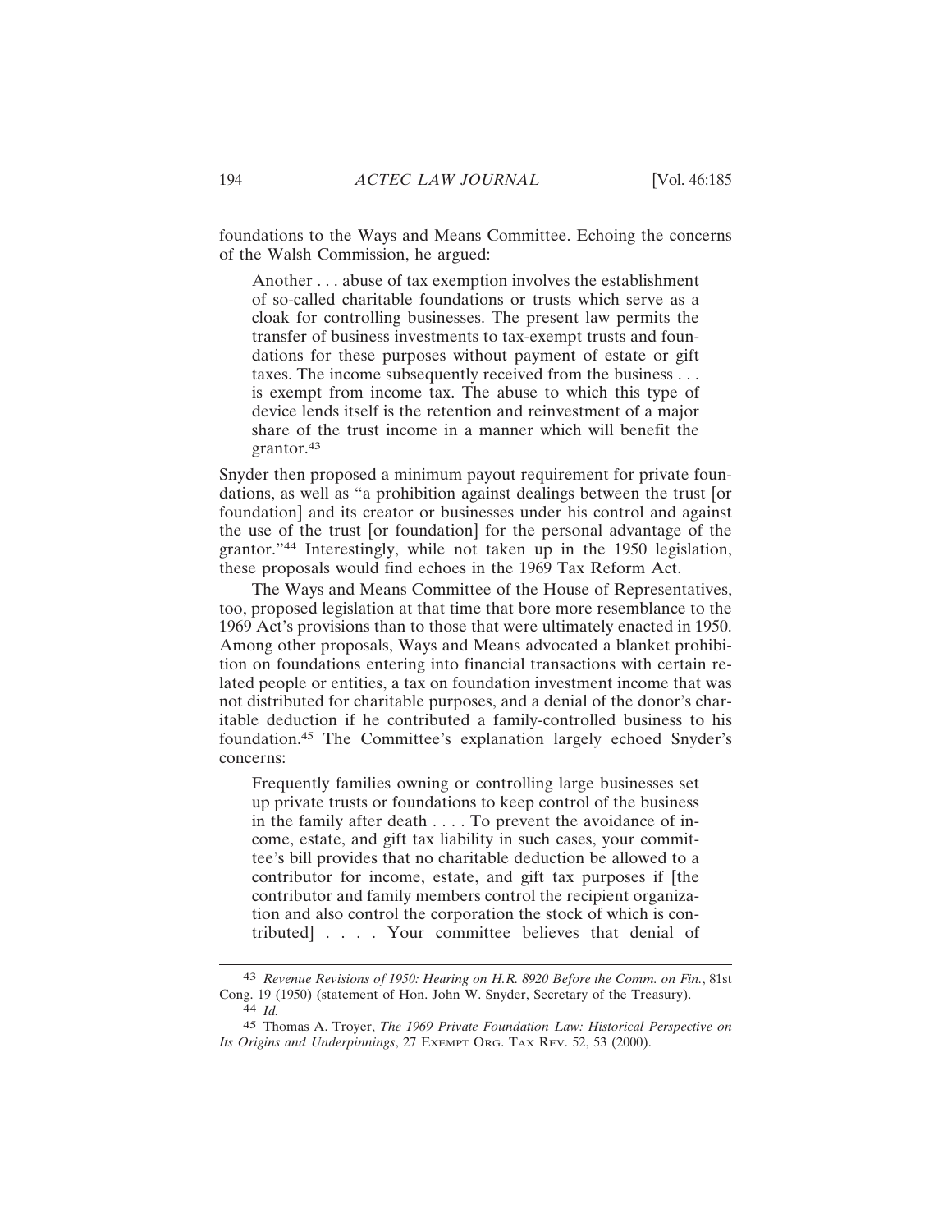foundations to the Ways and Means Committee. Echoing the concerns of the Walsh Commission, he argued:

> Another . . . abuse of tax exemption involves the establishment of so-called charitable foundations or trusts which serve as a cloak for controlling businesses. The present law permits the transfer of business investments to tax-exempt trusts and foundations for these purposes without payment of estate or gift taxes. The income subsequently received from the business . . . is exempt from income tax. The abuse to which this type of device lends itself is the retention and reinvestment of a major share of the trust income in a manner which will benefit the grantor.[43]

Snyder then proposed a minimum payout requirement for private foundations, as well as "a prohibition against dealings between the trust [or foundation] and its creator or businesses under his control and against the use of the trust [or foundation] for the personal advantage of the grantor."[44] Interestingly, while not taken up in the 1950 legislation, these proposals would find echoes in the 1969 Tax Reform Act.

The Ways and Means Committee of the House of Representatives, too, proposed legislation at that time that bore more resemblance to the 1969 Act's provisions than to those that were ultimately enacted in 1950. Among other proposals, Ways and Means advocated a blanket prohibition on foundations entering into financial transactions with certain related people or entities, a tax on foundation investment income that was not distributed for charitable purposes, and a denial of the donor's charitable deduction if he contributed a family-controlled business to his foundation.[45] The Committee's explanation largely echoed Snyder's concerns:

> Frequently families owning or controlling large businesses set up private trusts or foundations to keep control of the business in the family after death . . . . To prevent the avoidance of income, estate, and gift tax liability in such cases, your committee's bill provides that no charitable deduction be allowed to a contributor for income, estate, and gift tax purposes if [the contributor and family members control the recipient organization and also control the corporation the stock of which is contributed] . . . . Your committee believes that denial of

---

[43] *Revenue Revisions of 1950: Hearing on H.R. 8920 Before the Comm. on Fin.*, 81st Cong. 19 (1950) (statement of Hon. John W. Snyder, Secretary of the Treasury).

[44] *Id.*

[45] Thomas A. Troyer, *The 1969 Private Foundation Law: Historical Perspective on Its Origins and Underpinnings*, 27 Exempt Org. Tax Rev. 52, 53 (2000).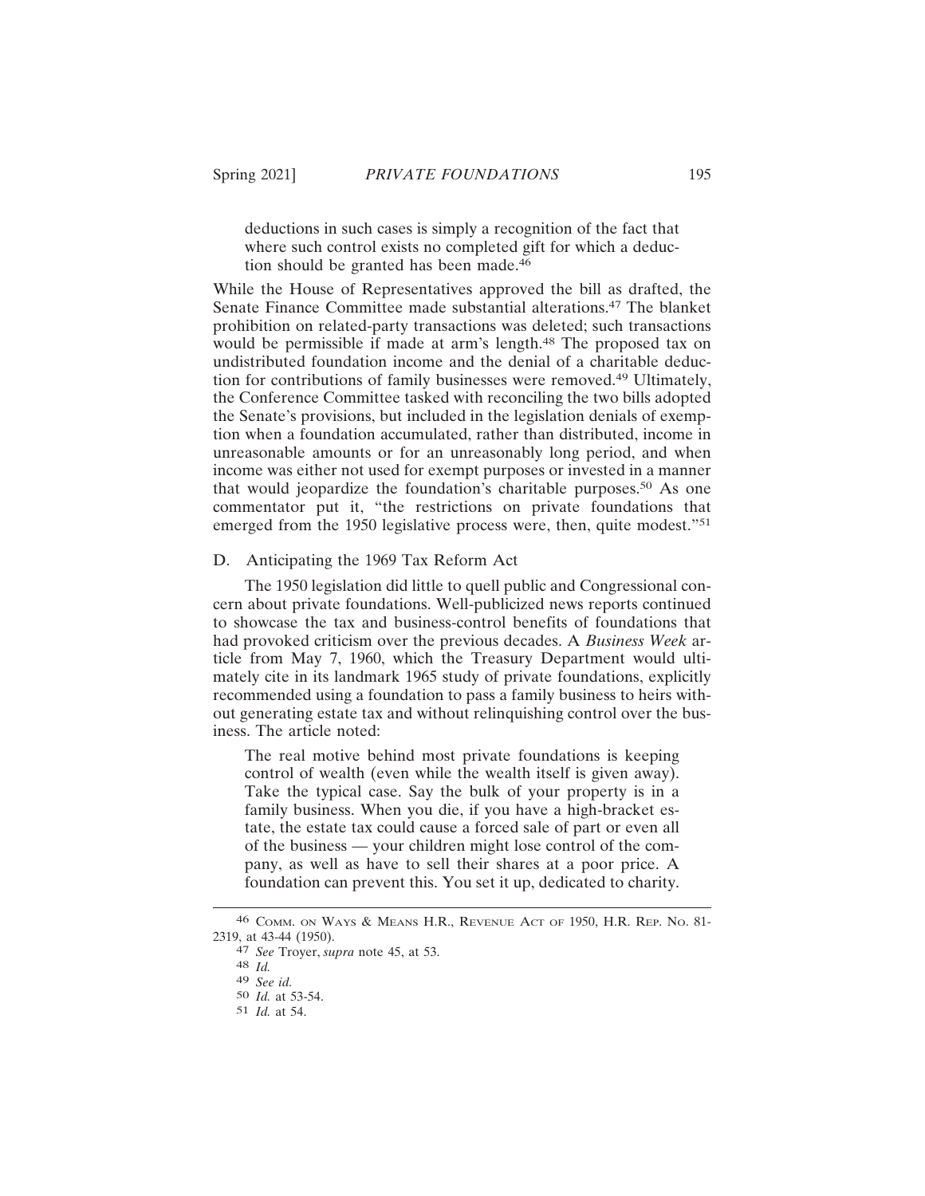deductions in such cases is simply a recognition of the fact that where such control exists no completed gift for which a deduction should be granted has been made.[46]

While the House of Representatives approved the bill as drafted, the Senate Finance Committee made substantial alterations.[47] The blanket prohibition on related-party transactions was deleted; such transactions would be permissible if made at arm's length.[48] The proposed tax on undistributed foundation income and the denial of a charitable deduction for contributions of family businesses were removed.[49] Ultimately, the Conference Committee tasked with reconciling the two bills adopted the Senate's provisions, but included in the legislation denials of exemption when a foundation accumulated, rather than distributed, income in unreasonable amounts or for an unreasonably long period, and when income was either not used for exempt purposes or invested in a manner that would jeopardize the foundation's charitable purposes.[50] As one commentator put it, "the restrictions on private foundations that emerged from the 1950 legislative process were, then, quite modest."[51]

### D. Anticipating the 1969 Tax Reform Act

The 1950 legislation did little to quell public and Congressional concern about private foundations. Well-publicized news reports continued to showcase the tax and business-control benefits of foundations that had provoked criticism over the previous decades. A *Business Week* article from May 7, 1960, which the Treasury Department would ultimately cite in its landmark 1965 study of private foundations, explicitly recommended using a foundation to pass a family business to heirs without generating estate tax and without relinquishing control over the business. The article noted:

> The real motive behind most private foundations is keeping control of wealth (even while the wealth itself is given away). Take the typical case. Say the bulk of your property is in a family business. When you die, if you have a high-bracket estate, the estate tax could cause a forced sale of part or even all of the business — your children might lose control of the company, as well as have to sell their shares at a poor price. A foundation can prevent this. You set it up, dedicated to charity.

---

[46] Comm. on Ways & Means H.R., Revenue Act of 1950, H.R. Rep. No. 81-2319, at 43-44 (1950).

[47] *See* Troyer, *supra* note 45, at 53.

[48] *Id.*

[49] *See id.*

[50] *Id.* at 53-54.

[51] *Id.* at 54.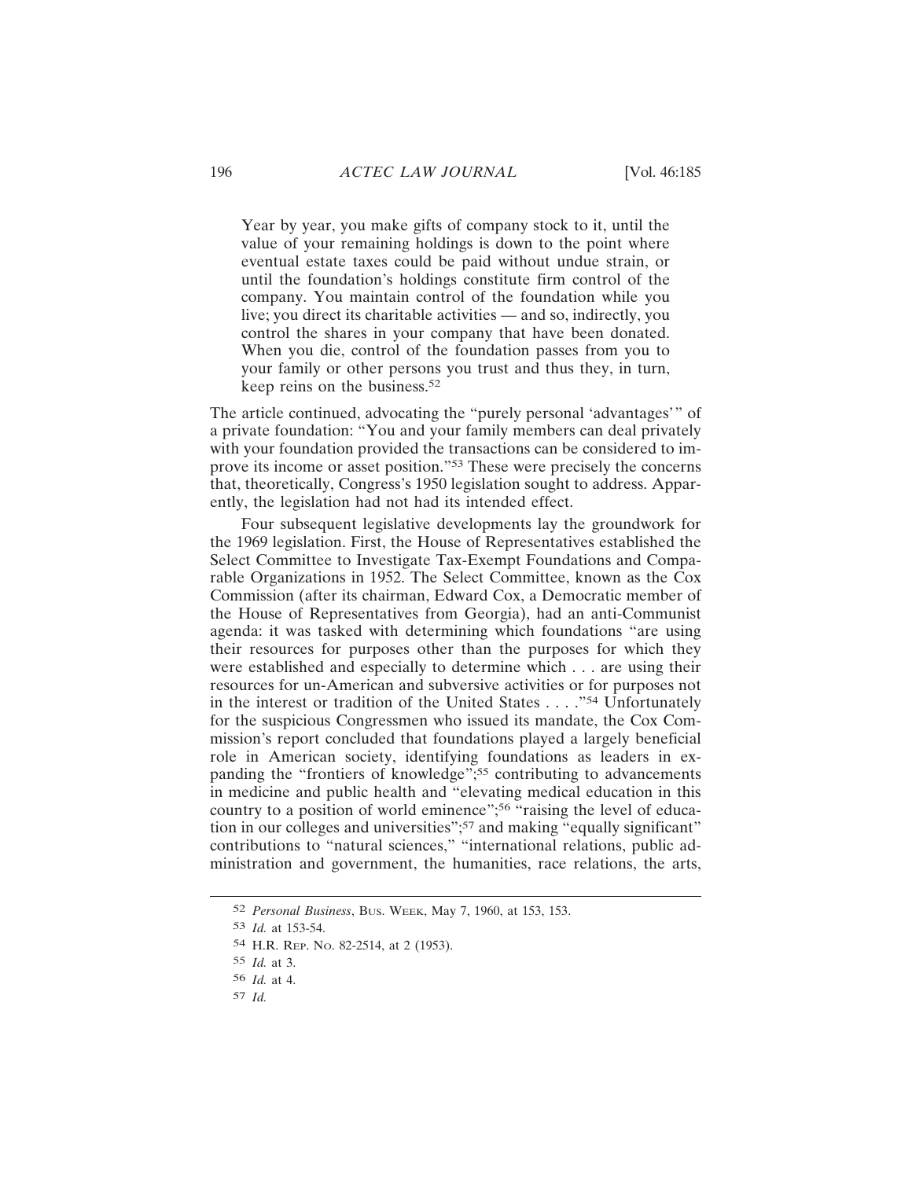> Year by year, you make gifts of company stock to it, until the value of your remaining holdings is down to the point where eventual estate taxes could be paid without undue strain, or until the foundation's holdings constitute firm control of the company. You maintain control of the foundation while you live; you direct its charitable activities — and so, indirectly, you control the shares in your company that have been donated. When you die, control of the foundation passes from you to your family or other persons you trust and thus they, in turn, keep reins on the business.[52]

The article continued, advocating the "purely personal 'advantages'" of a private foundation: "You and your family members can deal privately with your foundation provided the transactions can be considered to improve its income or asset position."[53] These were precisely the concerns that, theoretically, Congress's 1950 legislation sought to address. Apparently, the legislation had not had its intended effect.

Four subsequent legislative developments lay the groundwork for the 1969 legislation. First, the House of Representatives established the Select Committee to Investigate Tax-Exempt Foundations and Comparable Organizations in 1952. The Select Committee, known as the Cox Commission (after its chairman, Edward Cox, a Democratic member of the House of Representatives from Georgia), had an anti-Communist agenda: it was tasked with determining which foundations "are using their resources for purposes other than the purposes for which they were established and especially to determine which . . . are using their resources for un-American and subversive activities or for purposes not in the interest or tradition of the United States . . . ."[54] Unfortunately for the suspicious Congressmen who issued its mandate, the Cox Commission's report concluded that foundations played a largely beneficial role in American society, identifying foundations as leaders in expanding the "frontiers of knowledge";[55] contributing to advancements in medicine and public health and "elevating medical education in this country to a position of world eminence";[56] "raising the level of education in our colleges and universities";[57] and making "equally significant" contributions to "natural sciences," "international relations, public administration and government, the humanities, race relations, the arts,

---

[52] *Personal Business*, Bus. Week, May 7, 1960, at 153, 153.

[53] *Id.* at 153-54.

[54] H.R. Rep. No. 82-2514, at 2 (1953).

[55] *Id.* at 3.

[56] *Id.* at 4.

[57] *Id.*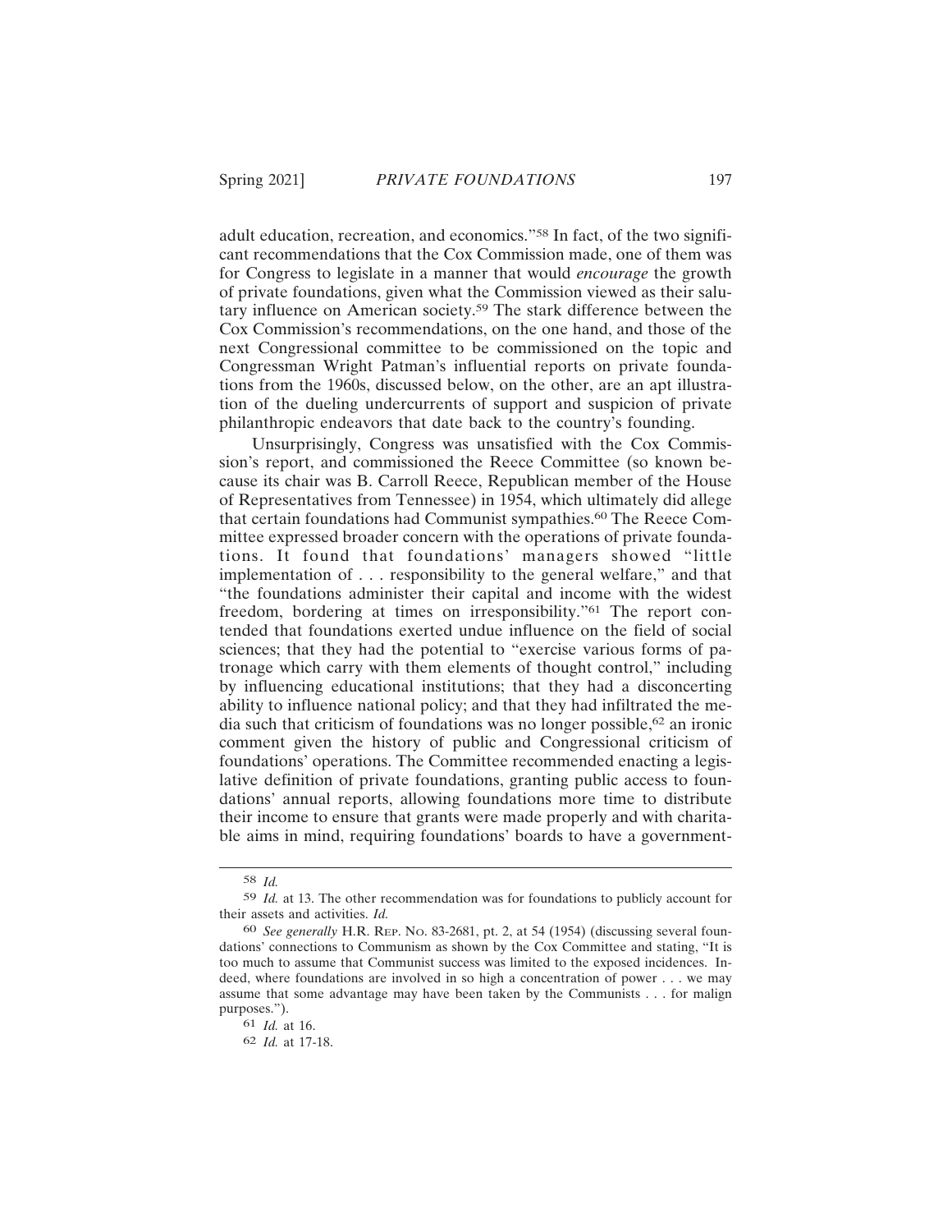adult education, recreation, and economics."[58] In fact, of the two significant recommendations that the Cox Commission made, one of them was for Congress to legislate in a manner that would *encourage* the growth of private foundations, given what the Commission viewed as their salutary influence on American society.[59] The stark difference between the Cox Commission's recommendations, on the one hand, and those of the next Congressional committee to be commissioned on the topic and Congressman Wright Patman's influential reports on private foundations from the 1960s, discussed below, on the other, are an apt illustration of the dueling undercurrents of support and suspicion of private philanthropic endeavors that date back to the country's founding.

Unsurprisingly, Congress was unsatisfied with the Cox Commission's report, and commissioned the Reece Committee (so known because its chair was B. Carroll Reece, Republican member of the House of Representatives from Tennessee) in 1954, which ultimately did allege that certain foundations had Communist sympathies.[60] The Reece Committee expressed broader concern with the operations of private foundations. It found that foundations' managers showed "little implementation of . . . responsibility to the general welfare," and that "the foundations administer their capital and income with the widest freedom, bordering at times on irresponsibility."[61] The report contended that foundations exerted undue influence on the field of social sciences; that they had the potential to "exercise various forms of patronage which carry with them elements of thought control," including by influencing educational institutions; that they had a disconcerting ability to influence national policy; and that they had infiltrated the media such that criticism of foundations was no longer possible,[62] an ironic comment given the history of public and Congressional criticism of foundations' operations. The Committee recommended enacting a legislative definition of private foundations, granting public access to foundations' annual reports, allowing foundations more time to distribute their income to ensure that grants were made properly and with charitable aims in mind, requiring foundations' boards to have a government-

---

58 *Id.*

59 *Id.* at 13. The other recommendation was for foundations to publicly account for their assets and activities. *Id.*

60 *See generally* H.R. Rep. No. 83-2681, pt. 2, at 54 (1954) (discussing several foundations' connections to Communism as shown by the Cox Committee and stating, "It is too much to assume that Communist success was limited to the exposed incidences. Indeed, where foundations are involved in so high a concentration of power . . . we may assume that some advantage may have been taken by the Communists . . . for malign purposes.").

61 *Id.* at 16.

62 *Id.* at 17-18.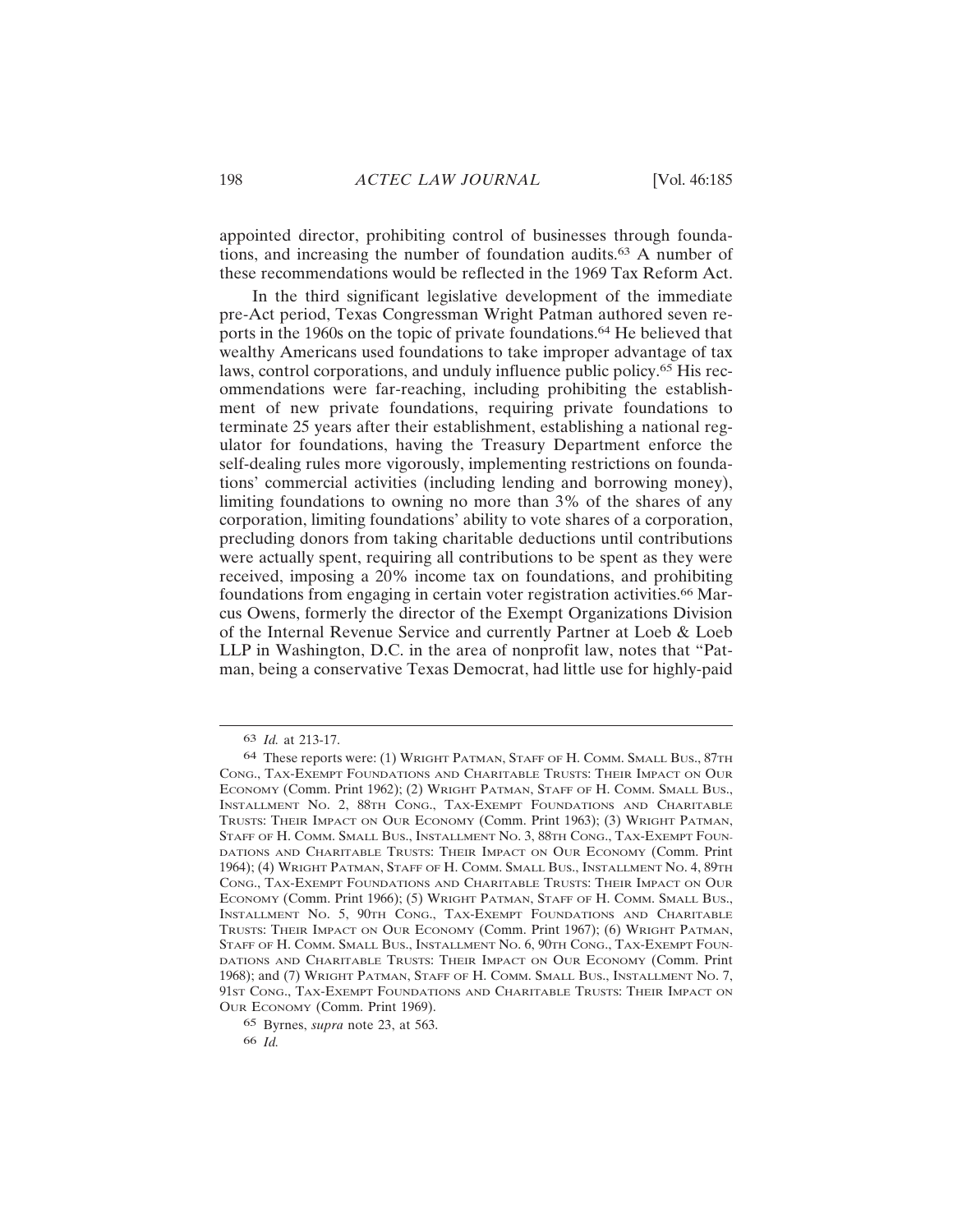appointed director, prohibiting control of businesses through foundations, and increasing the number of foundation audits.[63] A number of these recommendations would be reflected in the 1969 Tax Reform Act.

In the third significant legislative development of the immediate pre-Act period, Texas Congressman Wright Patman authored seven reports in the 1960s on the topic of private foundations.[64] He believed that wealthy Americans used foundations to take improper advantage of tax laws, control corporations, and unduly influence public policy.[65] His recommendations were far-reaching, including prohibiting the establishment of new private foundations, requiring private foundations to terminate 25 years after their establishment, establishing a national regulator for foundations, having the Treasury Department enforce the self-dealing rules more vigorously, implementing restrictions on foundations' commercial activities (including lending and borrowing money), limiting foundations to owning no more than 3% of the shares of any corporation, limiting foundations' ability to vote shares of a corporation, precluding donors from taking charitable deductions until contributions were actually spent, requiring all contributions to be spent as they were received, imposing a 20% income tax on foundations, and prohibiting foundations from engaging in certain voter registration activities.[66] Marcus Owens, formerly the director of the Exempt Organizations Division of the Internal Revenue Service and currently Partner at Loeb & Loeb LLP in Washington, D.C. in the area of nonprofit law, notes that "Patman, being a conservative Texas Democrat, had little use for highly-paid

---

[63] *Id.* at 213-17.

[64] These reports were: (1) Wright Patman, Staff of H. Comm. Small Bus., 87th Cong., Tax-Exempt Foundations and Charitable Trusts: Their Impact on Our Economy (Comm. Print 1962); (2) Wright Patman, Staff of H. Comm. Small Bus., Installment No. 2, 88th Cong., Tax-Exempt Foundations and Charitable Trusts: Their Impact on Our Economy (Comm. Print 1963); (3) Wright Patman, Staff of H. Comm. Small Bus., Installment No. 3, 88th Cong., Tax-Exempt Foundations and Charitable Trusts: Their Impact on Our Economy (Comm. Print 1964); (4) Wright Patman, Staff of H. Comm. Small Bus., Installment No. 4, 89th Cong., Tax-Exempt Foundations and Charitable Trusts: Their Impact on Our Economy (Comm. Print 1966); (5) Wright Patman, Staff of H. Comm. Small Bus., Installment No. 5, 90th Cong., Tax-Exempt Foundations and Charitable Trusts: Their Impact on Our Economy (Comm. Print 1967); (6) Wright Patman, Staff of H. Comm. Small Bus., Installment No. 6, 90th Cong., Tax-Exempt Foundations and Charitable Trusts: Their Impact on Our Economy (Comm. Print 1968); and (7) Wright Patman, Staff of H. Comm. Small Bus., Installment No. 7, 91st Cong., Tax-Exempt Foundations and Charitable Trusts: Their Impact on Our Economy (Comm. Print 1969).

[65] Byrnes, *supra* note 23, at 563.

[66] *Id.*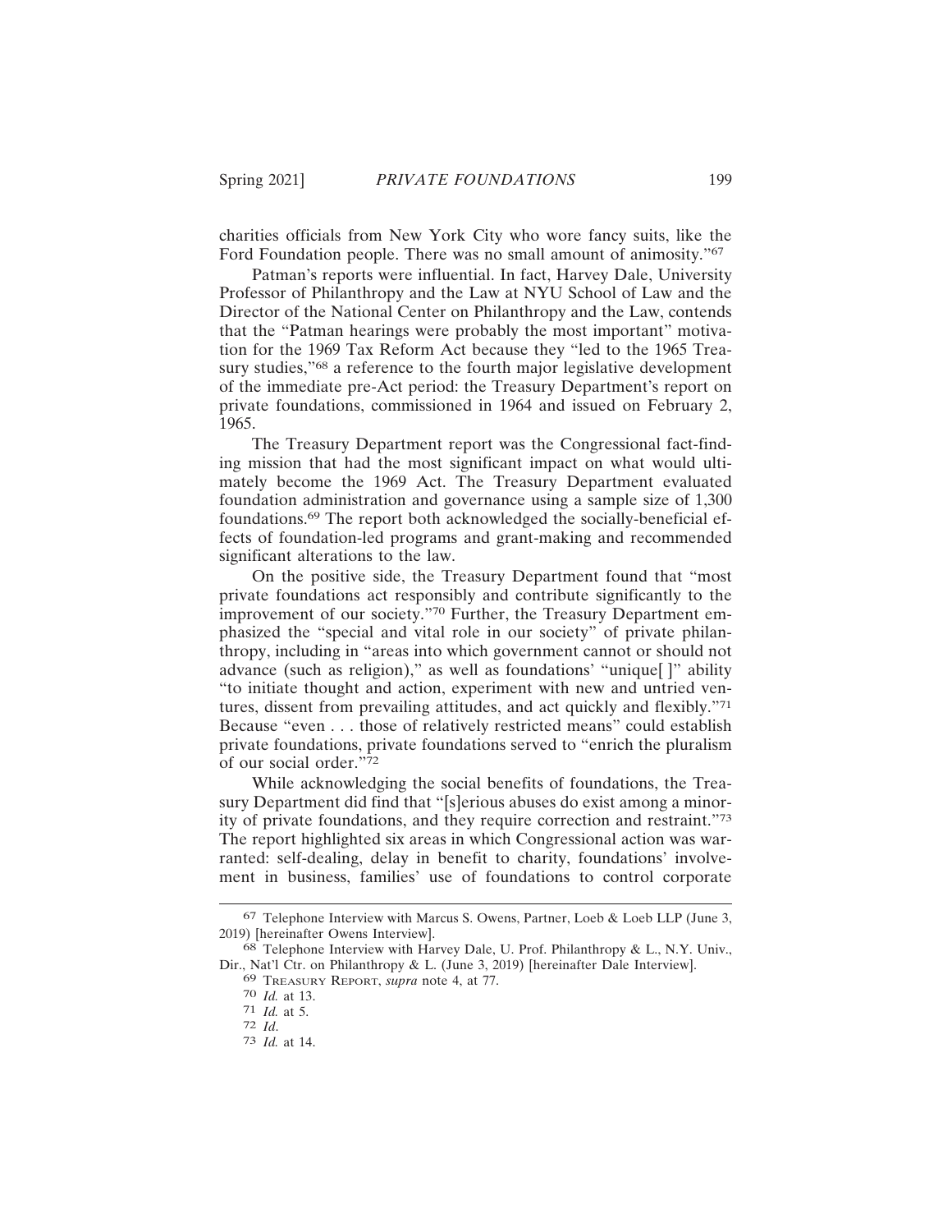charities officials from New York City who wore fancy suits, like the Ford Foundation people. There was no small amount of animosity."[67]

Patman's reports were influential. In fact, Harvey Dale, University Professor of Philanthropy and the Law at NYU School of Law and the Director of the National Center on Philanthropy and the Law, contends that the "Patman hearings were probably the most important" motivation for the 1969 Tax Reform Act because they "led to the 1965 Treasury studies,"[68] a reference to the fourth major legislative development of the immediate pre-Act period: the Treasury Department's report on private foundations, commissioned in 1964 and issued on February 2, 1965.

The Treasury Department report was the Congressional fact-finding mission that had the most significant impact on what would ultimately become the 1969 Act. The Treasury Department evaluated foundation administration and governance using a sample size of 1,300 foundations.[69] The report both acknowledged the socially-beneficial effects of foundation-led programs and grant-making and recommended significant alterations to the law.

On the positive side, the Treasury Department found that "most private foundations act responsibly and contribute significantly to the improvement of our society."[70] Further, the Treasury Department emphasized the "special and vital role in our society" of private philanthropy, including in "areas into which government cannot or should not advance (such as religion)," as well as foundations' "unique[ ]" ability "to initiate thought and action, experiment with new and untried ventures, dissent from prevailing attitudes, and act quickly and flexibly."[71] Because "even . . . those of relatively restricted means" could establish private foundations, private foundations served to "enrich the pluralism of our social order."[72]

While acknowledging the social benefits of foundations, the Treasury Department did find that "[s]erious abuses do exist among a minority of private foundations, and they require correction and restraint."[73] The report highlighted six areas in which Congressional action was warranted: self-dealing, delay in benefit to charity, foundations' involvement in business, families' use of foundations to control corporate

---

[67] Telephone Interview with Marcus S. Owens, Partner, Loeb & Loeb LLP (June 3, 2019) [hereinafter Owens Interview].

[68] Telephone Interview with Harvey Dale, U. Prof. Philanthropy & L., N.Y. Univ., Dir., Nat'l Ctr. on Philanthropy & L. (June 3, 2019) [hereinafter Dale Interview].

[69] TREASURY REPORT, *supra* note 4, at 77.

[70] *Id.* at 13.

[71] *Id.* at 5.

[72] *Id*.

[73] *Id.* at 14.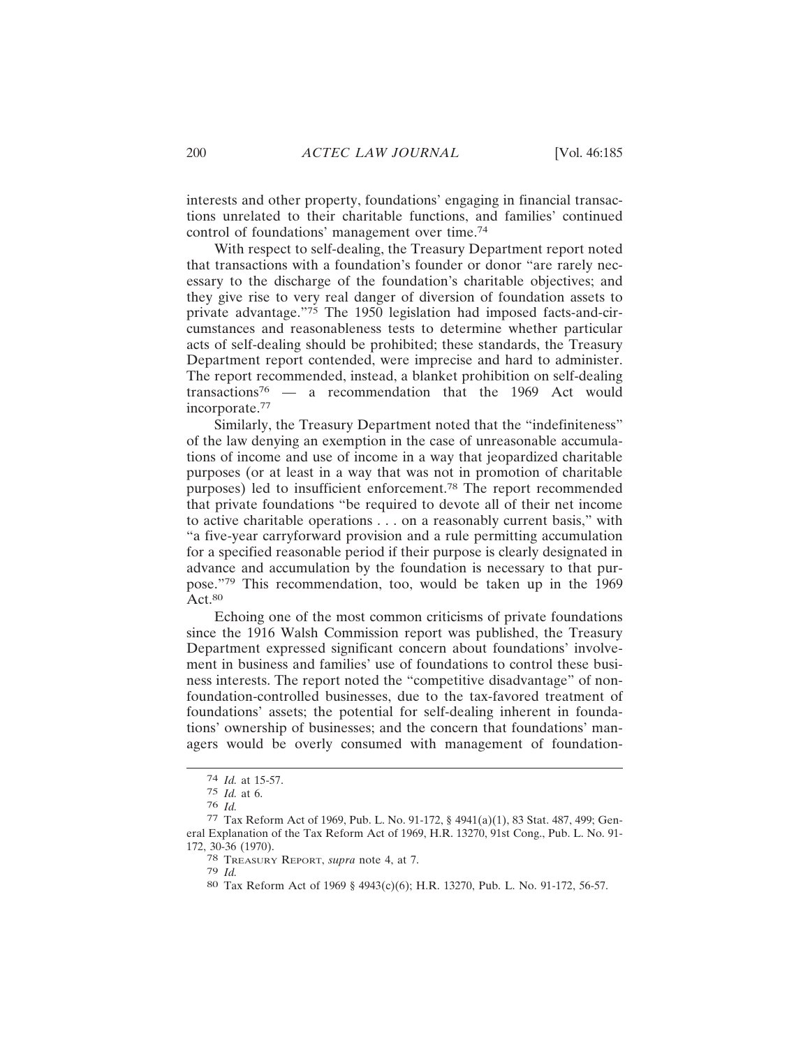interests and other property, foundations' engaging in financial transactions unrelated to their charitable functions, and families' continued control of foundations' management over time.[74]

With respect to self-dealing, the Treasury Department report noted that transactions with a foundation's founder or donor "are rarely necessary to the discharge of the foundation's charitable objectives; and they give rise to very real danger of diversion of foundation assets to private advantage."[75] The 1950 legislation had imposed facts-and-circumstances and reasonableness tests to determine whether particular acts of self-dealing should be prohibited; these standards, the Treasury Department report contended, were imprecise and hard to administer. The report recommended, instead, a blanket prohibition on self-dealing transactions[76] — a recommendation that the 1969 Act would incorporate.[77]

Similarly, the Treasury Department noted that the "indefiniteness" of the law denying an exemption in the case of unreasonable accumulations of income and use of income in a way that jeopardized charitable purposes (or at least in a way that was not in promotion of charitable purposes) led to insufficient enforcement.[78] The report recommended that private foundations "be required to devote all of their net income to active charitable operations . . . on a reasonably current basis," with "a five-year carryforward provision and a rule permitting accumulation for a specified reasonable period if their purpose is clearly designated in advance and accumulation by the foundation is necessary to that purpose."[79] This recommendation, too, would be taken up in the 1969 Act.[80]

Echoing one of the most common criticisms of private foundations since the 1916 Walsh Commission report was published, the Treasury Department expressed significant concern about foundations' involvement in business and families' use of foundations to control these business interests. The report noted the "competitive disadvantage" of non-foundation-controlled businesses, due to the tax-favored treatment of foundations' assets; the potential for self-dealing inherent in foundations' ownership of businesses; and the concern that foundations' managers would be overly consumed with management of foundation-

---

[74] *Id.* at 15-57.

[75] *Id.* at 6.

[76] *Id.*

[77] Tax Reform Act of 1969, Pub. L. No. 91-172, § 4941(a)(1), 83 Stat. 487, 499; General Explanation of the Tax Reform Act of 1969, H.R. 13270, 91st Cong., Pub. L. No. 91-172, 30-36 (1970).

[78] TREASURY REPORT, *supra* note 4, at 7.

[79] *Id.*

[80] Tax Reform Act of 1969 § 4943(c)(6); H.R. 13270, Pub. L. No. 91-172, 56-57.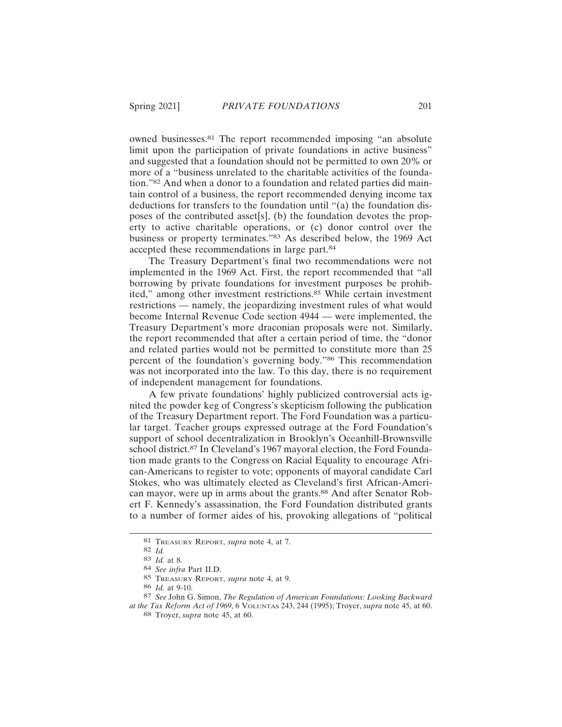owned businesses.[81] The report recommended imposing "an absolute limit upon the participation of private foundations in active business" and suggested that a foundation should not be permitted to own 20% or more of a "business unrelated to the charitable activities of the foundation."[82] And when a donor to a foundation and related parties did maintain control of a business, the report recommended denying income tax deductions for transfers to the foundation until "(a) the foundation disposes of the contributed asset[s], (b) the foundation devotes the property to active charitable operations, or (c) donor control over the business or property terminates."[83] As described below, the 1969 Act accepted these recommendations in large part.[84]

The Treasury Department's final two recommendations were not implemented in the 1969 Act. First, the report recommended that "all borrowing by private foundations for investment purposes be prohibited," among other investment restrictions.[85] While certain investment restrictions — namely, the jeopardizing investment rules of what would become Internal Revenue Code section 4944 — were implemented, the Treasury Department's more draconian proposals were not. Similarly, the report recommended that after a certain period of time, the "donor and related parties would not be permitted to constitute more than 25 percent of the foundation's governing body."[86] This recommendation was not incorporated into the law. To this day, there is no requirement of independent management for foundations.

A few private foundations' highly publicized controversial acts ignited the powder keg of Congress's skepticism following the publication of the Treasury Department report. The Ford Foundation was a particular target. Teacher groups expressed outrage at the Ford Foundation's support of school decentralization in Brooklyn's Oceanhill-Brownsville school district.[87] In Cleveland's 1967 mayoral election, the Ford Foundation made grants to the Congress on Racial Equality to encourage African-Americans to register to vote; opponents of mayoral candidate Carl Stokes, who was ultimately elected as Cleveland's first African-American mayor, were up in arms about the grants.[88] And after Senator Robert F. Kennedy's assassination, the Ford Foundation distributed grants to a number of former aides of his, provoking allegations of "political

---

[81] TREASURY REPORT, *supra* note 4, at 7.

[82] *Id.*

[83] *Id.* at 8.

[84] *See infra* Part II.D.

[85] TREASURY REPORT, *supra* note 4, at 9.

[86] *Id.* at 9-10.

[87] *See* John G. Simon, *The Regulation of American Foundations: Looking Backward at the Tax Reform Act of 1969*, 6 VOLUNTAS 243, 244 (1995); Troyer, *supra* note 45, at 60.

[88] Troyer, *supra* note 45, at 60.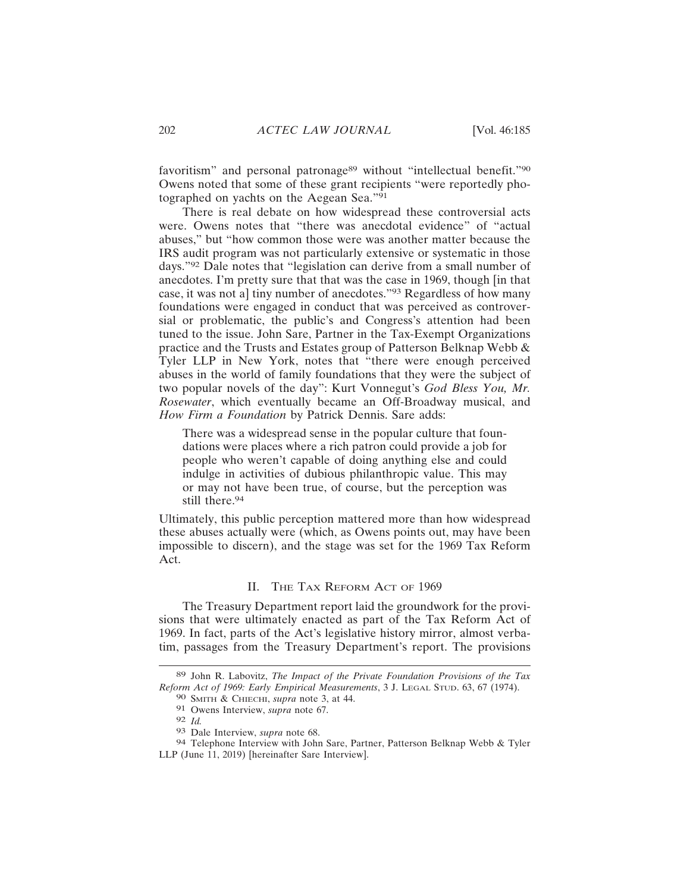favoritism" and personal patronage[89] without "intellectual benefit."[90] Owens noted that some of these grant recipients "were reportedly photographed on yachts on the Aegean Sea."[91]

There is real debate on how widespread these controversial acts were. Owens notes that "there was anecdotal evidence" of "actual abuses," but "how common those were was another matter because the IRS audit program was not particularly extensive or systematic in those days."[92] Dale notes that "legislation can derive from a small number of anecdotes. I'm pretty sure that that was the case in 1969, though [in that case, it was not a] tiny number of anecdotes."[93] Regardless of how many foundations were engaged in conduct that was perceived as controversial or problematic, the public's and Congress's attention had been tuned to the issue. John Sare, Partner in the Tax-Exempt Organizations practice and the Trusts and Estates group of Patterson Belknap Webb & Tyler LLP in New York, notes that "there were enough perceived abuses in the world of family foundations that they were the subject of two popular novels of the day": Kurt Vonnegut's *God Bless You, Mr. Rosewater*, which eventually became an Off-Broadway musical, and *How Firm a Foundation* by Patrick Dennis. Sare adds:

> There was a widespread sense in the popular culture that foundations were places where a rich patron could provide a job for people who weren't capable of doing anything else and could indulge in activities of dubious philanthropic value. This may or may not have been true, of course, but the perception was still there.[94]

Ultimately, this public perception mattered more than how widespread these abuses actually were (which, as Owens points out, may have been impossible to discern), and the stage was set for the 1969 Tax Reform Act.

## II. The Tax Reform Act of 1969

The Treasury Department report laid the groundwork for the provisions that were ultimately enacted as part of the Tax Reform Act of 1969. In fact, parts of the Act's legislative history mirror, almost verbatim, passages from the Treasury Department's report. The provisions

---

89 John R. Labovitz, *The Impact of the Private Foundation Provisions of the Tax Reform Act of 1969: Early Empirical Measurements*, 3 J. Legal Stud. 63, 67 (1974).

90 Smith & Chiechi, *supra* note 3, at 44.

91 Owens Interview, *supra* note 67.

92 *Id.*

93 Dale Interview, *supra* note 68.

94 Telephone Interview with John Sare, Partner, Patterson Belknap Webb & Tyler LLP (June 11, 2019) [hereinafter Sare Interview].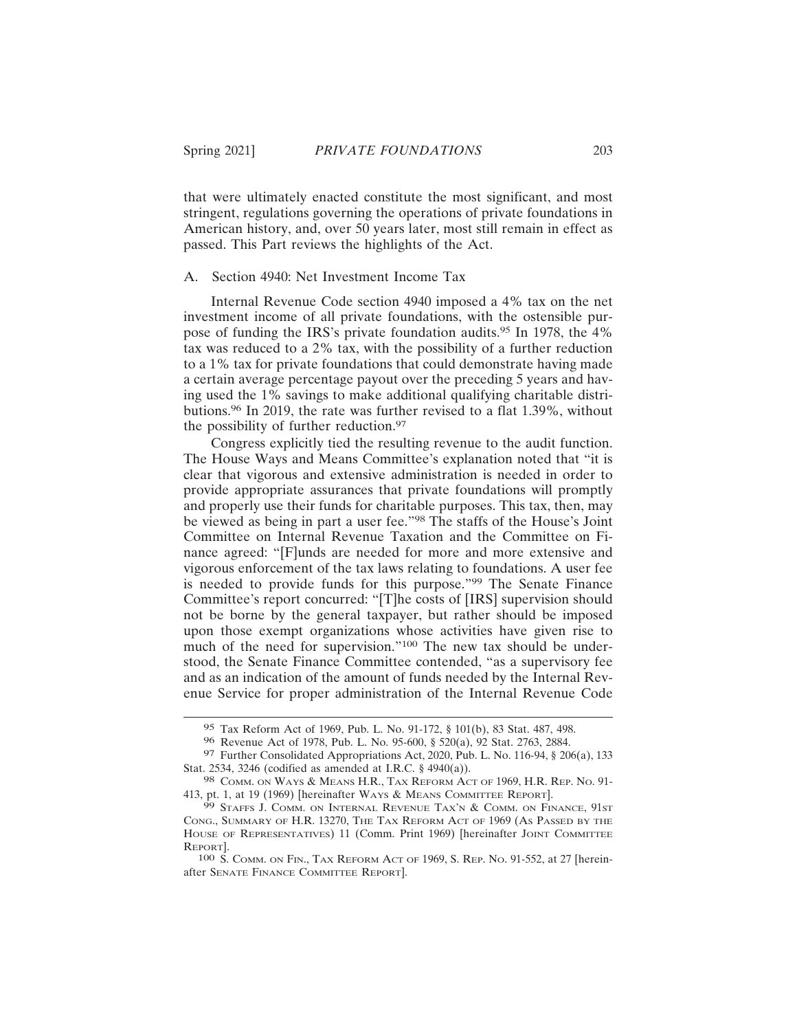that were ultimately enacted constitute the most significant, and most stringent, regulations governing the operations of private foundations in American history, and, over 50 years later, most still remain in effect as passed. This Part reviews the highlights of the Act.

### A. Section 4940: Net Investment Income Tax

Internal Revenue Code section 4940 imposed a 4% tax on the net investment income of all private foundations, with the ostensible purpose of funding the IRS's private foundation audits.[95] In 1978, the 4% tax was reduced to a 2% tax, with the possibility of a further reduction to a 1% tax for private foundations that could demonstrate having made a certain average percentage payout over the preceding 5 years and having used the 1% savings to make additional qualifying charitable distributions.[96] In 2019, the rate was further revised to a flat 1.39%, without the possibility of further reduction.[97]

Congress explicitly tied the resulting revenue to the audit function. The House Ways and Means Committee's explanation noted that "it is clear that vigorous and extensive administration is needed in order to provide appropriate assurances that private foundations will promptly and properly use their funds for charitable purposes. This tax, then, may be viewed as being in part a user fee."[98] The staffs of the House's Joint Committee on Internal Revenue Taxation and the Committee on Finance agreed: "[F]unds are needed for more and more extensive and vigorous enforcement of the tax laws relating to foundations. A user fee is needed to provide funds for this purpose."[99] The Senate Finance Committee's report concurred: "[T]he costs of [IRS] supervision should not be borne by the general taxpayer, but rather should be imposed upon those exempt organizations whose activities have given rise to much of the need for supervision."[100] The new tax should be understood, the Senate Finance Committee contended, "as a supervisory fee and as an indication of the amount of funds needed by the Internal Revenue Service for proper administration of the Internal Revenue Code

---

95 Tax Reform Act of 1969, Pub. L. No. 91-172, § 101(b), 83 Stat. 487, 498.

96 Revenue Act of 1978, Pub. L. No. 95-600, § 520(a), 92 Stat. 2763, 2884.

97 Further Consolidated Appropriations Act, 2020, Pub. L. No. 116-94, § 206(a), 133 Stat. 2534, 3246 (codified as amended at I.R.C. § 4940(a)).

98 COMM. ON WAYS & MEANS H.R., TAX REFORM ACT OF 1969, H.R. REP. NO. 91-413, pt. 1, at 19 (1969) [hereinafter WAYS & MEANS COMMITTEE REPORT].

99 STAFFS J. COMM. ON INTERNAL REVENUE TAX'N & COMM. ON FINANCE, 91ST CONG., SUMMARY OF H.R. 13270, THE TAX REFORM ACT OF 1969 (AS PASSED BY THE HOUSE OF REPRESENTATIVES) 11 (Comm. Print 1969) [hereinafter JOINT COMMITTEE REPORT].

100 S. COMM. ON FIN., TAX REFORM ACT OF 1969, S. REP. NO. 91-552, at 27 [hereinafter SENATE FINANCE COMMITTEE REPORT].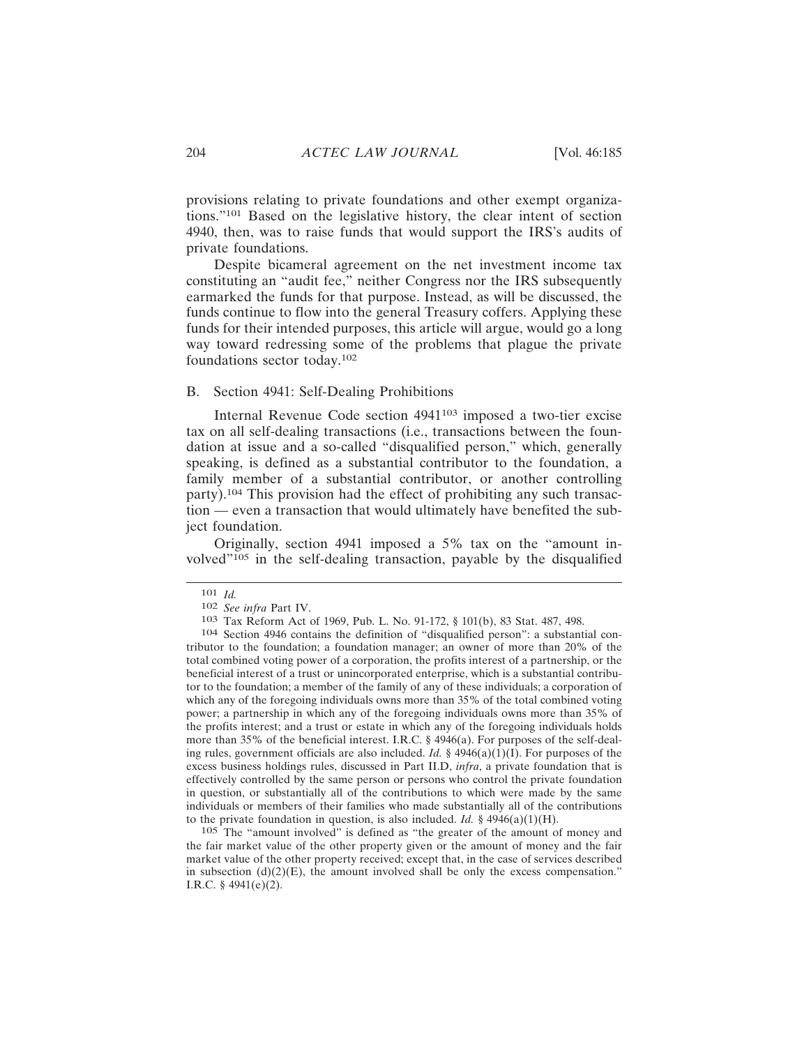provisions relating to private foundations and other exempt organizations."[101] Based on the legislative history, the clear intent of section 4940, then, was to raise funds that would support the IRS's audits of private foundations.

Despite bicameral agreement on the net investment income tax constituting an "audit fee," neither Congress nor the IRS subsequently earmarked the funds for that purpose. Instead, as will be discussed, the funds continue to flow into the general Treasury coffers. Applying these funds for their intended purposes, this article will argue, would go a long way toward redressing some of the problems that plague the private foundations sector today.[102]

### B. Section 4941: Self-Dealing Prohibitions

Internal Revenue Code section 4941[103] imposed a two-tier excise tax on all self-dealing transactions (i.e., transactions between the foundation at issue and a so-called "disqualified person," which, generally speaking, is defined as a substantial contributor to the foundation, a family member of a substantial contributor, or another controlling party).[104] This provision had the effect of prohibiting any such transaction — even a transaction that would ultimately have benefited the subject foundation.

Originally, section 4941 imposed a 5% tax on the "amount involved"[105] in the self-dealing transaction, payable by the disqualified

---

[101] *Id.*

[102] *See infra* Part IV.

[103] Tax Reform Act of 1969, Pub. L. No. 91-172, § 101(b), 83 Stat. 487, 498.

[104] Section 4946 contains the definition of "disqualified person": a substantial contributor to the foundation; a foundation manager; an owner of more than 20% of the total combined voting power of a corporation, the profits interest of a partnership, or the beneficial interest of a trust or unincorporated enterprise, which is a substantial contributor to the foundation; a member of the family of any of these individuals; a corporation of which any of the foregoing individuals owns more than 35% of the total combined voting power; a partnership in which any of the foregoing individuals owns more than 35% of the profits interest; and a trust or estate in which any of the foregoing individuals holds more than 35% of the beneficial interest. I.R.C. § 4946(a). For purposes of the self-dealing rules, government officials are also included. *Id.* § 4946(a)(1)(I). For purposes of the excess business holdings rules, discussed in Part II.D, *infra*, a private foundation that is effectively controlled by the same person or persons who control the private foundation in question, or substantially all of the contributions to which were made by the same individuals or members of their families who made substantially all of the contributions to the private foundation in question, is also included. *Id.* § 4946(a)(1)(H).

[105] The "amount involved" is defined as "the greater of the amount of money and the fair market value of the other property given or the amount of money and the fair market value of the other property received; except that, in the case of services described in subsection (d)(2)(E), the amount involved shall be only the excess compensation." I.R.C. § 4941(e)(2).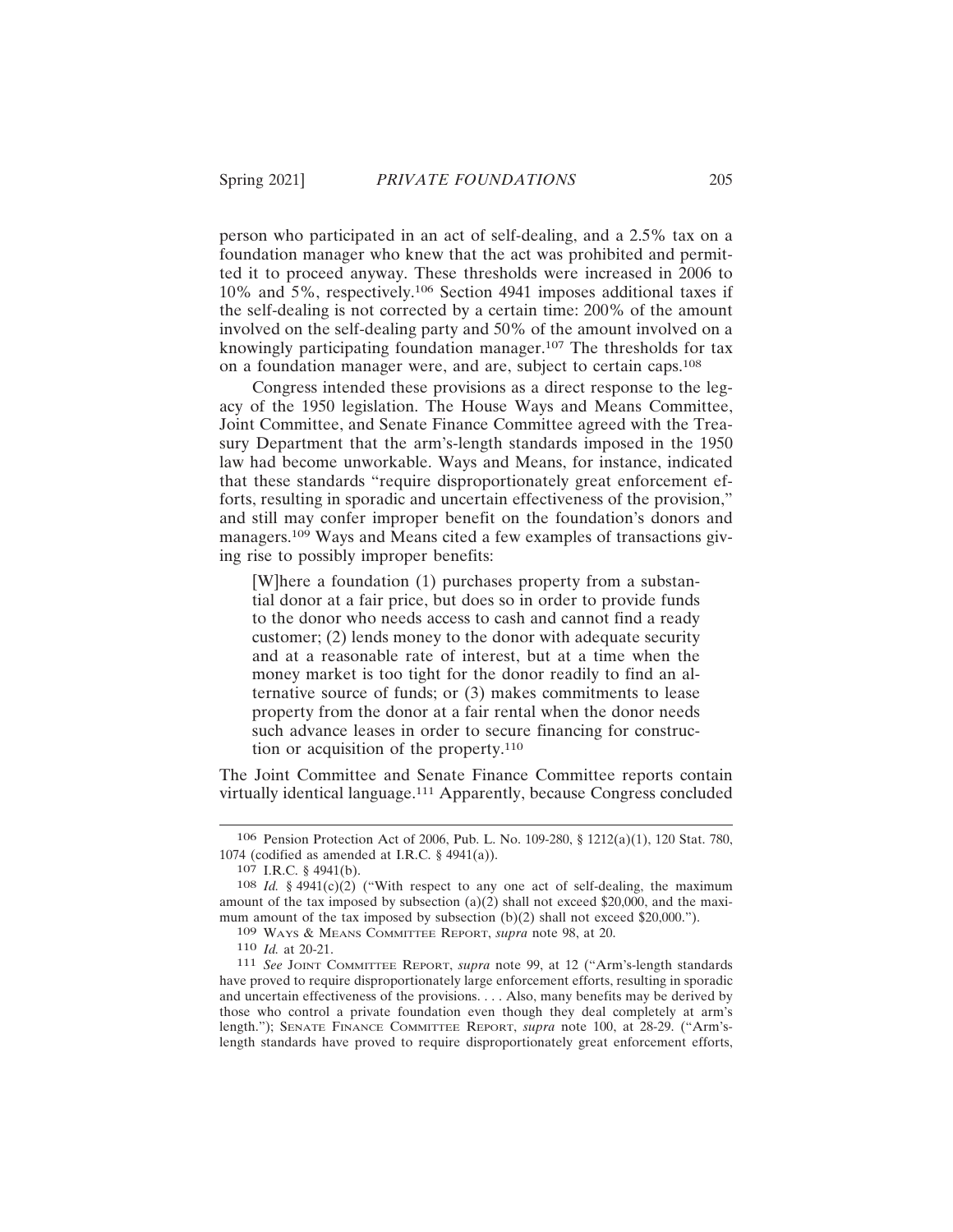person who participated in an act of self-dealing, and a 2.5% tax on a foundation manager who knew that the act was prohibited and permitted it to proceed anyway. These thresholds were increased in 2006 to 10% and 5%, respectively.[106] Section 4941 imposes additional taxes if the self-dealing is not corrected by a certain time: 200% of the amount involved on the self-dealing party and 50% of the amount involved on a knowingly participating foundation manager.[107] The thresholds for tax on a foundation manager were, and are, subject to certain caps.[108]

Congress intended these provisions as a direct response to the legacy of the 1950 legislation. The House Ways and Means Committee, Joint Committee, and Senate Finance Committee agreed with the Treasury Department that the arm's-length standards imposed in the 1950 law had become unworkable. Ways and Means, for instance, indicated that these standards "require disproportionately great enforcement efforts, resulting in sporadic and uncertain effectiveness of the provision," and still may confer improper benefit on the foundation's donors and managers.[109] Ways and Means cited a few examples of transactions giving rise to possibly improper benefits:

> [W]here a foundation (1) purchases property from a substantial donor at a fair price, but does so in order to provide funds to the donor who needs access to cash and cannot find a ready customer; (2) lends money to the donor with adequate security and at a reasonable rate of interest, but at a time when the money market is too tight for the donor readily to find an alternative source of funds; or (3) makes commitments to lease property from the donor at a fair rental when the donor needs such advance leases in order to secure financing for construction or acquisition of the property.[110]

The Joint Committee and Senate Finance Committee reports contain virtually identical language.[111] Apparently, because Congress concluded

---

[106] Pension Protection Act of 2006, Pub. L. No. 109-280, § 1212(a)(1), 120 Stat. 780, 1074 (codified as amended at I.R.C. § 4941(a)).

[107] I.R.C. § 4941(b).

[108] *Id.* § 4941(c)(2) ("With respect to any one act of self-dealing, the maximum amount of the tax imposed by subsection (a)(2) shall not exceed $20,000, and the maximum amount of the tax imposed by subsection (b)(2) shall not exceed $20,000.").

[109] WAYS & MEANS COMMITTEE REPORT, *supra* note 98, at 20.

[110] *Id.* at 20-21.

[111] *See* JOINT COMMITTEE REPORT, *supra* note 99, at 12 ("Arm's-length standards have proved to require disproportionately large enforcement efforts, resulting in sporadic and uncertain effectiveness of the provisions. . . . Also, many benefits may be derived by those who control a private foundation even though they deal completely at arm's length."); SENATE FINANCE COMMITTEE REPORT, *supra* note 100, at 28-29. ("Arm's-length standards have proved to require disproportionately great enforcement efforts,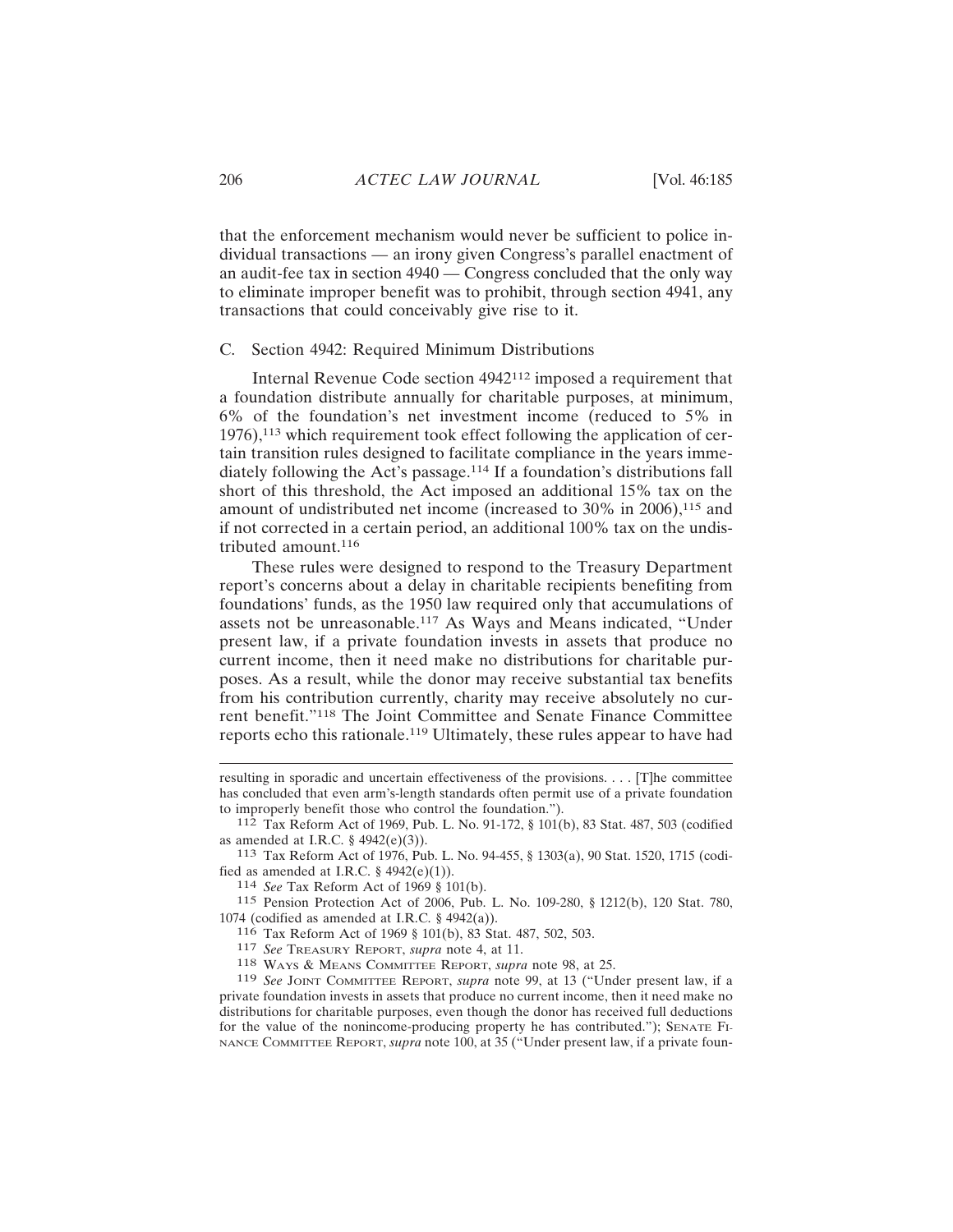that the enforcement mechanism would never be sufficient to police individual transactions — an irony given Congress's parallel enactment of an audit-fee tax in section 4940 — Congress concluded that the only way to eliminate improper benefit was to prohibit, through section 4941, any transactions that could conceivably give rise to it.

### C. Section 4942: Required Minimum Distributions

Internal Revenue Code section 4942[112] imposed a requirement that a foundation distribute annually for charitable purposes, at minimum, 6% of the foundation's net investment income (reduced to 5% in 1976),[113] which requirement took effect following the application of certain transition rules designed to facilitate compliance in the years immediately following the Act's passage.[114] If a foundation's distributions fall short of this threshold, the Act imposed an additional 15% tax on the amount of undistributed net income (increased to 30% in 2006),[115] and if not corrected in a certain period, an additional 100% tax on the undistributed amount.[116]

These rules were designed to respond to the Treasury Department report's concerns about a delay in charitable recipients benefiting from foundations' funds, as the 1950 law required only that accumulations of assets not be unreasonable.[117] As Ways and Means indicated, "Under present law, if a private foundation invests in assets that produce no current income, then it need make no distributions for charitable purposes. As a result, while the donor may receive substantial tax benefits from his contribution currently, charity may receive absolutely no current benefit."[118] The Joint Committee and Senate Finance Committee reports echo this rationale.[119] Ultimately, these rules appear to have had

---

resulting in sporadic and uncertain effectiveness of the provisions. . . . [T]he committee has concluded that even arm's-length standards often permit use of a private foundation to improperly benefit those who control the foundation.").

[112] Tax Reform Act of 1969, Pub. L. No. 91-172, § 101(b), 83 Stat. 487, 503 (codified as amended at I.R.C. § 4942(e)(3)).

[113] Tax Reform Act of 1976, Pub. L. No. 94-455, § 1303(a), 90 Stat. 1520, 1715 (codified as amended at I.R.C. § 4942(e)(1)).

[114] *See* Tax Reform Act of 1969 § 101(b).

[115] Pension Protection Act of 2006, Pub. L. No. 109-280, § 1212(b), 120 Stat. 780, 1074 (codified as amended at I.R.C. § 4942(a)).

[116] Tax Reform Act of 1969 § 101(b), 83 Stat. 487, 502, 503.

[117] *See* Treasury Report, *supra* note 4, at 11.

[118] Ways & Means Committee Report, *supra* note 98, at 25.

[119] *See* Joint Committee Report, *supra* note 99, at 13 ("Under present law, if a private foundation invests in assets that produce no current income, then it need make no distributions for charitable purposes, even though the donor has received full deductions for the value of the nonincome-producing property he has contributed."); Senate Finance Committee Report, *supra* note 100, at 35 ("Under present law, if a private foun-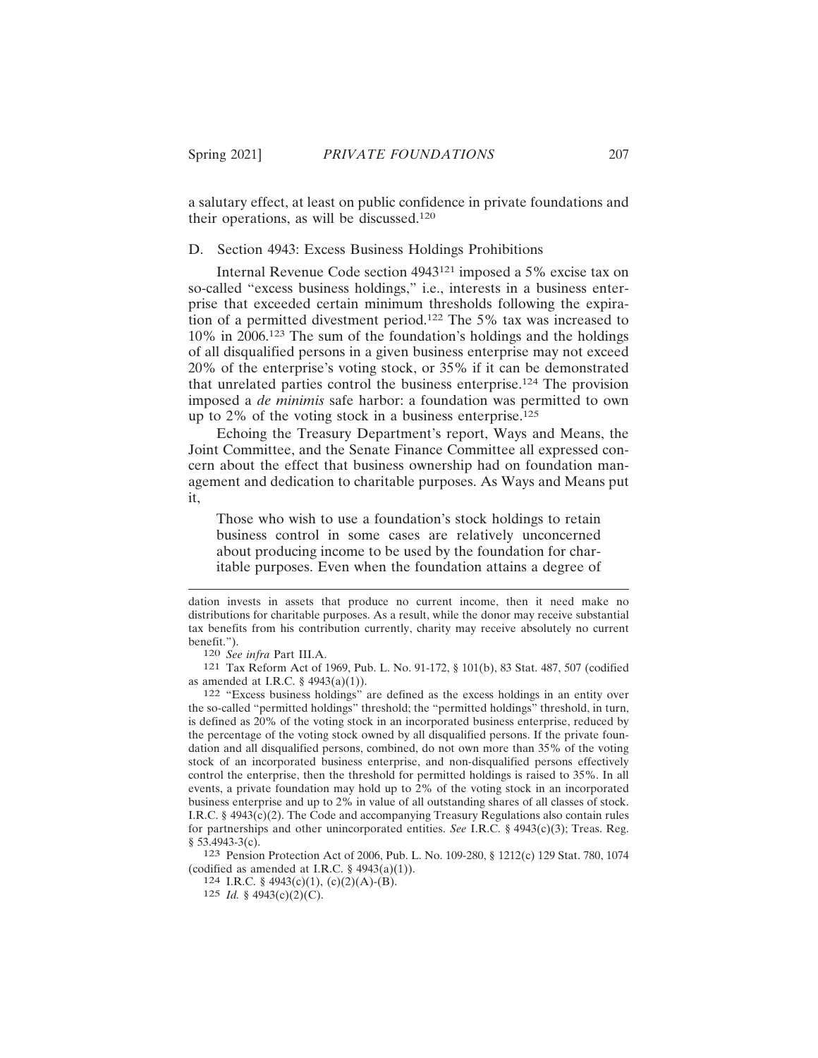a salutary effect, at least on public confidence in private foundations and their operations, as will be discussed.[120]

### D. Section 4943: Excess Business Holdings Prohibitions

Internal Revenue Code section 4943[121] imposed a 5% excise tax on so-called "excess business holdings," i.e., interests in a business enterprise that exceeded certain minimum thresholds following the expiration of a permitted divestment period.[122] The 5% tax was increased to 10% in 2006.[123] The sum of the foundation's holdings and the holdings of all disqualified persons in a given business enterprise may not exceed 20% of the enterprise's voting stock, or 35% if it can be demonstrated that unrelated parties control the business enterprise.[124] The provision imposed a *de minimis* safe harbor: a foundation was permitted to own up to 2% of the voting stock in a business enterprise.[125]

Echoing the Treasury Department's report, Ways and Means, the Joint Committee, and the Senate Finance Committee all expressed concern about the effect that business ownership had on foundation management and dedication to charitable purposes. As Ways and Means put it,

> Those who wish to use a foundation's stock holdings to retain business control in some cases are relatively unconcerned about producing income to be used by the foundation for charitable purposes. Even when the foundation attains a degree of

---

dation invests in assets that produce no current income, then it need make no distributions for charitable purposes. As a result, while the donor may receive substantial tax benefits from his contribution currently, charity may receive absolutely no current benefit.").

120 *See infra* Part III.A.

121 Tax Reform Act of 1969, Pub. L. No. 91-172, § 101(b), 83 Stat. 487, 507 (codified as amended at I.R.C. § 4943(a)(1)).

122 "Excess business holdings" are defined as the excess holdings in an entity over the so-called "permitted holdings" threshold; the "permitted holdings" threshold, in turn, is defined as 20% of the voting stock in an incorporated business enterprise, reduced by the percentage of the voting stock owned by all disqualified persons. If the private foundation and all disqualified persons, combined, do not own more than 35% of the voting stock of an incorporated business enterprise, and non-disqualified persons effectively control the enterprise, then the threshold for permitted holdings is raised to 35%. In all events, a private foundation may hold up to 2% of the voting stock in an incorporated business enterprise and up to 2% in value of all outstanding shares of all classes of stock. I.R.C. § 4943(c)(2). The Code and accompanying Treasury Regulations also contain rules for partnerships and other unincorporated entities. *See* I.R.C. § 4943(c)(3); Treas. Reg. § 53.4943-3(c).

123 Pension Protection Act of 2006, Pub. L. No. 109-280, § 1212(c) 129 Stat. 780, 1074 (codified as amended at I.R.C. § 4943(a)(1)).

124 I.R.C. § 4943(c)(1), (c)(2)(A)-(B).

125 *Id.* § 4943(c)(2)(C).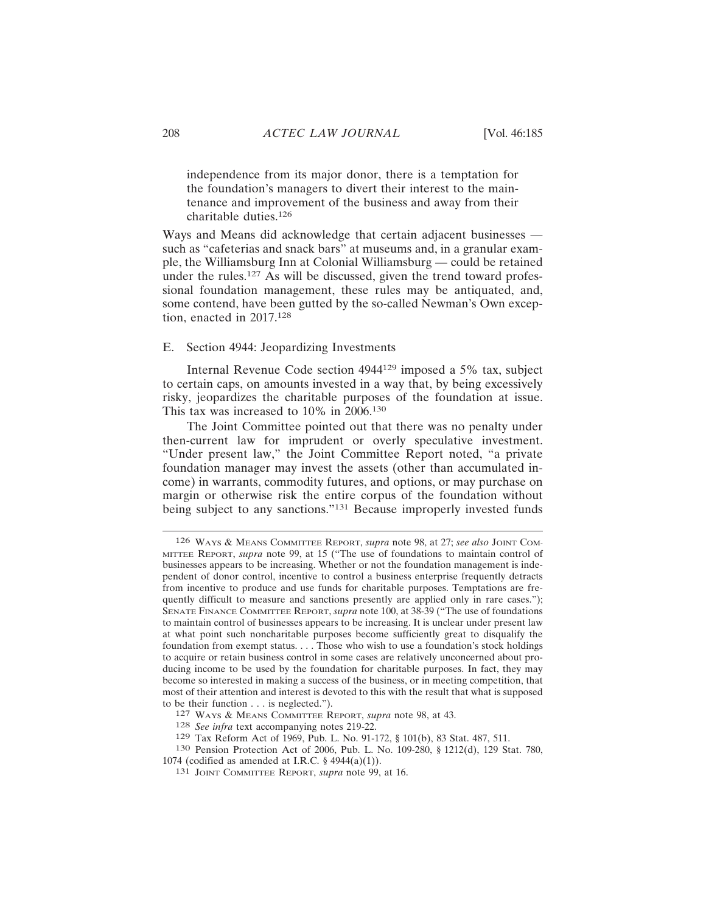independence from its major donor, there is a temptation for the foundation's managers to divert their interest to the maintenance and improvement of the business and away from their charitable duties.[126]

Ways and Means did acknowledge that certain adjacent businesses — such as "cafeterias and snack bars" at museums and, in a granular example, the Williamsburg Inn at Colonial Williamsburg — could be retained under the rules.[127] As will be discussed, given the trend toward professional foundation management, these rules may be antiquated, and, some contend, have been gutted by the so-called Newman's Own exception, enacted in 2017.[128]

### E. Section 4944: Jeopardizing Investments

Internal Revenue Code section 4944[129] imposed a 5% tax, subject to certain caps, on amounts invested in a way that, by being excessively risky, jeopardizes the charitable purposes of the foundation at issue. This tax was increased to 10% in 2006.[130]

The Joint Committee pointed out that there was no penalty under then-current law for imprudent or overly speculative investment. "Under present law," the Joint Committee Report noted, "a private foundation manager may invest the assets (other than accumulated income) in warrants, commodity futures, and options, or may purchase on margin or otherwise risk the entire corpus of the foundation without being subject to any sanctions."[131] Because improperly invested funds

---

126 Ways & Means Committee Report, *supra* note 98, at 27; *see also* Joint Committee Report, *supra* note 99, at 15 ("The use of foundations to maintain control of businesses appears to be increasing. Whether or not the foundation management is independent of donor control, incentive to control a business enterprise frequently detracts from incentive to produce and use funds for charitable purposes. Temptations are frequently difficult to measure and sanctions presently are applied only in rare cases."); Senate Finance Committee Report, *supra* note 100, at 38-39 ("The use of foundations to maintain control of businesses appears to be increasing. It is unclear under present law at what point such noncharitable purposes become sufficiently great to disqualify the foundation from exempt status. . . . Those who wish to use a foundation's stock holdings to acquire or retain business control in some cases are relatively unconcerned about producing income to be used by the foundation for charitable purposes. In fact, they may become so interested in making a success of the business, or in meeting competition, that most of their attention and interest is devoted to this with the result that what is supposed to be their function . . . is neglected.").

127 Ways & Means Committee Report, *supra* note 98, at 43.

128 *See infra* text accompanying notes 219-22.

129 Tax Reform Act of 1969, Pub. L. No. 91-172, § 101(b), 83 Stat. 487, 511.

130 Pension Protection Act of 2006, Pub. L. No. 109-280, § 1212(d), 129 Stat. 780, 1074 (codified as amended at I.R.C. § 4944(a)(1)).

131 Joint Committee Report, *supra* note 99, at 16.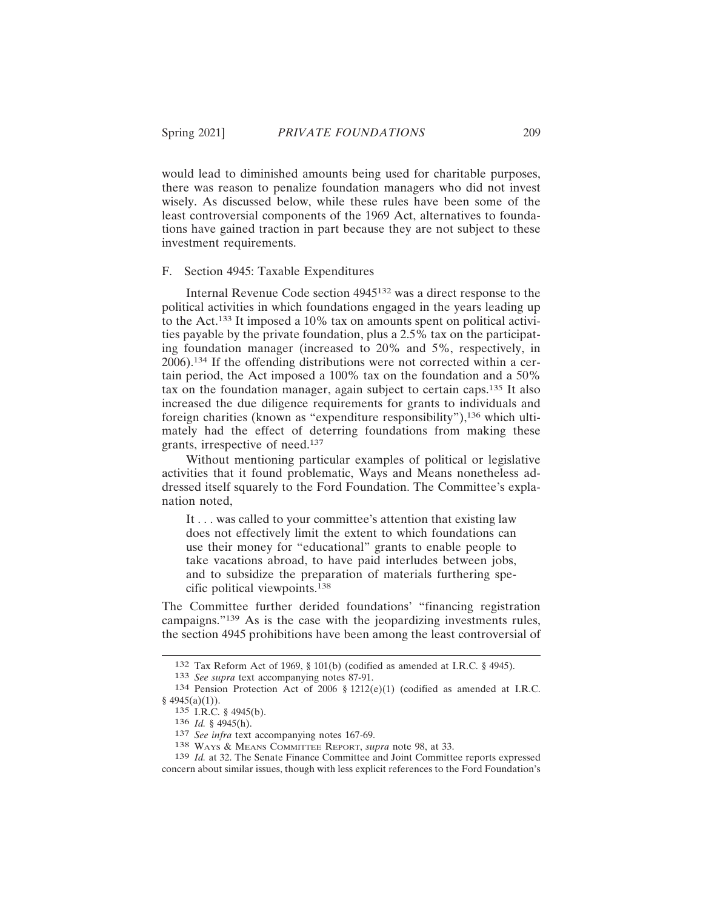would lead to diminished amounts being used for charitable purposes, there was reason to penalize foundation managers who did not invest wisely. As discussed below, while these rules have been some of the least controversial components of the 1969 Act, alternatives to foundations have gained traction in part because they are not subject to these investment requirements.

### F. Section 4945: Taxable Expenditures

Internal Revenue Code section 4945[132] was a direct response to the political activities in which foundations engaged in the years leading up to the Act.[133] It imposed a 10% tax on amounts spent on political activities payable by the private foundation, plus a 2.5% tax on the participating foundation manager (increased to 20% and 5%, respectively, in 2006).[134] If the offending distributions were not corrected within a certain period, the Act imposed a 100% tax on the foundation and a 50% tax on the foundation manager, again subject to certain caps.[135] It also increased the due diligence requirements for grants to individuals and foreign charities (known as "expenditure responsibility"),[136] which ultimately had the effect of deterring foundations from making these grants, irrespective of need.[137]

Without mentioning particular examples of political or legislative activities that it found problematic, Ways and Means nonetheless addressed itself squarely to the Ford Foundation. The Committee's explanation noted,

> It . . . was called to your committee's attention that existing law does not effectively limit the extent to which foundations can use their money for "educational" grants to enable people to take vacations abroad, to have paid interludes between jobs, and to subsidize the preparation of materials furthering specific political viewpoints.[138]

The Committee further derided foundations' "financing registration campaigns."[139] As is the case with the jeopardizing investments rules, the section 4945 prohibitions have been among the least controversial of

---

[132] Tax Reform Act of 1969, § 101(b) (codified as amended at I.R.C. § 4945).

[133] *See supra* text accompanying notes 87-91.

[134] Pension Protection Act of 2006 § 1212(e)(1) (codified as amended at I.R.C. § 4945(a)(1)).

[135] I.R.C. § 4945(b).

[136] *Id.* § 4945(h).

[137] *See infra* text accompanying notes 167-69.

[138] WAYS & MEANS COMMITTEE REPORT, *supra* note 98, at 33.

[139] *Id.* at 32. The Senate Finance Committee and Joint Committee reports expressed concern about similar issues, though with less explicit references to the Ford Foundation's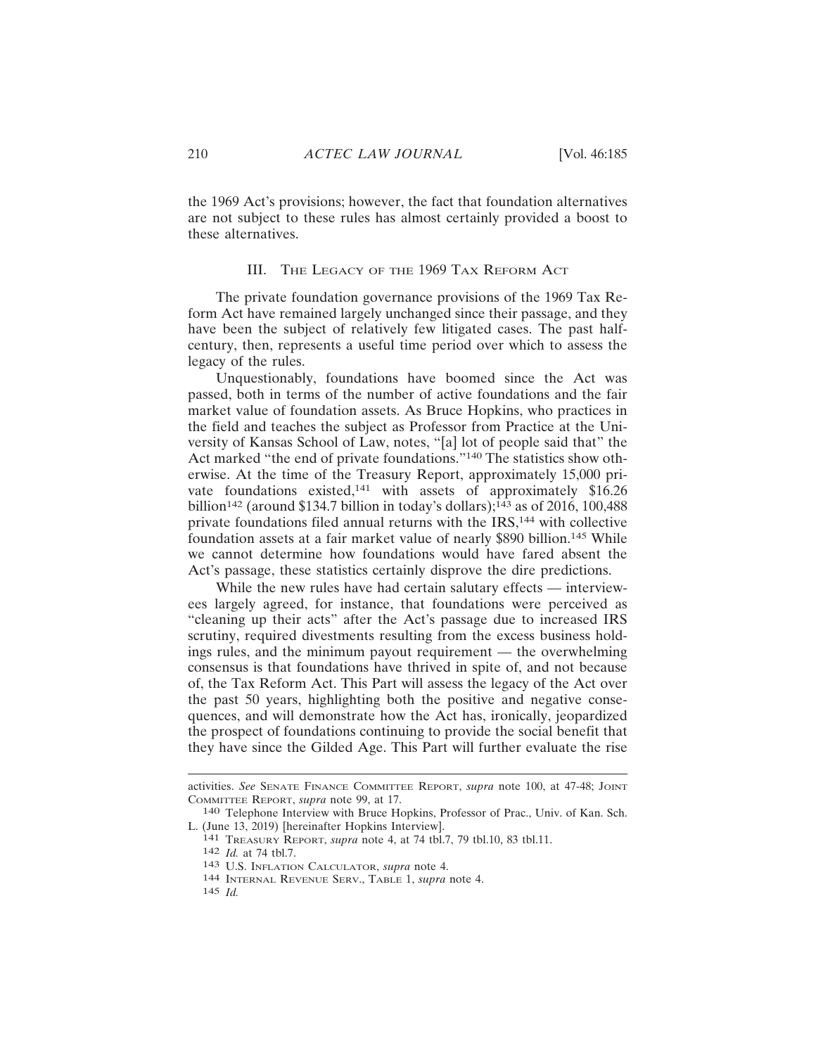the 1969 Act's provisions; however, the fact that foundation alternatives are not subject to these rules has almost certainly provided a boost to these alternatives.

## III. The Legacy of the 1969 Tax Reform Act

The private foundation governance provisions of the 1969 Tax Reform Act have remained largely unchanged since their passage, and they have been the subject of relatively few litigated cases. The past half-century, then, represents a useful time period over which to assess the legacy of the rules.

Unquestionably, foundations have boomed since the Act was passed, both in terms of the number of active foundations and the fair market value of foundation assets. As Bruce Hopkins, who practices in the field and teaches the subject as Professor from Practice at the University of Kansas School of Law, notes, "[a] lot of people said that" the Act marked "the end of private foundations."[140] The statistics show otherwise. At the time of the Treasury Report, approximately 15,000 private foundations existed,[141] with assets of approximately $16.26 billion[142] (around $134.7 billion in today's dollars);[143] as of 2016, 100,488 private foundations filed annual returns with the IRS,[144] with collective foundation assets at a fair market value of nearly $890 billion.[145] While we cannot determine how foundations would have fared absent the Act's passage, these statistics certainly disprove the dire predictions.

While the new rules have had certain salutary effects — interviewees largely agreed, for instance, that foundations were perceived as "cleaning up their acts" after the Act's passage due to increased IRS scrutiny, required divestments resulting from the excess business holdings rules, and the minimum payout requirement — the overwhelming consensus is that foundations have thrived in spite of, and not because of, the Tax Reform Act. This Part will assess the legacy of the Act over the past 50 years, highlighting both the positive and negative consequences, and will demonstrate how the Act has, ironically, jeopardized the prospect of foundations continuing to provide the social benefit that they have since the Gilded Age. This Part will further evaluate the rise

---

activities. *See* Senate Finance Committee Report, *supra* note 100, at 47-48; Joint Committee Report, *supra* note 99, at 17.

140 Telephone Interview with Bruce Hopkins, Professor of Prac., Univ. of Kan. Sch. L. (June 13, 2019) [hereinafter Hopkins Interview].

141 Treasury Report, *supra* note 4, at 74 tbl.7, 79 tbl.10, 83 tbl.11.

142 *Id.* at 74 tbl.7.

143 U.S. Inflation Calculator, *supra* note 4.

144 Internal Revenue Serv., Table 1, *supra* note 4.

145 *Id.*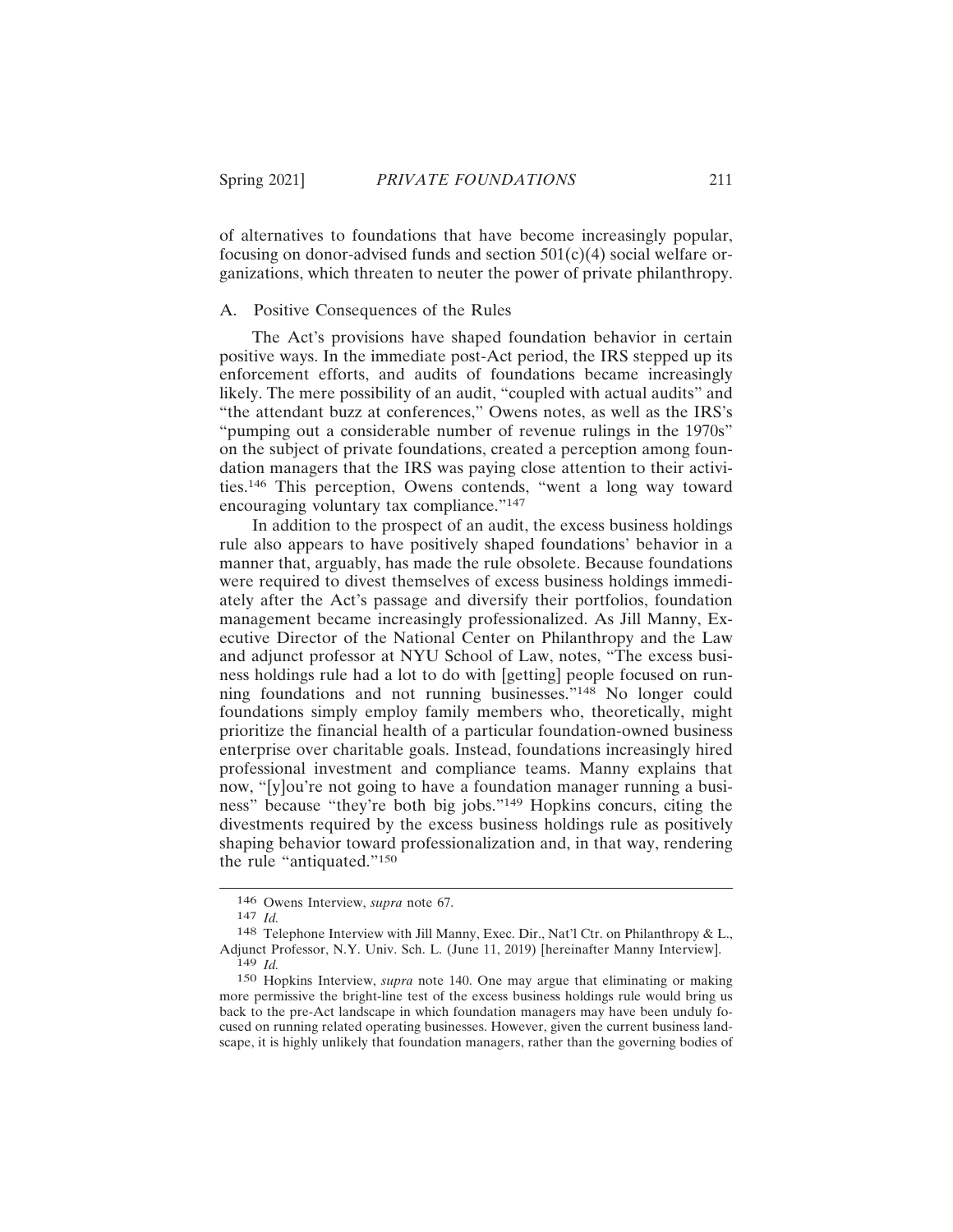of alternatives to foundations that have become increasingly popular, focusing on donor-advised funds and section 501(c)(4) social welfare organizations, which threaten to neuter the power of private philanthropy.

## A. Positive Consequences of the Rules

The Act's provisions have shaped foundation behavior in certain positive ways. In the immediate post-Act period, the IRS stepped up its enforcement efforts, and audits of foundations became increasingly likely. The mere possibility of an audit, "coupled with actual audits" and "the attendant buzz at conferences," Owens notes, as well as the IRS's "pumping out a considerable number of revenue rulings in the 1970s" on the subject of private foundations, created a perception among foundation managers that the IRS was paying close attention to their activities.[146] This perception, Owens contends, "went a long way toward encouraging voluntary tax compliance."[147]

In addition to the prospect of an audit, the excess business holdings rule also appears to have positively shaped foundations' behavior in a manner that, arguably, has made the rule obsolete. Because foundations were required to divest themselves of excess business holdings immediately after the Act's passage and diversify their portfolios, foundation management became increasingly professionalized. As Jill Manny, Executive Director of the National Center on Philanthropy and the Law and adjunct professor at NYU School of Law, notes, "The excess business holdings rule had a lot to do with [getting] people focused on running foundations and not running businesses."[148] No longer could foundations simply employ family members who, theoretically, might prioritize the financial health of a particular foundation-owned business enterprise over charitable goals. Instead, foundations increasingly hired professional investment and compliance teams. Manny explains that now, "[y]ou're not going to have a foundation manager running a business" because "they're both big jobs."[149] Hopkins concurs, citing the divestments required by the excess business holdings rule as positively shaping behavior toward professionalization and, in that way, rendering the rule "antiquated."[150]

---

146 Owens Interview, *supra* note 67.

147 *Id.*

148 Telephone Interview with Jill Manny, Exec. Dir., Nat'l Ctr. on Philanthropy & L., Adjunct Professor, N.Y. Univ. Sch. L. (June 11, 2019) [hereinafter Manny Interview].

149 *Id.*

150 Hopkins Interview, *supra* note 140. One may argue that eliminating or making more permissive the bright-line test of the excess business holdings rule would bring us back to the pre-Act landscape in which foundation managers may have been unduly focused on running related operating businesses. However, given the current business landscape, it is highly unlikely that foundation managers, rather than the governing bodies of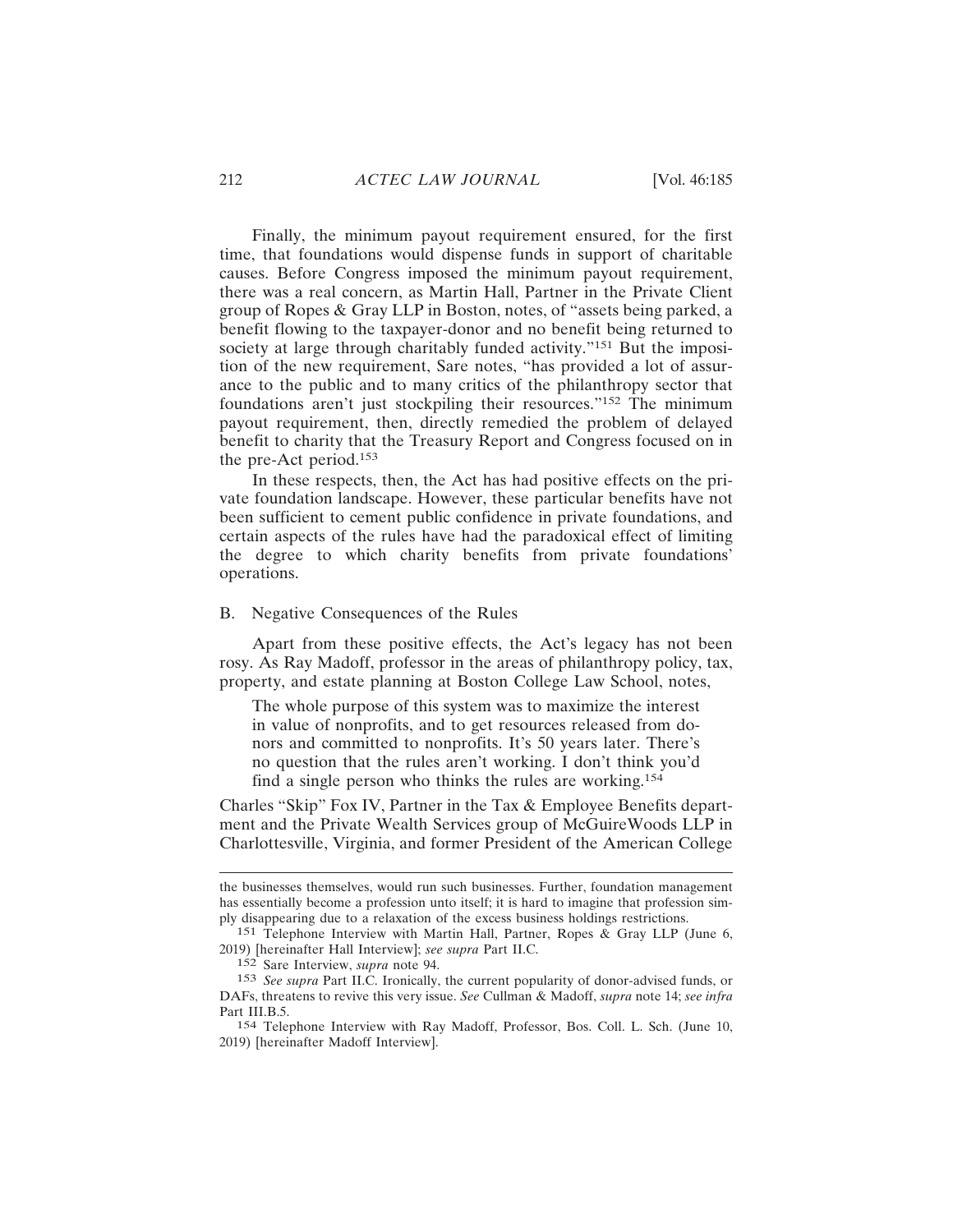Finally, the minimum payout requirement ensured, for the first time, that foundations would dispense funds in support of charitable causes. Before Congress imposed the minimum payout requirement, there was a real concern, as Martin Hall, Partner in the Private Client group of Ropes & Gray LLP in Boston, notes, of "assets being parked, a benefit flowing to the taxpayer-donor and no benefit being returned to society at large through charitably funded activity."[151] But the imposition of the new requirement, Sare notes, "has provided a lot of assurance to the public and to many critics of the philanthropy sector that foundations aren't just stockpiling their resources."[152] The minimum payout requirement, then, directly remedied the problem of delayed benefit to charity that the Treasury Report and Congress focused on in the pre-Act period.[153]

In these respects, then, the Act has had positive effects on the private foundation landscape. However, these particular benefits have not been sufficient to cement public confidence in private foundations, and certain aspects of the rules have had the paradoxical effect of limiting the degree to which charity benefits from private foundations' operations.

## B. Negative Consequences of the Rules

Apart from these positive effects, the Act's legacy has not been rosy. As Ray Madoff, professor in the areas of philanthropy policy, tax, property, and estate planning at Boston College Law School, notes,

> The whole purpose of this system was to maximize the interest in value of nonprofits, and to get resources released from donors and committed to nonprofits. It's 50 years later. There's no question that the rules aren't working. I don't think you'd find a single person who thinks the rules are working.[154]

Charles "Skip" Fox IV, Partner in the Tax & Employee Benefits department and the Private Wealth Services group of McGuireWoods LLP in Charlottesville, Virginia, and former President of the American College

---

the businesses themselves, would run such businesses. Further, foundation management has essentially become a profession unto itself; it is hard to imagine that profession simply disappearing due to a relaxation of the excess business holdings restrictions.

[151] Telephone Interview with Martin Hall, Partner, Ropes & Gray LLP (June 6, 2019) [hereinafter Hall Interview]; *see supra* Part II.C.

[152] Sare Interview, *supra* note 94.

[153] *See supra* Part II.C. Ironically, the current popularity of donor-advised funds, or DAFs, threatens to revive this very issue. *See* Cullman & Madoff, *supra* note 14; *see infra* Part III.B.5.

[154] Telephone Interview with Ray Madoff, Professor, Bos. Coll. L. Sch. (June 10, 2019) [hereinafter Madoff Interview].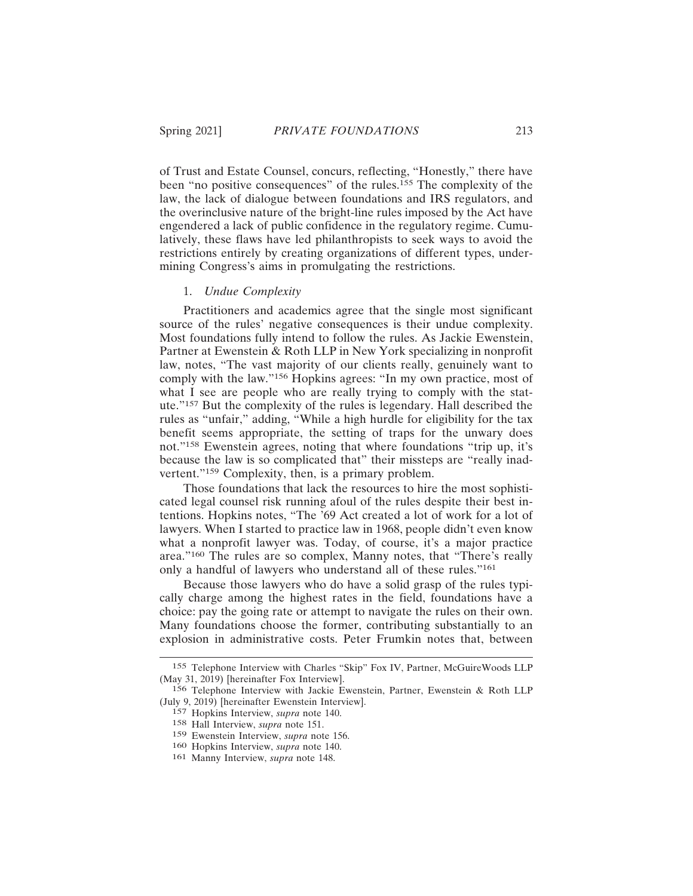of Trust and Estate Counsel, concurs, reflecting, "Honestly," there have been "no positive consequences" of the rules.[155] The complexity of the law, the lack of dialogue between foundations and IRS regulators, and the overinclusive nature of the bright-line rules imposed by the Act have engendered a lack of public confidence in the regulatory regime. Cumulatively, these flaws have led philanthropists to seek ways to avoid the restrictions entirely by creating organizations of different types, undermining Congress's aims in promulgating the restrictions.

### 1. *Undue Complexity*

Practitioners and academics agree that the single most significant source of the rules' negative consequences is their undue complexity. Most foundations fully intend to follow the rules. As Jackie Ewenstein, Partner at Ewenstein & Roth LLP in New York specializing in nonprofit law, notes, "The vast majority of our clients really, genuinely want to comply with the law."[156] Hopkins agrees: "In my own practice, most of what I see are people who are really trying to comply with the statute."[157] But the complexity of the rules is legendary. Hall described the rules as "unfair," adding, "While a high hurdle for eligibility for the tax benefit seems appropriate, the setting of traps for the unwary does not."[158] Ewenstein agrees, noting that where foundations "trip up, it's because the law is so complicated that" their missteps are "really inadvertent."[159] Complexity, then, is a primary problem.

Those foundations that lack the resources to hire the most sophisticated legal counsel risk running afoul of the rules despite their best intentions. Hopkins notes, "The '69 Act created a lot of work for a lot of lawyers. When I started to practice law in 1968, people didn't even know what a nonprofit lawyer was. Today, of course, it's a major practice area."[160] The rules are so complex, Manny notes, that "There's really only a handful of lawyers who understand all of these rules."[161]

Because those lawyers who do have a solid grasp of the rules typically charge among the highest rates in the field, foundations have a choice: pay the going rate or attempt to navigate the rules on their own. Many foundations choose the former, contributing substantially to an explosion in administrative costs. Peter Frumkin notes that, between

---

155 Telephone Interview with Charles "Skip" Fox IV, Partner, McGuireWoods LLP (May 31, 2019) [hereinafter Fox Interview].

156 Telephone Interview with Jackie Ewenstein, Partner, Ewenstein & Roth LLP (July 9, 2019) [hereinafter Ewenstein Interview].

157 Hopkins Interview, *supra* note 140.

158 Hall Interview, *supra* note 151.

159 Ewenstein Interview, *supra* note 156.

160 Hopkins Interview, *supra* note 140.

161 Manny Interview, *supra* note 148.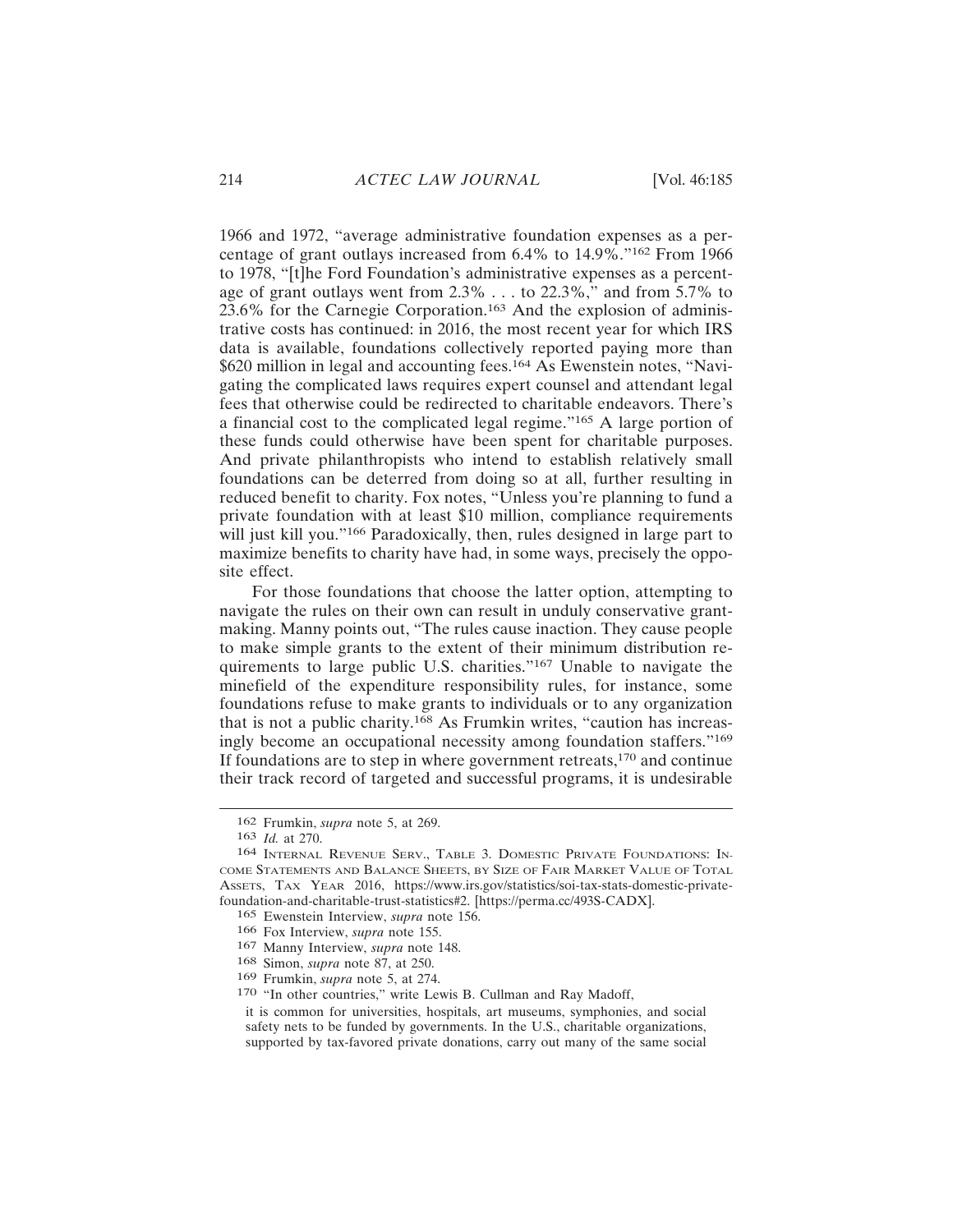1966 and 1972, "average administrative foundation expenses as a percentage of grant outlays increased from 6.4% to 14.9%."[162] From 1966 to 1978, "[t]he Ford Foundation's administrative expenses as a percentage of grant outlays went from 2.3% . . . to 22.3%," and from 5.7% to 23.6% for the Carnegie Corporation.[163] And the explosion of administrative costs has continued: in 2016, the most recent year for which IRS data is available, foundations collectively reported paying more than $620 million in legal and accounting fees.[164] As Ewenstein notes, "Navigating the complicated laws requires expert counsel and attendant legal fees that otherwise could be redirected to charitable endeavors. There's a financial cost to the complicated legal regime."[165] A large portion of these funds could otherwise have been spent for charitable purposes. And private philanthropists who intend to establish relatively small foundations can be deterred from doing so at all, further resulting in reduced benefit to charity. Fox notes, "Unless you're planning to fund a private foundation with at least $10 million, compliance requirements will just kill you."[166] Paradoxically, then, rules designed in large part to maximize benefits to charity have had, in some ways, precisely the opposite effect.

For those foundations that choose the latter option, attempting to navigate the rules on their own can result in unduly conservative grantmaking. Manny points out, "The rules cause inaction. They cause people to make simple grants to the extent of their minimum distribution requirements to large public U.S. charities."[167] Unable to navigate the minefield of the expenditure responsibility rules, for instance, some foundations refuse to make grants to individuals or to any organization that is not a public charity.[168] As Frumkin writes, "caution has increasingly become an occupational necessity among foundation staffers."[169] If foundations are to step in where government retreats,[170] and continue their track record of targeted and successful programs, it is undesirable

---

162 Frumkin, *supra* note 5, at 269.

163 *Id.* at 270.

164 Internal Revenue Serv., Table 3. Domestic Private Foundations: Income Statements and Balance Sheets, by Size of Fair Market Value of Total Assets, Tax Year 2016, https://www.irs.gov/statistics/soi-tax-stats-domestic-private-foundation-and-charitable-trust-statistics#2. [https://perma.cc/493S-CADX].

165 Ewenstein Interview, *supra* note 156.

166 Fox Interview, *supra* note 155.

167 Manny Interview, *supra* note 148.

168 Simon, *supra* note 87, at 250.

169 Frumkin, *supra* note 5, at 274.

170 "In other countries," write Lewis B. Cullman and Ray Madoff,

> it is common for universities, hospitals, art museums, symphonies, and social safety nets to be funded by governments. In the U.S., charitable organizations, supported by tax-favored private donations, carry out many of the same social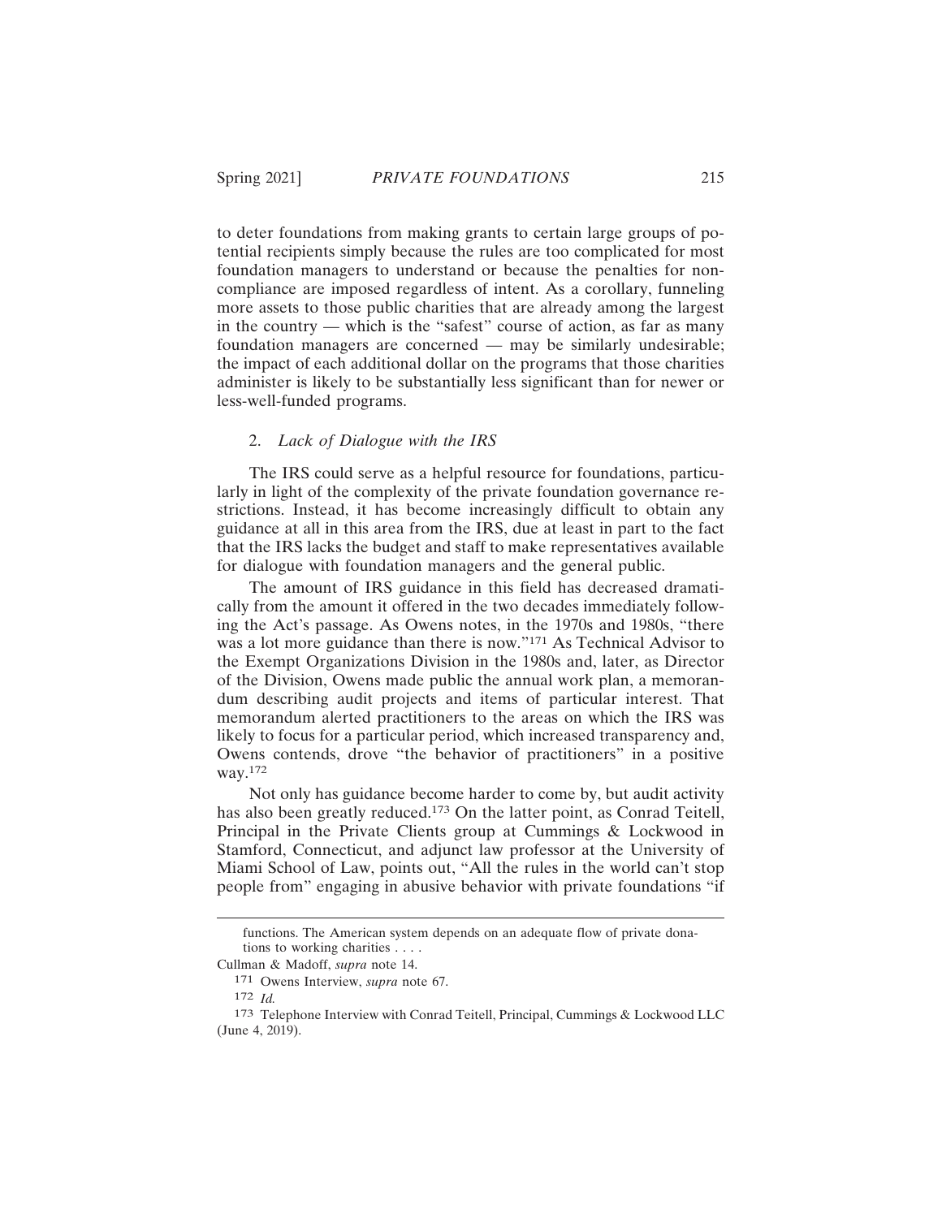to deter foundations from making grants to certain large groups of potential recipients simply because the rules are too complicated for most foundation managers to understand or because the penalties for noncompliance are imposed regardless of intent. As a corollary, funneling more assets to those public charities that are already among the largest in the country — which is the "safest" course of action, as far as many foundation managers are concerned — may be similarly undesirable; the impact of each additional dollar on the programs that those charities administer is likely to be substantially less significant than for newer or less-well-funded programs.

### 2. *Lack of Dialogue with the IRS*

The IRS could serve as a helpful resource for foundations, particularly in light of the complexity of the private foundation governance restrictions. Instead, it has become increasingly difficult to obtain any guidance at all in this area from the IRS, due at least in part to the fact that the IRS lacks the budget and staff to make representatives available for dialogue with foundation managers and the general public.

The amount of IRS guidance in this field has decreased dramatically from the amount it offered in the two decades immediately following the Act's passage. As Owens notes, in the 1970s and 1980s, "there was a lot more guidance than there is now."[171] As Technical Advisor to the Exempt Organizations Division in the 1980s and, later, as Director of the Division, Owens made public the annual work plan, a memorandum describing audit projects and items of particular interest. That memorandum alerted practitioners to the areas on which the IRS was likely to focus for a particular period, which increased transparency and, Owens contends, drove "the behavior of practitioners" in a positive way.[172]

Not only has guidance become harder to come by, but audit activity has also been greatly reduced.[173] On the latter point, as Conrad Teitell, Principal in the Private Clients group at Cummings & Lockwood in Stamford, Connecticut, and adjunct law professor at the University of Miami School of Law, points out, "All the rules in the world can't stop people from" engaging in abusive behavior with private foundations "if

---

functions. The American system depends on an adequate flow of private donations to working charities . . . .

Cullman & Madoff, *supra* note 14.

[171] Owens Interview, *supra* note 67.

[172] *Id.*

[173] Telephone Interview with Conrad Teitell, Principal, Cummings & Lockwood LLC (June 4, 2019).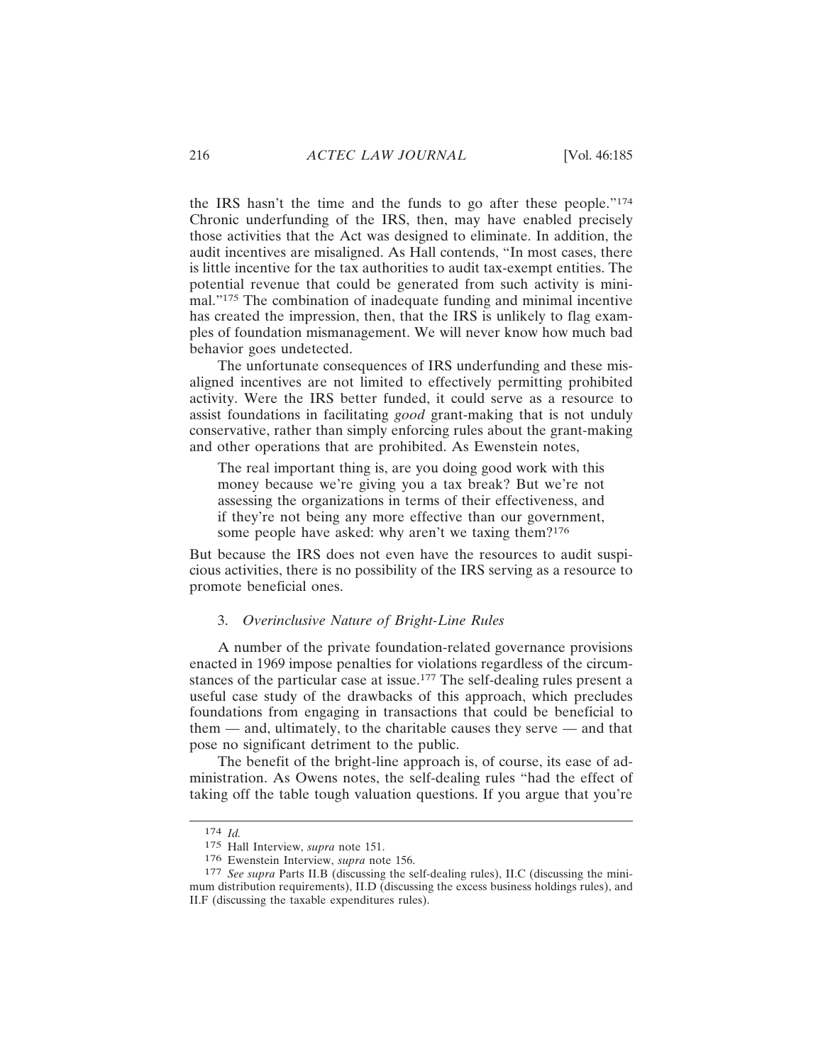the IRS hasn't the time and the funds to go after these people."[174] Chronic underfunding of the IRS, then, may have enabled precisely those activities that the Act was designed to eliminate. In addition, the audit incentives are misaligned. As Hall contends, "In most cases, there is little incentive for the tax authorities to audit tax-exempt entities. The potential revenue that could be generated from such activity is minimal."[175] The combination of inadequate funding and minimal incentive has created the impression, then, that the IRS is unlikely to flag examples of foundation mismanagement. We will never know how much bad behavior goes undetected.

The unfortunate consequences of IRS underfunding and these misaligned incentives are not limited to effectively permitting prohibited activity. Were the IRS better funded, it could serve as a resource to assist foundations in facilitating *good* grant-making that is not unduly conservative, rather than simply enforcing rules about the grant-making and other operations that are prohibited. As Ewenstein notes,

> The real important thing is, are you doing good work with this money because we're giving you a tax break? But we're not assessing the organizations in terms of their effectiveness, and if they're not being any more effective than our government, some people have asked: why aren't we taxing them?[176]

But because the IRS does not even have the resources to audit suspicious activities, there is no possibility of the IRS serving as a resource to promote beneficial ones.

### 3. *Overinclusive Nature of Bright-Line Rules*

A number of the private foundation-related governance provisions enacted in 1969 impose penalties for violations regardless of the circumstances of the particular case at issue.[177] The self-dealing rules present a useful case study of the drawbacks of this approach, which precludes foundations from engaging in transactions that could be beneficial to them — and, ultimately, to the charitable causes they serve — and that pose no significant detriment to the public.

The benefit of the bright-line approach is, of course, its ease of administration. As Owens notes, the self-dealing rules "had the effect of taking off the table tough valuation questions. If you argue that you're

---

[174] *Id.*

[175] Hall Interview, *supra* note 151.

[176] Ewenstein Interview, *supra* note 156.

[177] *See supra* Parts II.B (discussing the self-dealing rules), II.C (discussing the minimum distribution requirements), II.D (discussing the excess business holdings rules), and II.F (discussing the taxable expenditures rules).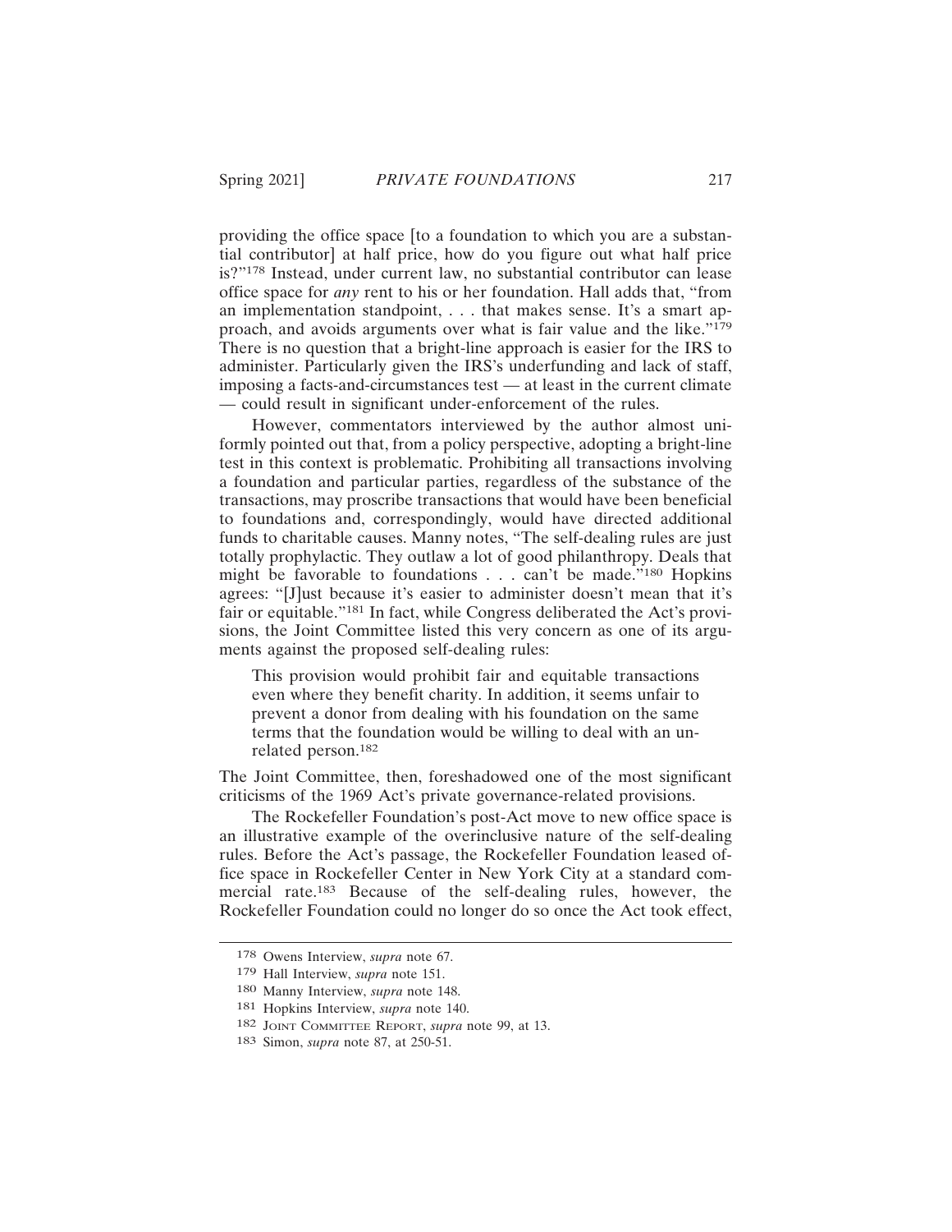providing the office space [to a foundation to which you are a substantial contributor] at half price, how do you figure out what half price is?"[178] Instead, under current law, no substantial contributor can lease office space for *any* rent to his or her foundation. Hall adds that, "from an implementation standpoint, . . . that makes sense. It's a smart approach, and avoids arguments over what is fair value and the like."[179] There is no question that a bright-line approach is easier for the IRS to administer. Particularly given the IRS's underfunding and lack of staff, imposing a facts-and-circumstances test — at least in the current climate — could result in significant under-enforcement of the rules.

However, commentators interviewed by the author almost uniformly pointed out that, from a policy perspective, adopting a bright-line test in this context is problematic. Prohibiting all transactions involving a foundation and particular parties, regardless of the substance of the transactions, may proscribe transactions that would have been beneficial to foundations and, correspondingly, would have directed additional funds to charitable causes. Manny notes, "The self-dealing rules are just totally prophylactic. They outlaw a lot of good philanthropy. Deals that might be favorable to foundations . . . can't be made."[180] Hopkins agrees: "[J]ust because it's easier to administer doesn't mean that it's fair or equitable."[181] In fact, while Congress deliberated the Act's provisions, the Joint Committee listed this very concern as one of its arguments against the proposed self-dealing rules:

> This provision would prohibit fair and equitable transactions even where they benefit charity. In addition, it seems unfair to prevent a donor from dealing with his foundation on the same terms that the foundation would be willing to deal with an unrelated person.[182]

The Joint Committee, then, foreshadowed one of the most significant criticisms of the 1969 Act's private governance-related provisions.

The Rockefeller Foundation's post-Act move to new office space is an illustrative example of the overinclusive nature of the self-dealing rules. Before the Act's passage, the Rockefeller Foundation leased office space in Rockefeller Center in New York City at a standard commercial rate.[183] Because of the self-dealing rules, however, the Rockefeller Foundation could no longer do so once the Act took effect,

---

178 Owens Interview, *supra* note 67.

179 Hall Interview, *supra* note 151.

180 Manny Interview, *supra* note 148.

181 Hopkins Interview, *supra* note 140.

182 JOINT COMMITTEE REPORT, *supra* note 99, at 13.

183 Simon, *supra* note 87, at 250-51.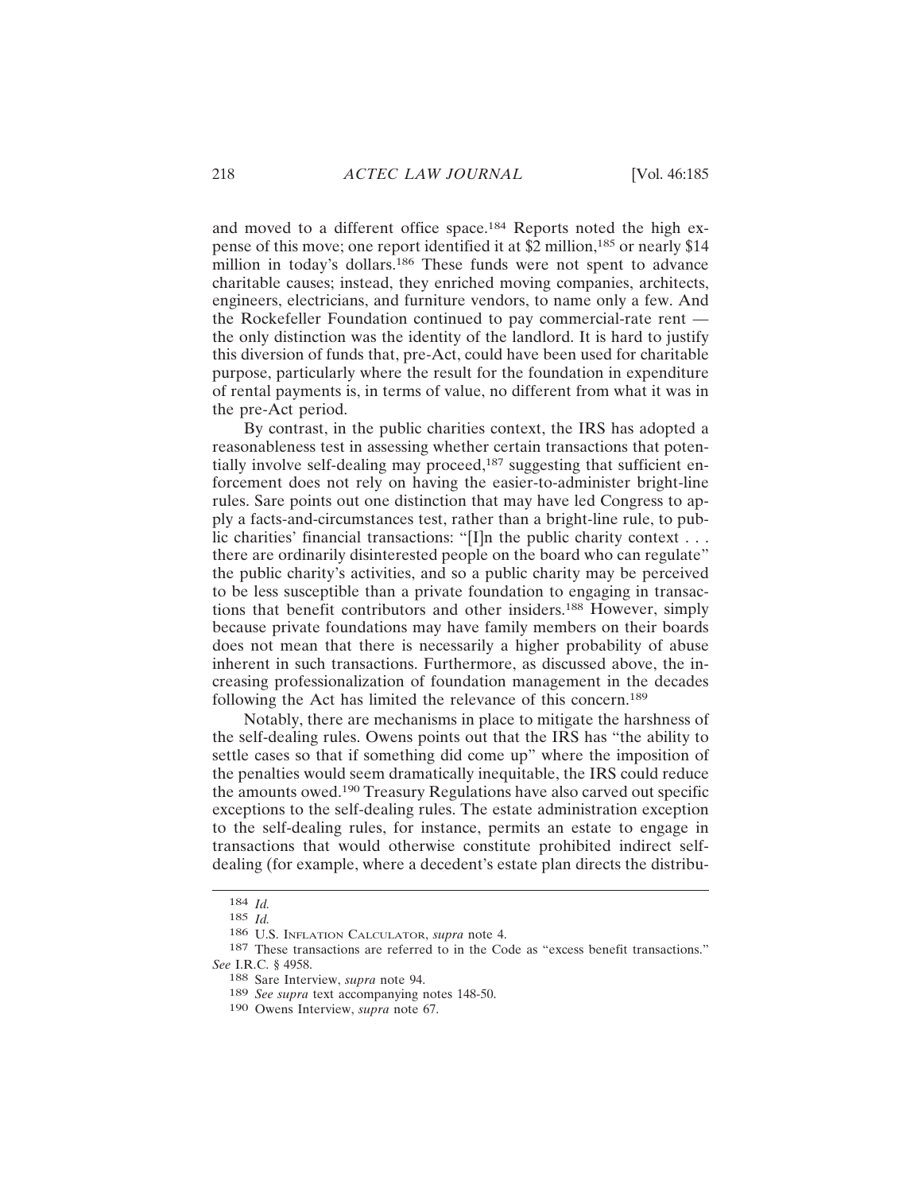and moved to a different office space.[184] Reports noted the high expense of this move; one report identified it at $2 million,[185] or nearly $14 million in today's dollars.[186] These funds were not spent to advance charitable causes; instead, they enriched moving companies, architects, engineers, electricians, and furniture vendors, to name only a few. And the Rockefeller Foundation continued to pay commercial-rate rent — the only distinction was the identity of the landlord. It is hard to justify this diversion of funds that, pre-Act, could have been used for charitable purpose, particularly where the result for the foundation in expenditure of rental payments is, in terms of value, no different from what it was in the pre-Act period.

By contrast, in the public charities context, the IRS has adopted a reasonableness test in assessing whether certain transactions that potentially involve self-dealing may proceed,[187] suggesting that sufficient enforcement does not rely on having the easier-to-administer bright-line rules. Sare points out one distinction that may have led Congress to apply a facts-and-circumstances test, rather than a bright-line rule, to public charities' financial transactions: "[I]n the public charity context . . . there are ordinarily disinterested people on the board who can regulate" the public charity's activities, and so a public charity may be perceived to be less susceptible than a private foundation to engaging in transactions that benefit contributors and other insiders.[188] However, simply because private foundations may have family members on their boards does not mean that there is necessarily a higher probability of abuse inherent in such transactions. Furthermore, as discussed above, the increasing professionalization of foundation management in the decades following the Act has limited the relevance of this concern.[189]

Notably, there are mechanisms in place to mitigate the harshness of the self-dealing rules. Owens points out that the IRS has "the ability to settle cases so that if something did come up" where the imposition of the penalties would seem dramatically inequitable, the IRS could reduce the amounts owed.[190] Treasury Regulations have also carved out specific exceptions to the self-dealing rules. The estate administration exception to the self-dealing rules, for instance, permits an estate to engage in transactions that would otherwise constitute prohibited indirect self-dealing (for example, where a decedent's estate plan directs the distribu-

---

184 *Id.*

185 *Id.*

186 U.S. Inflation Calculator, *supra* note 4.

187 These transactions are referred to in the Code as "excess benefit transactions." *See* I.R.C. § 4958.

188 Sare Interview, *supra* note 94.

189 *See supra* text accompanying notes 148-50.

190 Owens Interview, *supra* note 67.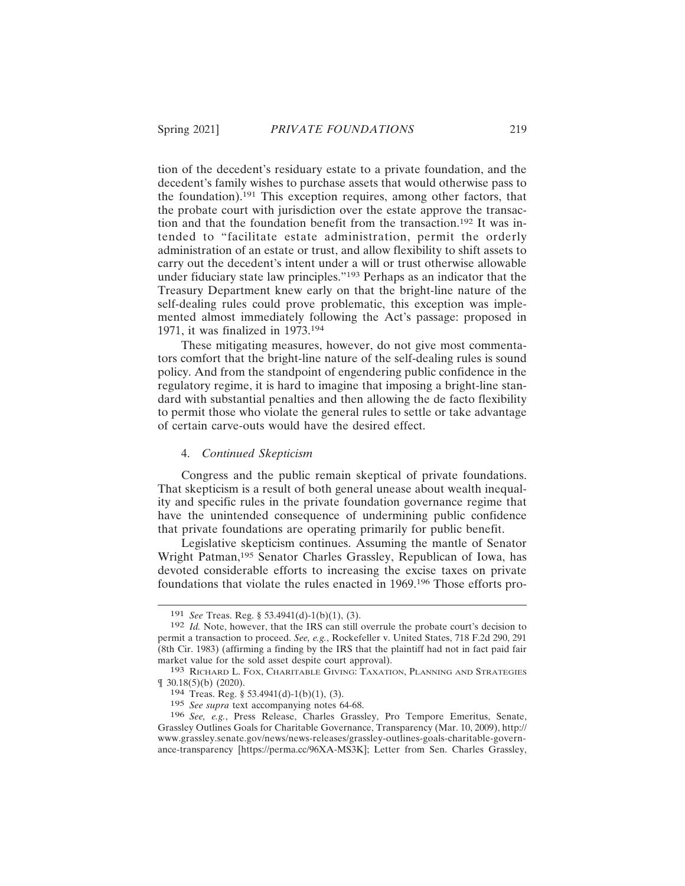tion of the decedent's residuary estate to a private foundation, and the decedent's family wishes to purchase assets that would otherwise pass to the foundation).[191] This exception requires, among other factors, that the probate court with jurisdiction over the estate approve the transaction and that the foundation benefit from the transaction.[192] It was intended to "facilitate estate administration, permit the orderly administration of an estate or trust, and allow flexibility to shift assets to carry out the decedent's intent under a will or trust otherwise allowable under fiduciary state law principles."[193] Perhaps as an indicator that the Treasury Department knew early on that the bright-line nature of the self-dealing rules could prove problematic, this exception was implemented almost immediately following the Act's passage: proposed in 1971, it was finalized in 1973.[194]

These mitigating measures, however, do not give most commentators comfort that the bright-line nature of the self-dealing rules is sound policy. And from the standpoint of engendering public confidence in the regulatory regime, it is hard to imagine that imposing a bright-line standard with substantial penalties and then allowing the de facto flexibility to permit those who violate the general rules to settle or take advantage of certain carve-outs would have the desired effect.

#### 4. *Continued Skepticism*

Congress and the public remain skeptical of private foundations. That skepticism is a result of both general unease about wealth inequality and specific rules in the private foundation governance regime that have the unintended consequence of undermining public confidence that private foundations are operating primarily for public benefit.

Legislative skepticism continues. Assuming the mantle of Senator Wright Patman,[195] Senator Charles Grassley, Republican of Iowa, has devoted considerable efforts to increasing the excise taxes on private foundations that violate the rules enacted in 1969.[196] Those efforts pro-

---

191 *See* Treas. Reg. § 53.4941(d)-1(b)(1), (3).

192 *Id.* Note, however, that the IRS can still overrule the probate court's decision to permit a transaction to proceed. *See, e.g.*, Rockefeller v. United States, 718 F.2d 290, 291 (8th Cir. 1983) (affirming a finding by the IRS that the plaintiff had not in fact paid fair market value for the sold asset despite court approval).

193 Richard L. Fox, Charitable Giving: Taxation, Planning and Strategies ¶ 30.18(5)(b) (2020).

194 Treas. Reg. § 53.4941(d)-1(b)(1), (3).

195 *See supra* text accompanying notes 64-68.

196 *See, e.g.*, Press Release, Charles Grassley, Pro Tempore Emeritus, Senate, Grassley Outlines Goals for Charitable Governance, Transparency (Mar. 10, 2009), http://www.grassley.senate.gov/news/news-releases/grassley-outlines-goals-charitable-governance-transparency [https://perma.cc/96XA-MS3K]; Letter from Sen. Charles Grassley,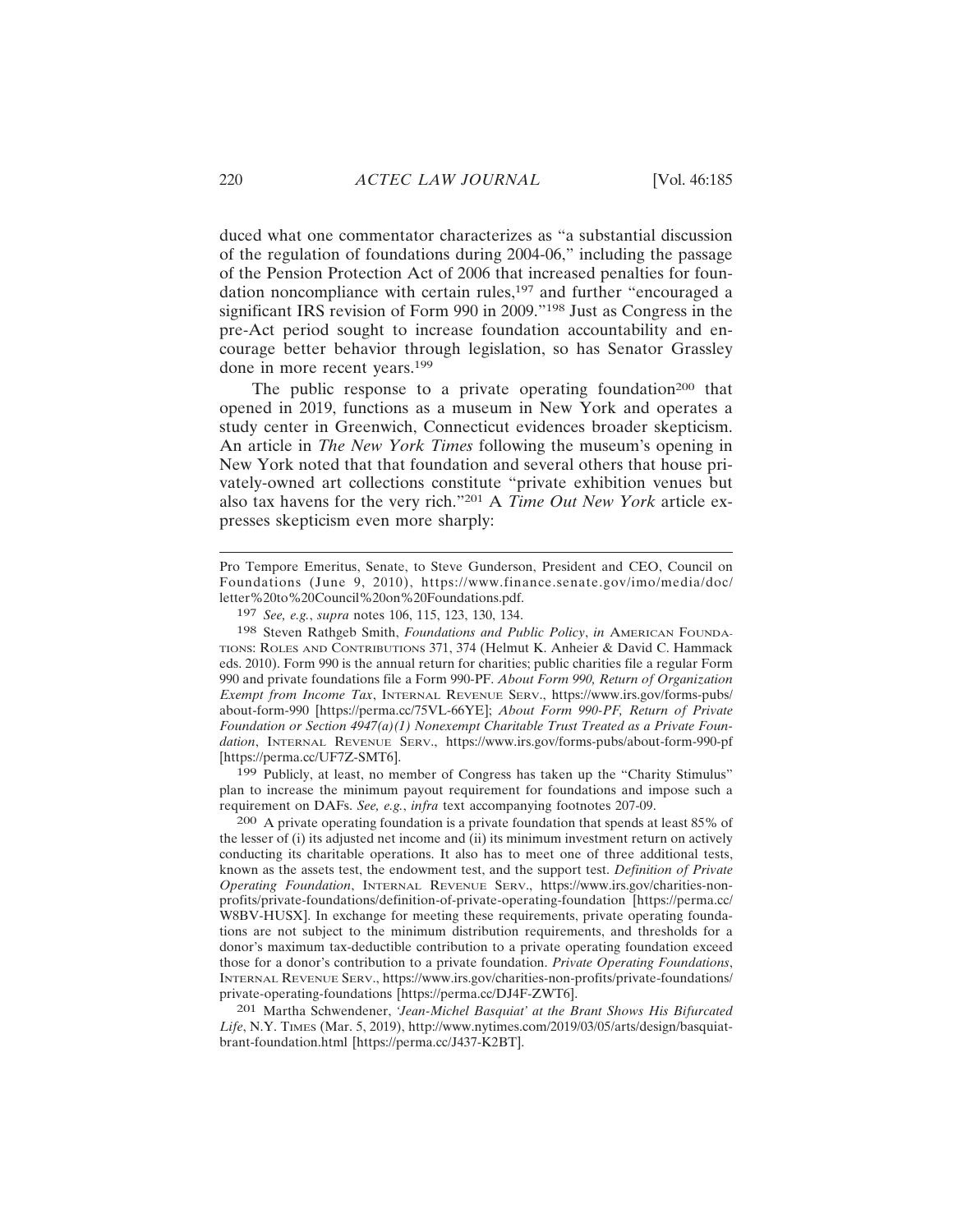duced what one commentator characterizes as "a substantial discussion of the regulation of foundations during 2004-06," including the passage of the Pension Protection Act of 2006 that increased penalties for foundation noncompliance with certain rules,[197] and further "encouraged a significant IRS revision of Form 990 in 2009."[198] Just as Congress in the pre-Act period sought to increase foundation accountability and encourage better behavior through legislation, so has Senator Grassley done in more recent years.[199]

The public response to a private operating foundation[200] that opened in 2019, functions as a museum in New York and operates a study center in Greenwich, Connecticut evidences broader skepticism. An article in *The New York Times* following the museum's opening in New York noted that that foundation and several others that house privately-owned art collections constitute "private exhibition venues but also tax havens for the very rich."[201] A *Time Out New York* article expresses skepticism even more sharply:

---

Pro Tempore Emeritus, Senate, to Steve Gunderson, President and CEO, Council on Foundations (June 9, 2010), https://www.finance.senate.gov/imo/media/doc/letter%20to%20Council%20on%20Foundations.pdf.

[197] *See, e.g.*, *supra* notes 106, 115, 123, 130, 134.

[198] Steven Rathgeb Smith, *Foundations and Public Policy*, *in* AMERICAN FOUNDATIONS: ROLES AND CONTRIBUTIONS 371, 374 (Helmut K. Anheier & David C. Hammack eds. 2010). Form 990 is the annual return for charities; public charities file a regular Form 990 and private foundations file a Form 990-PF. *About Form 990, Return of Organization Exempt from Income Tax*, INTERNAL REVENUE SERV., https://www.irs.gov/forms-pubs/about-form-990 [https://perma.cc/75VL-66YE]; *About Form 990-PF, Return of Private Foundation or Section 4947(a)(1) Nonexempt Charitable Trust Treated as a Private Foundation*, INTERNAL REVENUE SERV., https://www.irs.gov/forms-pubs/about-form-990-pf [https://perma.cc/UF7Z-SMT6].

[199] Publicly, at least, no member of Congress has taken up the "Charity Stimulus" plan to increase the minimum payout requirement for foundations and impose such a requirement on DAFs. *See, e.g.*, *infra* text accompanying footnotes 207-09.

[200] A private operating foundation is a private foundation that spends at least 85% of the lesser of (i) its adjusted net income and (ii) its minimum investment return on actively conducting its charitable operations. It also has to meet one of three additional tests, known as the assets test, the endowment test, and the support test. *Definition of Private Operating Foundation*, INTERNAL REVENUE SERV., https://www.irs.gov/charities-non-profits/private-foundations/definition-of-private-operating-foundation [https://perma.cc/W8BV-HUSX]. In exchange for meeting these requirements, private operating foundations are not subject to the minimum distribution requirements, and thresholds for a donor's maximum tax-deductible contribution to a private operating foundation exceed those for a donor's contribution to a private foundation. *Private Operating Foundations*, INTERNAL REVENUE SERV., https://www.irs.gov/charities-non-profits/private-foundations/private-operating-foundations [https://perma.cc/DJ4F-ZWT6].

[201] Martha Schwendener, *'Jean-Michel Basquiat' at the Brant Shows His Bifurcated Life*, N.Y. TIMES (Mar. 5, 2019), http://www.nytimes.com/2019/03/05/arts/design/basquiat-brant-foundation.html [https://perma.cc/J437-K2BT].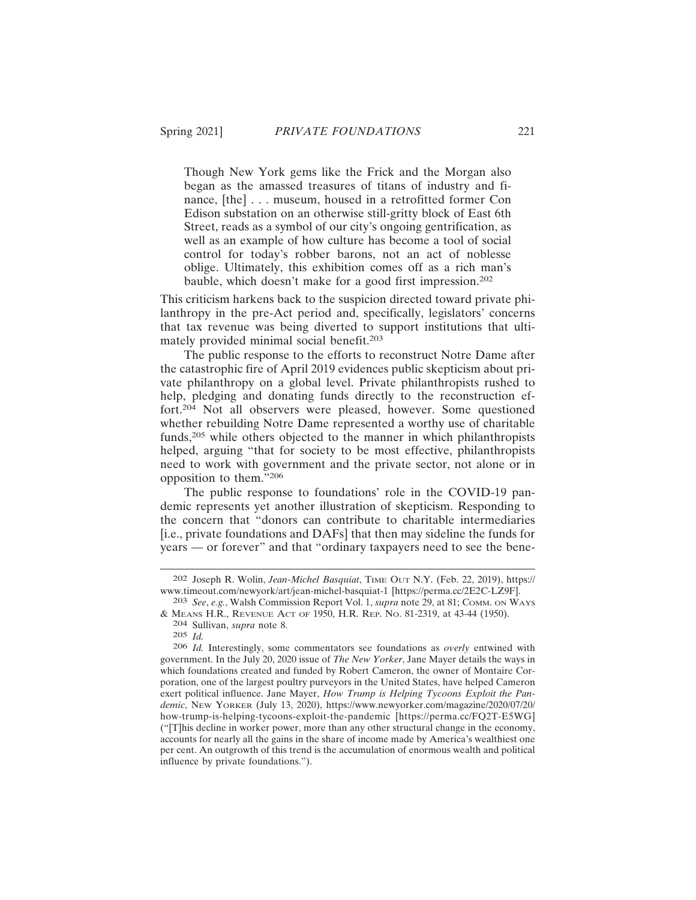> Though New York gems like the Frick and the Morgan also began as the amassed treasures of titans of industry and finance, [the] . . . museum, housed in a retrofitted former Con Edison substation on an otherwise still-gritty block of East 6th Street, reads as a symbol of our city's ongoing gentrification, as well as an example of how culture has become a tool of social control for today's robber barons, not an act of noblesse oblige. Ultimately, this exhibition comes off as a rich man's bauble, which doesn't make for a good first impression.[202]

This criticism harkens back to the suspicion directed toward private philanthropy in the pre-Act period and, specifically, legislators' concerns that tax revenue was being diverted to support institutions that ultimately provided minimal social benefit.[203]

The public response to the efforts to reconstruct Notre Dame after the catastrophic fire of April 2019 evidences public skepticism about private philanthropy on a global level. Private philanthropists rushed to help, pledging and donating funds directly to the reconstruction effort.[204] Not all observers were pleased, however. Some questioned whether rebuilding Notre Dame represented a worthy use of charitable funds,[205] while others objected to the manner in which philanthropists helped, arguing "that for society to be most effective, philanthropists need to work with government and the private sector, not alone or in opposition to them."[206]

The public response to foundations' role in the COVID-19 pandemic represents yet another illustration of skepticism. Responding to the concern that "donors can contribute to charitable intermediaries [i.e., private foundations and DAFs] that then may sideline the funds for years — or forever" and that "ordinary taxpayers need to see the bene-

---

[202] Joseph R. Wolin, *Jean-Michel Basquiat*, Time Out N.Y. (Feb. 22, 2019), https://www.timeout.com/newyork/art/jean-michel-basquiat-1 [https://perma.cc/2E2C-LZ9F].

[203] *See*, *e.g.*, Walsh Commission Report Vol. 1, *supra* note 29, at 81; Comm. on Ways & Means H.R., Revenue Act of 1950, H.R. Rep. No. 81-2319, at 43-44 (1950).

[204] Sullivan, *supra* note 8.

[205] *Id.*

[206] *Id.* Interestingly, some commentators see foundations as *overly* entwined with government. In the July 20, 2020 issue of *The New Yorker*, Jane Mayer details the ways in which foundations created and funded by Robert Cameron, the owner of Montaire Corporation, one of the largest poultry purveyors in the United States, have helped Cameron exert political influence. Jane Mayer, *How Trump is Helping Tycoons Exploit the Pandemic*, New Yorker (July 13, 2020), https://www.newyorker.com/magazine/2020/07/20/how-trump-is-helping-tycoons-exploit-the-pandemic [https://perma.cc/FQ2T-E5WG] ("[T]his decline in worker power, more than any other structural change in the economy, accounts for nearly all the gains in the share of income made by America's wealthiest one per cent. An outgrowth of this trend is the accumulation of enormous wealth and political influence by private foundations.").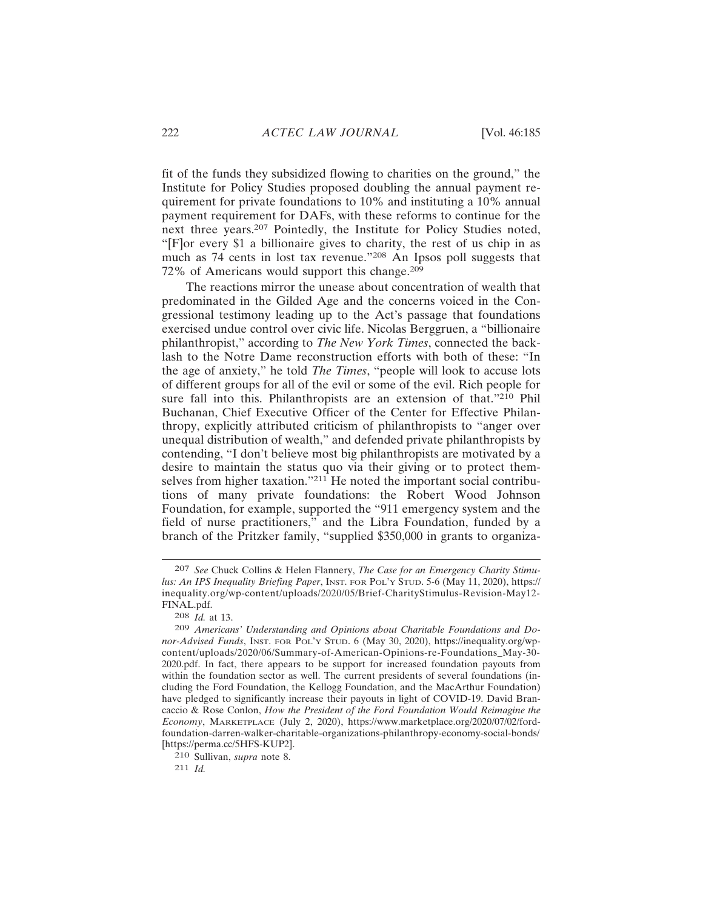fit of the funds they subsidized flowing to charities on the ground," the Institute for Policy Studies proposed doubling the annual payment requirement for private foundations to 10% and instituting a 10% annual payment requirement for DAFs, with these reforms to continue for the next three years.[207] Pointedly, the Institute for Policy Studies noted, "[F]or every $1 a billionaire gives to charity, the rest of us chip in as much as 74 cents in lost tax revenue."[208] An Ipsos poll suggests that 72% of Americans would support this change.[209]

The reactions mirror the unease about concentration of wealth that predominated in the Gilded Age and the concerns voiced in the Congressional testimony leading up to the Act's passage that foundations exercised undue control over civic life. Nicolas Berggruen, a "billionaire philanthropist," according to *The New York Times*, connected the backlash to the Notre Dame reconstruction efforts with both of these: "In the age of anxiety," he told *The Times*, "people will look to accuse lots of different groups for all of the evil or some of the evil. Rich people for sure fall into this. Philanthropists are an extension of that."[210] Phil Buchanan, Chief Executive Officer of the Center for Effective Philanthropy, explicitly attributed criticism of philanthropists to "anger over unequal distribution of wealth," and defended private philanthropists by contending, "I don't believe most big philanthropists are motivated by a desire to maintain the status quo via their giving or to protect themselves from higher taxation."[211] He noted the important social contributions of many private foundations: the Robert Wood Johnson Foundation, for example, supported the "911 emergency system and the field of nurse practitioners," and the Libra Foundation, funded by a branch of the Pritzker family, "supplied $350,000 in grants to organiza-

---

207 *See* Chuck Collins & Helen Flannery, *The Case for an Emergency Charity Stimulus: An IPS Inequality Briefing Paper*, INST. FOR POL'Y STUD. 5-6 (May 11, 2020), https://inequality.org/wp-content/uploads/2020/05/Brief-CharityStimulus-Revision-May12-FINAL.pdf.

208 *Id.* at 13.

209 *Americans' Understanding and Opinions about Charitable Foundations and Donor-Advised Funds*, INST. FOR POL'Y STUD. 6 (May 30, 2020), https://inequality.org/wp-content/uploads/2020/06/Summary-of-American-Opinions-re-Foundations_May-30-2020.pdf. In fact, there appears to be support for increased foundation payouts from within the foundation sector as well. The current presidents of several foundations (including the Ford Foundation, the Kellogg Foundation, and the MacArthur Foundation) have pledged to significantly increase their payouts in light of COVID-19. David Brancaccio & Rose Conlon, *How the President of the Ford Foundation Would Reimagine the Economy*, MARKETPLACE (July 2, 2020), https://www.marketplace.org/2020/07/02/ford-foundation-darren-walker-charitable-organizations-philanthropy-economy-social-bonds/ [https://perma.cc/5HFS-KUP2].

210 Sullivan, *supra* note 8.

211 *Id.*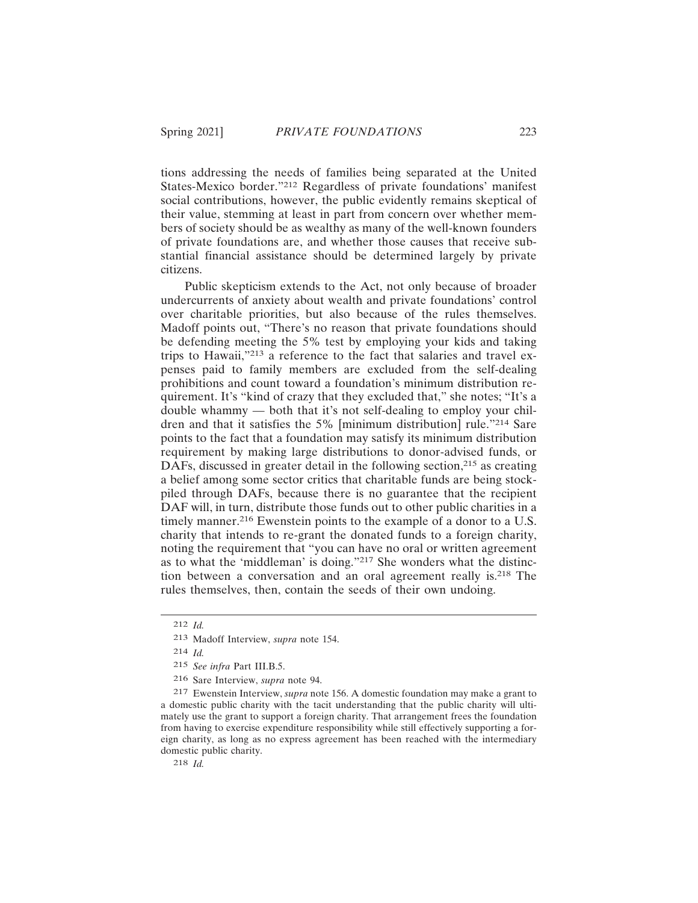tions addressing the needs of families being separated at the United States-Mexico border."[212] Regardless of private foundations' manifest social contributions, however, the public evidently remains skeptical of their value, stemming at least in part from concern over whether members of society should be as wealthy as many of the well-known founders of private foundations are, and whether those causes that receive substantial financial assistance should be determined largely by private citizens.

Public skepticism extends to the Act, not only because of broader undercurrents of anxiety about wealth and private foundations' control over charitable priorities, but also because of the rules themselves. Madoff points out, "There's no reason that private foundations should be defending meeting the 5% test by employing your kids and taking trips to Hawaii,"[213] a reference to the fact that salaries and travel expenses paid to family members are excluded from the self-dealing prohibitions and count toward a foundation's minimum distribution requirement. It's "kind of crazy that they excluded that," she notes; "It's a double whammy — both that it's not self-dealing to employ your children and that it satisfies the 5% [minimum distribution] rule."[214] Sare points to the fact that a foundation may satisfy its minimum distribution requirement by making large distributions to donor-advised funds, or DAFs, discussed in greater detail in the following section,[215] as creating a belief among some sector critics that charitable funds are being stockpiled through DAFs, because there is no guarantee that the recipient DAF will, in turn, distribute those funds out to other public charities in a timely manner.[216] Ewenstein points to the example of a donor to a U.S. charity that intends to re-grant the donated funds to a foreign charity, noting the requirement that "you can have no oral or written agreement as to what the 'middleman' is doing."[217] She wonders what the distinction between a conversation and an oral agreement really is.[218] The rules themselves, then, contain the seeds of their own undoing.

---

212 *Id.*

213 Madoff Interview, *supra* note 154.

214 *Id.*

215 *See infra* Part III.B.5.

216 Sare Interview, *supra* note 94.

217 Ewenstein Interview, *supra* note 156. A domestic foundation may make a grant to a domestic public charity with the tacit understanding that the public charity will ultimately use the grant to support a foreign charity. That arrangement frees the foundation from having to exercise expenditure responsibility while still effectively supporting a foreign charity, as long as no express agreement has been reached with the intermediary domestic public charity.

218 *Id.*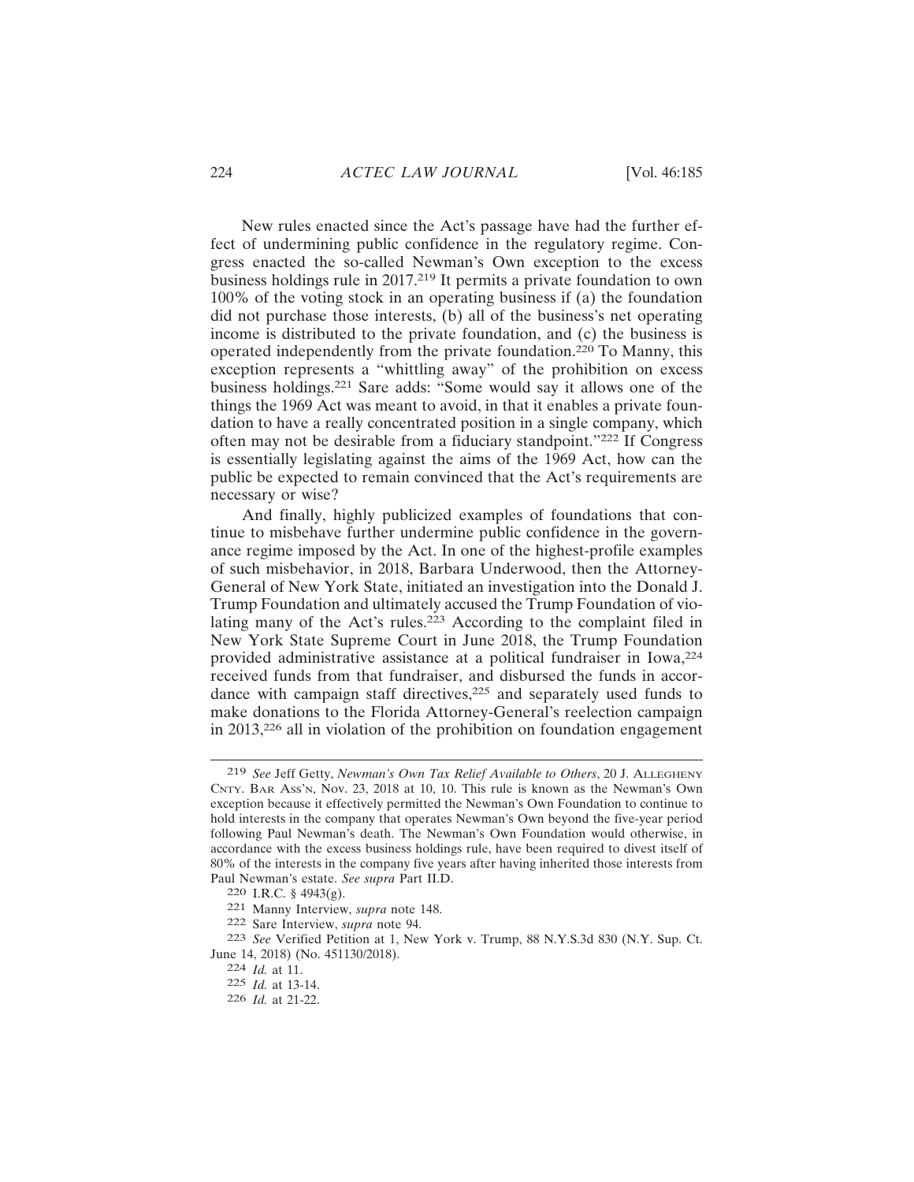New rules enacted since the Act's passage have had the further effect of undermining public confidence in the regulatory regime. Congress enacted the so-called Newman's Own exception to the excess business holdings rule in 2017.[219] It permits a private foundation to own 100% of the voting stock in an operating business if (a) the foundation did not purchase those interests, (b) all of the business's net operating income is distributed to the private foundation, and (c) the business is operated independently from the private foundation.[220] To Manny, this exception represents a "whittling away" of the prohibition on excess business holdings.[221] Sare adds: "Some would say it allows one of the things the 1969 Act was meant to avoid, in that it enables a private foundation to have a really concentrated position in a single company, which often may not be desirable from a fiduciary standpoint."[222] If Congress is essentially legislating against the aims of the 1969 Act, how can the public be expected to remain convinced that the Act's requirements are necessary or wise?

And finally, highly publicized examples of foundations that continue to misbehave further undermine public confidence in the governance regime imposed by the Act. In one of the highest-profile examples of such misbehavior, in 2018, Barbara Underwood, then the Attorney-General of New York State, initiated an investigation into the Donald J. Trump Foundation and ultimately accused the Trump Foundation of violating many of the Act's rules.[223] According to the complaint filed in New York State Supreme Court in June 2018, the Trump Foundation provided administrative assistance at a political fundraiser in Iowa,[224] received funds from that fundraiser, and disbursed the funds in accordance with campaign staff directives,[225] and separately used funds to make donations to the Florida Attorney-General's reelection campaign in 2013,[226] all in violation of the prohibition on foundation engagement

---

219 *See* Jeff Getty, *Newman's Own Tax Relief Available to Others*, 20 J. ALLEGHENY CNTY. BAR ASS'N, Nov. 23, 2018 at 10, 10. This rule is known as the Newman's Own exception because it effectively permitted the Newman's Own Foundation to continue to hold interests in the company that operates Newman's Own beyond the five-year period following Paul Newman's death. The Newman's Own Foundation would otherwise, in accordance with the excess business holdings rule, have been required to divest itself of 80% of the interests in the company five years after having inherited those interests from Paul Newman's estate. *See supra* Part II.D.

220 I.R.C. § 4943(g).

221 Manny Interview, *supra* note 148.

222 Sare Interview, *supra* note 94.

223 *See* Verified Petition at 1, New York v. Trump, 88 N.Y.S.3d 830 (N.Y. Sup. Ct. June 14, 2018) (No. 451130/2018).

224 *Id.* at 11.

225 *Id.* at 13-14.

226 *Id.* at 21-22.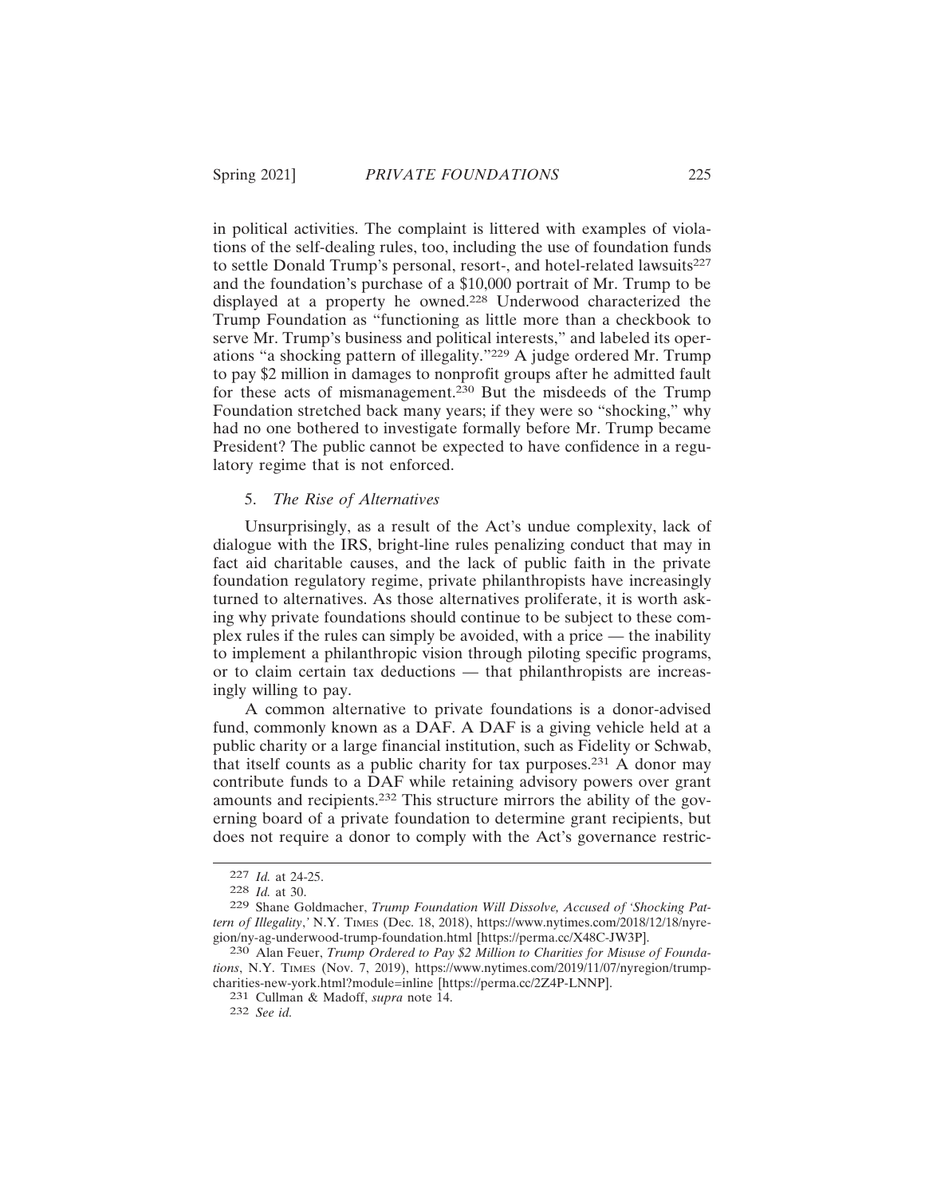in political activities. The complaint is littered with examples of violations of the self-dealing rules, too, including the use of foundation funds to settle Donald Trump's personal, resort-, and hotel-related lawsuits[227] and the foundation's purchase of a $10,000 portrait of Mr. Trump to be displayed at a property he owned.[228] Underwood characterized the Trump Foundation as "functioning as little more than a checkbook to serve Mr. Trump's business and political interests," and labeled its operations "a shocking pattern of illegality."[229] A judge ordered Mr. Trump to pay $2 million in damages to nonprofit groups after he admitted fault for these acts of mismanagement.[230] But the misdeeds of the Trump Foundation stretched back many years; if they were so "shocking," why had no one bothered to investigate formally before Mr. Trump became President? The public cannot be expected to have confidence in a regulatory regime that is not enforced.

### 5. *The Rise of Alternatives*

Unsurprisingly, as a result of the Act's undue complexity, lack of dialogue with the IRS, bright-line rules penalizing conduct that may in fact aid charitable causes, and the lack of public faith in the private foundation regulatory regime, private philanthropists have increasingly turned to alternatives. As those alternatives proliferate, it is worth asking why private foundations should continue to be subject to these complex rules if the rules can simply be avoided, with a price — the inability to implement a philanthropic vision through piloting specific programs, or to claim certain tax deductions — that philanthropists are increasingly willing to pay.

A common alternative to private foundations is a donor-advised fund, commonly known as a DAF. A DAF is a giving vehicle held at a public charity or a large financial institution, such as Fidelity or Schwab, that itself counts as a public charity for tax purposes.[231] A donor may contribute funds to a DAF while retaining advisory powers over grant amounts and recipients.[232] This structure mirrors the ability of the governing board of a private foundation to determine grant recipients, but does not require a donor to comply with the Act's governance restric-

---

227 *Id.* at 24-25.

228 *Id.* at 30.

229 Shane Goldmacher, *Trump Foundation Will Dissolve, Accused of 'Shocking Pattern of Illegality*,' N.Y. Times (Dec. 18, 2018), https://www.nytimes.com/2018/12/18/nyregion/ny-ag-underwood-trump-foundation.html [https://perma.cc/X48C-JW3P].

230 Alan Feuer, *Trump Ordered to Pay $2 Million to Charities for Misuse of Foundations*, N.Y. Times (Nov. 7, 2019), https://www.nytimes.com/2019/11/07/nyregion/trump-charities-new-york.html?module=inline [https://perma.cc/2Z4P-LNNP].

231 Cullman & Madoff, *supra* note 14.

232 *See id.*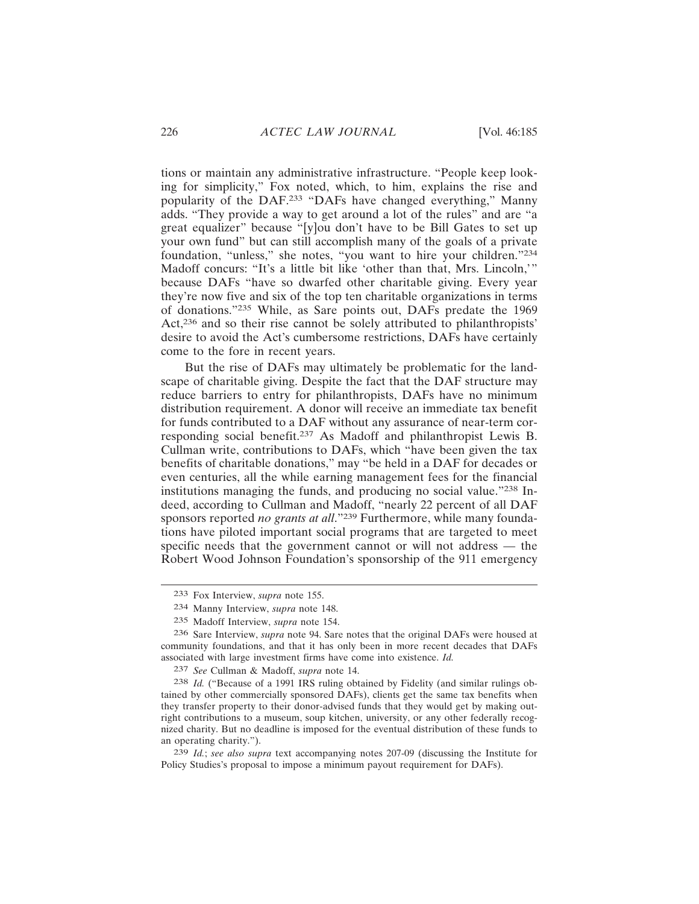tions or maintain any administrative infrastructure. "People keep looking for simplicity," Fox noted, which, to him, explains the rise and popularity of the DAF.[233] "DAFs have changed everything," Manny adds. "They provide a way to get around a lot of the rules" and are "a great equalizer" because "[y]ou don't have to be Bill Gates to set up your own fund" but can still accomplish many of the goals of a private foundation, "unless," she notes, "you want to hire your children."[234] Madoff concurs: "It's a little bit like 'other than that, Mrs. Lincoln,'" because DAFs "have so dwarfed other charitable giving. Every year they're now five and six of the top ten charitable organizations in terms of donations."[235] While, as Sare points out, DAFs predate the 1969 Act,[236] and so their rise cannot be solely attributed to philanthropists' desire to avoid the Act's cumbersome restrictions, DAFs have certainly come to the fore in recent years.

But the rise of DAFs may ultimately be problematic for the landscape of charitable giving. Despite the fact that the DAF structure may reduce barriers to entry for philanthropists, DAFs have no minimum distribution requirement. A donor will receive an immediate tax benefit for funds contributed to a DAF without any assurance of near-term corresponding social benefit.[237] As Madoff and philanthropist Lewis B. Cullman write, contributions to DAFs, which "have been given the tax benefits of charitable donations," may "be held in a DAF for decades or even centuries, all the while earning management fees for the financial institutions managing the funds, and producing no social value."[238] Indeed, according to Cullman and Madoff, "nearly 22 percent of all DAF sponsors reported *no grants at all*."[239] Furthermore, while many foundations have piloted important social programs that are targeted to meet specific needs that the government cannot or will not address — the Robert Wood Johnson Foundation's sponsorship of the 911 emergency

---

233 Fox Interview, *supra* note 155.

234 Manny Interview, *supra* note 148.

235 Madoff Interview, *supra* note 154.

236 Sare Interview, *supra* note 94. Sare notes that the original DAFs were housed at community foundations, and that it has only been in more recent decades that DAFs associated with large investment firms have come into existence. *Id.*

237 *See* Cullman & Madoff, *supra* note 14.

238 *Id.* ("Because of a 1991 IRS ruling obtained by Fidelity (and similar rulings obtained by other commercially sponsored DAFs), clients get the same tax benefits when they transfer property to their donor-advised funds that they would get by making outright contributions to a museum, soup kitchen, university, or any other federally recognized charity. But no deadline is imposed for the eventual distribution of these funds to an operating charity.").

239 *Id.*; *see also supra* text accompanying notes 207-09 (discussing the Institute for Policy Studies's proposal to impose a minimum payout requirement for DAFs).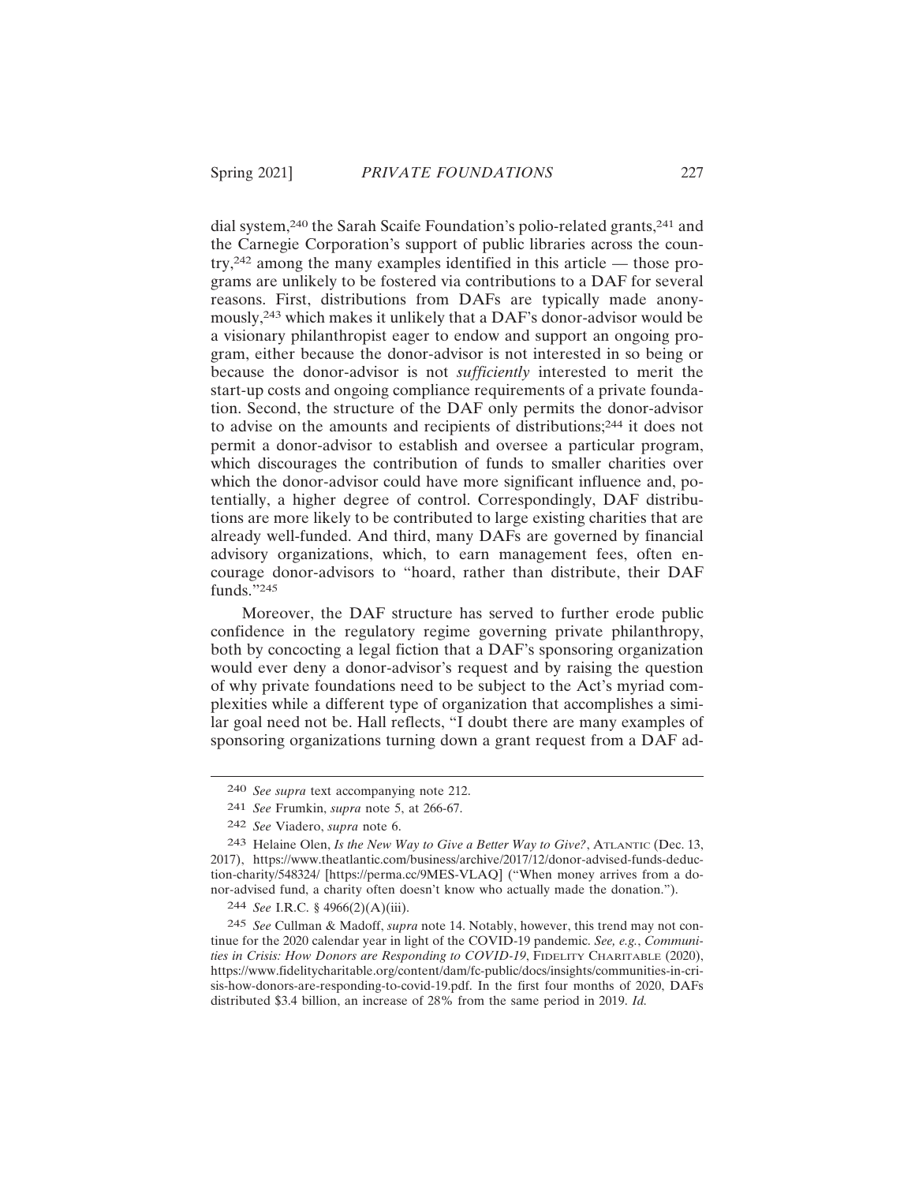dial system,[240] the Sarah Scaife Foundation's polio-related grants,[241] and the Carnegie Corporation's support of public libraries across the country,[242] among the many examples identified in this article — those programs are unlikely to be fostered via contributions to a DAF for several reasons. First, distributions from DAFs are typically made anonymously,[243] which makes it unlikely that a DAF's donor-advisor would be a visionary philanthropist eager to endow and support an ongoing program, either because the donor-advisor is not interested in so being or because the donor-advisor is not *sufficiently* interested to merit the start-up costs and ongoing compliance requirements of a private foundation. Second, the structure of the DAF only permits the donor-advisor to advise on the amounts and recipients of distributions;[244] it does not permit a donor-advisor to establish and oversee a particular program, which discourages the contribution of funds to smaller charities over which the donor-advisor could have more significant influence and, potentially, a higher degree of control. Correspondingly, DAF distributions are more likely to be contributed to large existing charities that are already well-funded. And third, many DAFs are governed by financial advisory organizations, which, to earn management fees, often encourage donor-advisors to "hoard, rather than distribute, their DAF funds."[245]

Moreover, the DAF structure has served to further erode public confidence in the regulatory regime governing private philanthropy, both by concocting a legal fiction that a DAF's sponsoring organization would ever deny a donor-advisor's request and by raising the question of why private foundations need to be subject to the Act's myriad complexities while a different type of organization that accomplishes a similar goal need not be. Hall reflects, "I doubt there are many examples of sponsoring organizations turning down a grant request from a DAF ad-

---

240 *See supra* text accompanying note 212.

241 *See* Frumkin, *supra* note 5, at 266-67.

242 *See* Viadero, *supra* note 6.

243 Helaine Olen, *Is the New Way to Give a Better Way to Give?*, ATLANTIC (Dec. 13, 2017), https://www.theatlantic.com/business/archive/2017/12/donor-advised-funds-deduction-charity/548324/ [https://perma.cc/9MES-VLAQ] ("When money arrives from a donor-advised fund, a charity often doesn't know who actually made the donation.").

244 *See* I.R.C. § 4966(2)(A)(iii).

245 *See* Cullman & Madoff, *supra* note 14. Notably, however, this trend may not continue for the 2020 calendar year in light of the COVID-19 pandemic. *See, e.g.*, *Communities in Crisis: How Donors are Responding to COVID-19*, FIDELITY CHARITABLE (2020), https://www.fidelitycharitable.org/content/dam/fc-public/docs/insights/communities-in-crisis-how-donors-are-responding-to-covid-19.pdf. In the first four months of 2020, DAFs distributed $3.4 billion, an increase of 28% from the same period in 2019. *Id.*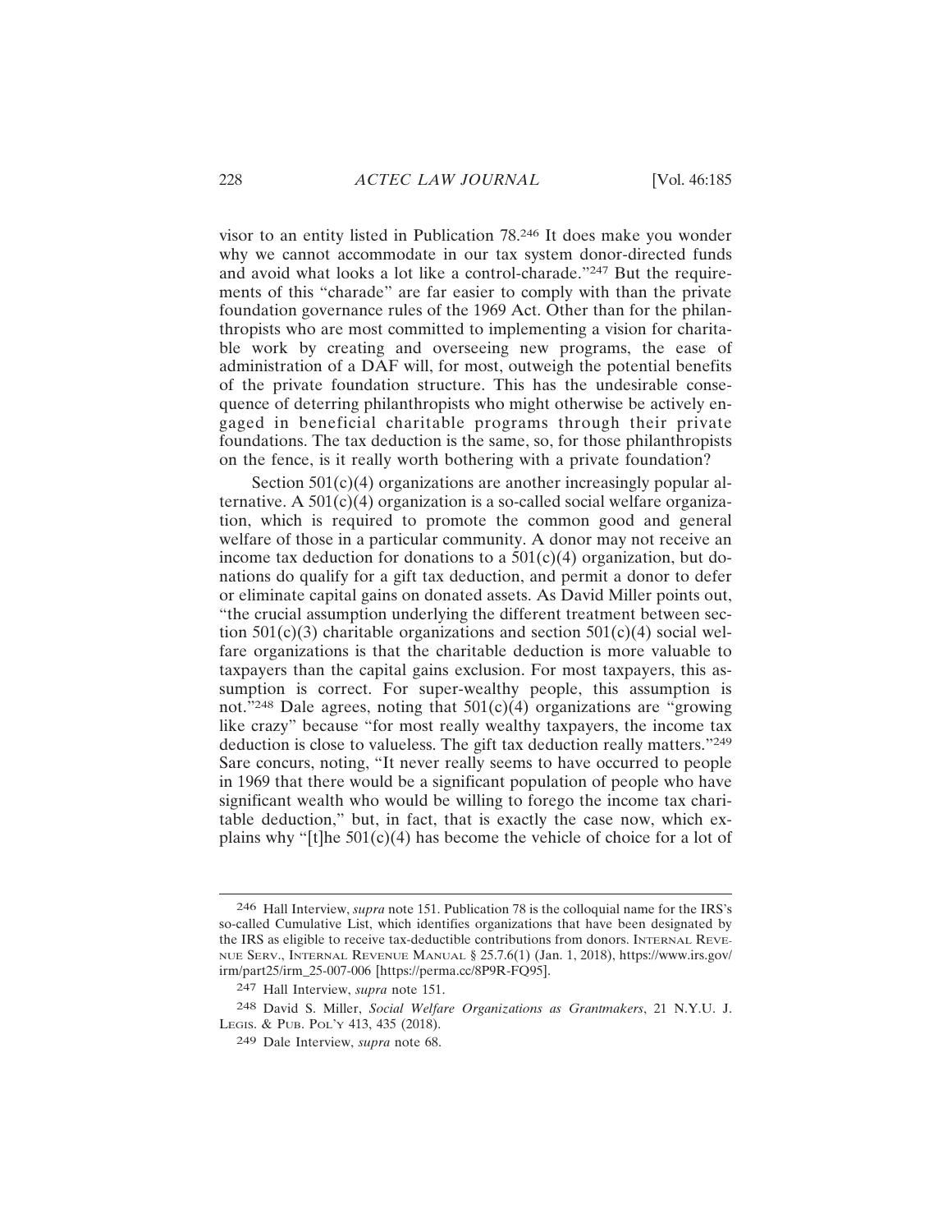visor to an entity listed in Publication 78.[246] It does make you wonder why we cannot accommodate in our tax system donor-directed funds and avoid what looks a lot like a control-charade."[247] But the requirements of this "charade" are far easier to comply with than the private foundation governance rules of the 1969 Act. Other than for the philanthropists who are most committed to implementing a vision for charitable work by creating and overseeing new programs, the ease of administration of a DAF will, for most, outweigh the potential benefits of the private foundation structure. This has the undesirable consequence of deterring philanthropists who might otherwise be actively engaged in beneficial charitable programs through their private foundations. The tax deduction is the same, so, for those philanthropists on the fence, is it really worth bothering with a private foundation?

Section 501(c)(4) organizations are another increasingly popular alternative. A 501(c)(4) organization is a so-called social welfare organization, which is required to promote the common good and general welfare of those in a particular community. A donor may not receive an income tax deduction for donations to a 501(c)(4) organization, but donations do qualify for a gift tax deduction, and permit a donor to defer or eliminate capital gains on donated assets. As David Miller points out, "the crucial assumption underlying the different treatment between section 501(c)(3) charitable organizations and section 501(c)(4) social welfare organizations is that the charitable deduction is more valuable to taxpayers than the capital gains exclusion. For most taxpayers, this assumption is correct. For super-wealthy people, this assumption is not."[248] Dale agrees, noting that 501(c)(4) organizations are "growing like crazy" because "for most really wealthy taxpayers, the income tax deduction is close to valueless. The gift tax deduction really matters."[249] Sare concurs, noting, "It never really seems to have occurred to people in 1969 that there would be a significant population of people who have significant wealth who would be willing to forego the income tax charitable deduction," but, in fact, that is exactly the case now, which explains why "[t]he 501(c)(4) has become the vehicle of choice for a lot of

---

246 Hall Interview, *supra* note 151. Publication 78 is the colloquial name for the IRS's so-called Cumulative List, which identifies organizations that have been designated by the IRS as eligible to receive tax-deductible contributions from donors. Internal Revenue Serv., Internal Revenue Manual § 25.7.6(1) (Jan. 1, 2018), https://www.irs.gov/irm/part25/irm_25-007-006 [https://perma.cc/8P9R-FQ95].

247 Hall Interview, *supra* note 151.

248 David S. Miller, *Social Welfare Organizations as Grantmakers*, 21 N.Y.U. J. Legis. & Pub. Pol'y 413, 435 (2018).

249 Dale Interview, *supra* note 68.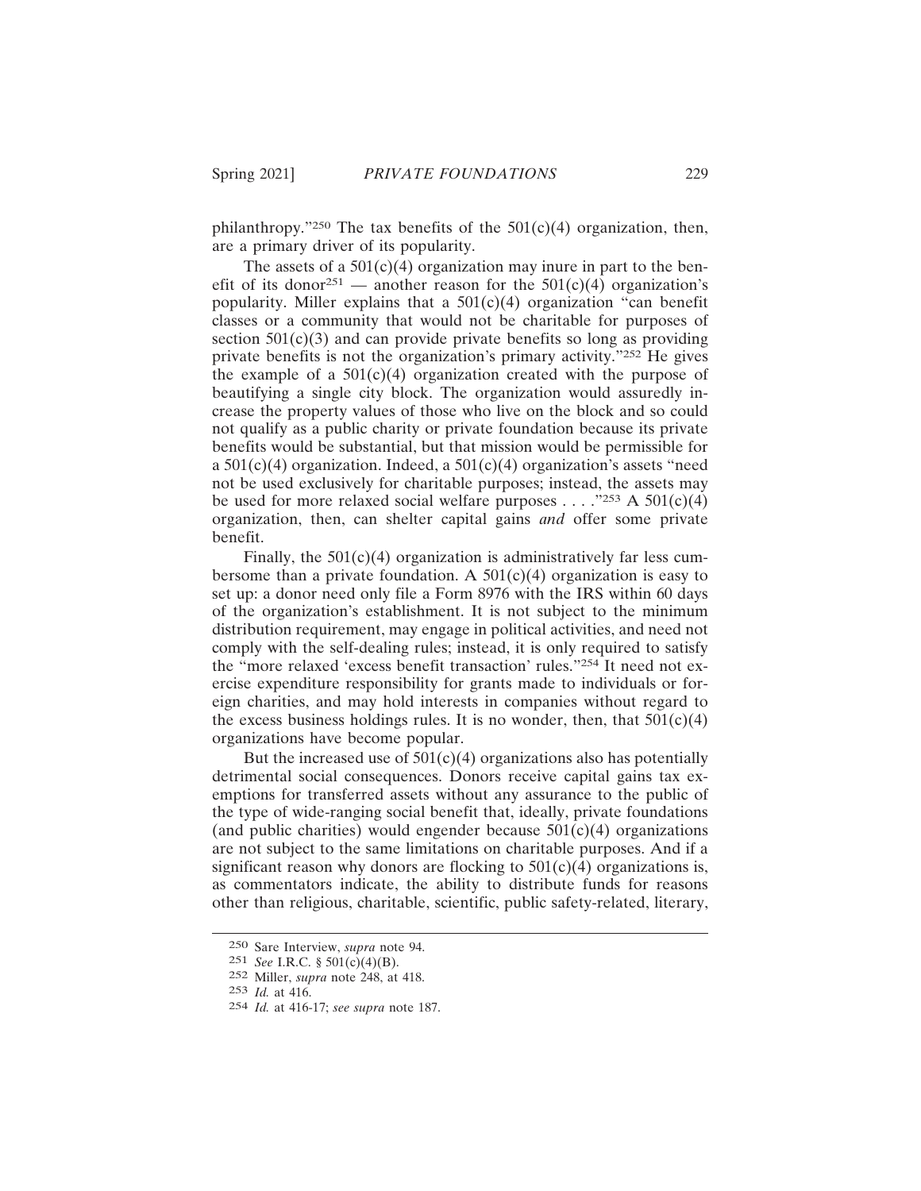philanthropy."[250] The tax benefits of the 501(c)(4) organization, then, are a primary driver of its popularity.

The assets of a 501(c)(4) organization may inure in part to the benefit of its donor[251] — another reason for the 501(c)(4) organization's popularity. Miller explains that a 501(c)(4) organization "can benefit classes or a community that would not be charitable for purposes of section 501(c)(3) and can provide private benefits so long as providing private benefits is not the organization's primary activity."[252] He gives the example of a 501(c)(4) organization created with the purpose of beautifying a single city block. The organization would assuredly increase the property values of those who live on the block and so could not qualify as a public charity or private foundation because its private benefits would be substantial, but that mission would be permissible for a 501(c)(4) organization. Indeed, a 501(c)(4) organization's assets "need not be used exclusively for charitable purposes; instead, the assets may be used for more relaxed social welfare purposes . . . ."[253] A 501(c)(4) organization, then, can shelter capital gains *and* offer some private benefit.

Finally, the 501(c)(4) organization is administratively far less cumbersome than a private foundation. A 501(c)(4) organization is easy to set up: a donor need only file a Form 8976 with the IRS within 60 days of the organization's establishment. It is not subject to the minimum distribution requirement, may engage in political activities, and need not comply with the self-dealing rules; instead, it is only required to satisfy the "more relaxed 'excess benefit transaction' rules."[254] It need not exercise expenditure responsibility for grants made to individuals or foreign charities, and may hold interests in companies without regard to the excess business holdings rules. It is no wonder, then, that 501(c)(4) organizations have become popular.

But the increased use of 501(c)(4) organizations also has potentially detrimental social consequences. Donors receive capital gains tax exemptions for transferred assets without any assurance to the public of the type of wide-ranging social benefit that, ideally, private foundations (and public charities) would engender because 501(c)(4) organizations are not subject to the same limitations on charitable purposes. And if a significant reason why donors are flocking to 501(c)(4) organizations is, as commentators indicate, the ability to distribute funds for reasons other than religious, charitable, scientific, public safety-related, literary,

---

[250] Sare Interview, *supra* note 94.

[251] *See* I.R.C. § 501(c)(4)(B).

[252] Miller, *supra* note 248, at 418.

[253] *Id.* at 416.

[254] *Id.* at 416-17; *see supra* note 187.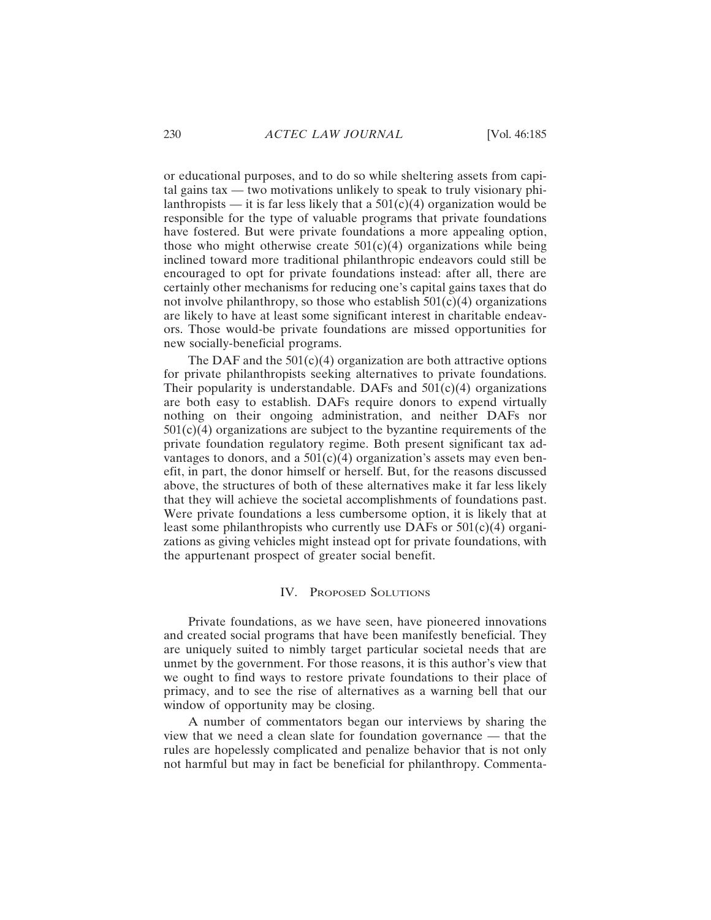or educational purposes, and to do so while sheltering assets from capital gains tax — two motivations unlikely to speak to truly visionary philanthropists — it is far less likely that a 501(c)(4) organization would be responsible for the type of valuable programs that private foundations have fostered. But were private foundations a more appealing option, those who might otherwise create 501(c)(4) organizations while being inclined toward more traditional philanthropic endeavors could still be encouraged to opt for private foundations instead: after all, there are certainly other mechanisms for reducing one's capital gains taxes that do not involve philanthropy, so those who establish 501(c)(4) organizations are likely to have at least some significant interest in charitable endeavors. Those would-be private foundations are missed opportunities for new socially-beneficial programs.

The DAF and the 501(c)(4) organization are both attractive options for private philanthropists seeking alternatives to private foundations. Their popularity is understandable. DAFs and 501(c)(4) organizations are both easy to establish. DAFs require donors to expend virtually nothing on their ongoing administration, and neither DAFs nor 501(c)(4) organizations are subject to the byzantine requirements of the private foundation regulatory regime. Both present significant tax advantages to donors, and a 501(c)(4) organization's assets may even benefit, in part, the donor himself or herself. But, for the reasons discussed above, the structures of both of these alternatives make it far less likely that they will achieve the societal accomplishments of foundations past. Were private foundations a less cumbersome option, it is likely that at least some philanthropists who currently use DAFs or 501(c)(4) organizations as giving vehicles might instead opt for private foundations, with the appurtenant prospect of greater social benefit.

## IV. Proposed Solutions

Private foundations, as we have seen, have pioneered innovations and created social programs that have been manifestly beneficial. They are uniquely suited to nimbly target particular societal needs that are unmet by the government. For those reasons, it is this author's view that we ought to find ways to restore private foundations to their place of primacy, and to see the rise of alternatives as a warning bell that our window of opportunity may be closing.

A number of commentators began our interviews by sharing the view that we need a clean slate for foundation governance — that the rules are hopelessly complicated and penalize behavior that is not only not harmful but may in fact be beneficial for philanthropy. Commenta-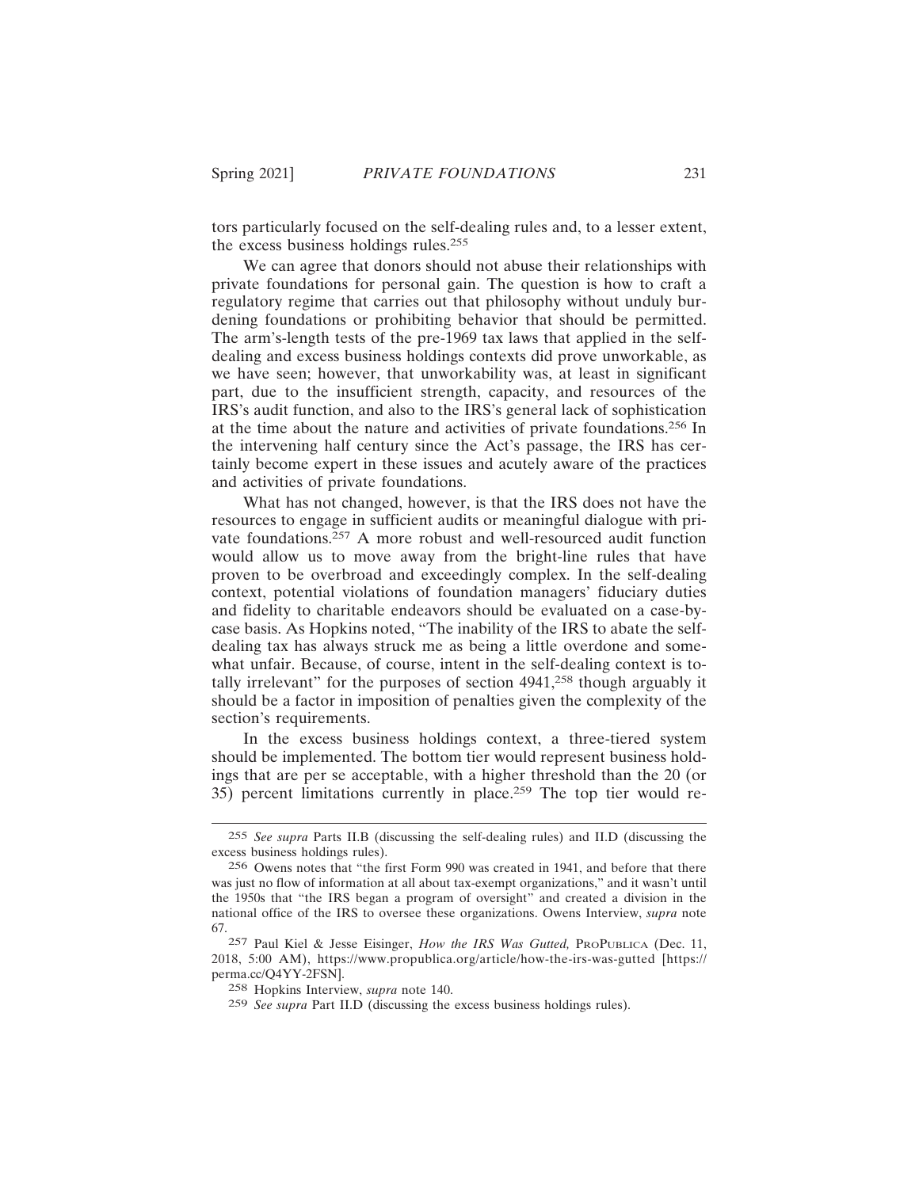tors particularly focused on the self-dealing rules and, to a lesser extent, the excess business holdings rules.[255]

We can agree that donors should not abuse their relationships with private foundations for personal gain. The question is how to craft a regulatory regime that carries out that philosophy without unduly burdening foundations or prohibiting behavior that should be permitted. The arm's-length tests of the pre-1969 tax laws that applied in the self-dealing and excess business holdings contexts did prove unworkable, as we have seen; however, that unworkability was, at least in significant part, due to the insufficient strength, capacity, and resources of the IRS's audit function, and also to the IRS's general lack of sophistication at the time about the nature and activities of private foundations.[256] In the intervening half century since the Act's passage, the IRS has certainly become expert in these issues and acutely aware of the practices and activities of private foundations.

What has not changed, however, is that the IRS does not have the resources to engage in sufficient audits or meaningful dialogue with private foundations.[257] A more robust and well-resourced audit function would allow us to move away from the bright-line rules that have proven to be overbroad and exceedingly complex. In the self-dealing context, potential violations of foundation managers' fiduciary duties and fidelity to charitable endeavors should be evaluated on a case-by-case basis. As Hopkins noted, "The inability of the IRS to abate the self-dealing tax has always struck me as being a little overdone and somewhat unfair. Because, of course, intent in the self-dealing context is totally irrelevant" for the purposes of section 4941,[258] though arguably it should be a factor in imposition of penalties given the complexity of the section's requirements.

In the excess business holdings context, a three-tiered system should be implemented. The bottom tier would represent business holdings that are per se acceptable, with a higher threshold than the 20 (or 35) percent limitations currently in place.[259] The top tier would re-

---

[255] *See supra* Parts II.B (discussing the self-dealing rules) and II.D (discussing the excess business holdings rules).

[256] Owens notes that "the first Form 990 was created in 1941, and before that there was just no flow of information at all about tax-exempt organizations," and it wasn't until the 1950s that "the IRS began a program of oversight" and created a division in the national office of the IRS to oversee these organizations. Owens Interview, *supra* note 67.

[257] Paul Kiel & Jesse Eisinger, *How the IRS Was Gutted,* PROPUBLICA (Dec. 11, 2018, 5:00 AM), https://www.propublica.org/article/how-the-irs-was-gutted [https://perma.cc/Q4YY-2FSN].

[258] Hopkins Interview, *supra* note 140.

[259] *See supra* Part II.D (discussing the excess business holdings rules).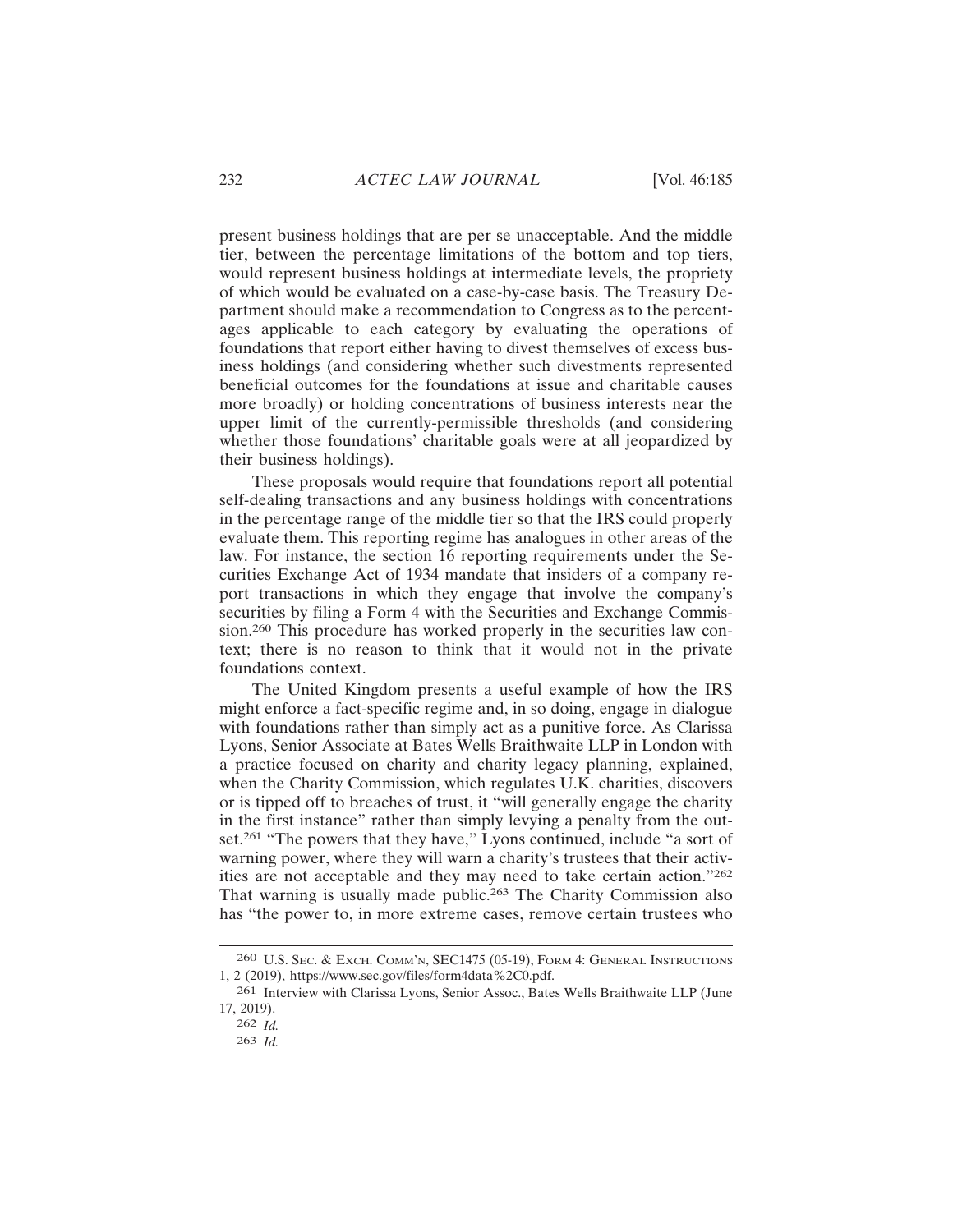present business holdings that are per se unacceptable. And the middle tier, between the percentage limitations of the bottom and top tiers, would represent business holdings at intermediate levels, the propriety of which would be evaluated on a case-by-case basis. The Treasury Department should make a recommendation to Congress as to the percentages applicable to each category by evaluating the operations of foundations that report either having to divest themselves of excess business holdings (and considering whether such divestments represented beneficial outcomes for the foundations at issue and charitable causes more broadly) or holding concentrations of business interests near the upper limit of the currently-permissible thresholds (and considering whether those foundations' charitable goals were at all jeopardized by their business holdings).

These proposals would require that foundations report all potential self-dealing transactions and any business holdings with concentrations in the percentage range of the middle tier so that the IRS could properly evaluate them. This reporting regime has analogues in other areas of the law. For instance, the section 16 reporting requirements under the Securities Exchange Act of 1934 mandate that insiders of a company report transactions in which they engage that involve the company's securities by filing a Form 4 with the Securities and Exchange Commission.[260] This procedure has worked properly in the securities law context; there is no reason to think that it would not in the private foundations context.

The United Kingdom presents a useful example of how the IRS might enforce a fact-specific regime and, in so doing, engage in dialogue with foundations rather than simply act as a punitive force. As Clarissa Lyons, Senior Associate at Bates Wells Braithwaite LLP in London with a practice focused on charity and charity legacy planning, explained, when the Charity Commission, which regulates U.K. charities, discovers or is tipped off to breaches of trust, it "will generally engage the charity in the first instance" rather than simply levying a penalty from the outset.[261] "The powers that they have," Lyons continued, include "a sort of warning power, where they will warn a charity's trustees that their activities are not acceptable and they may need to take certain action."[262] That warning is usually made public.[263] The Charity Commission also has "the power to, in more extreme cases, remove certain trustees who

---

[260] U.S. Sec. & Exch. Comm'n, SEC1475 (05-19), Form 4: General Instructions 1, 2 (2019), https://www.sec.gov/files/form4data%2C0.pdf.

[261] Interview with Clarissa Lyons, Senior Assoc., Bates Wells Braithwaite LLP (June 17, 2019).

[262] *Id.*

[263] *Id.*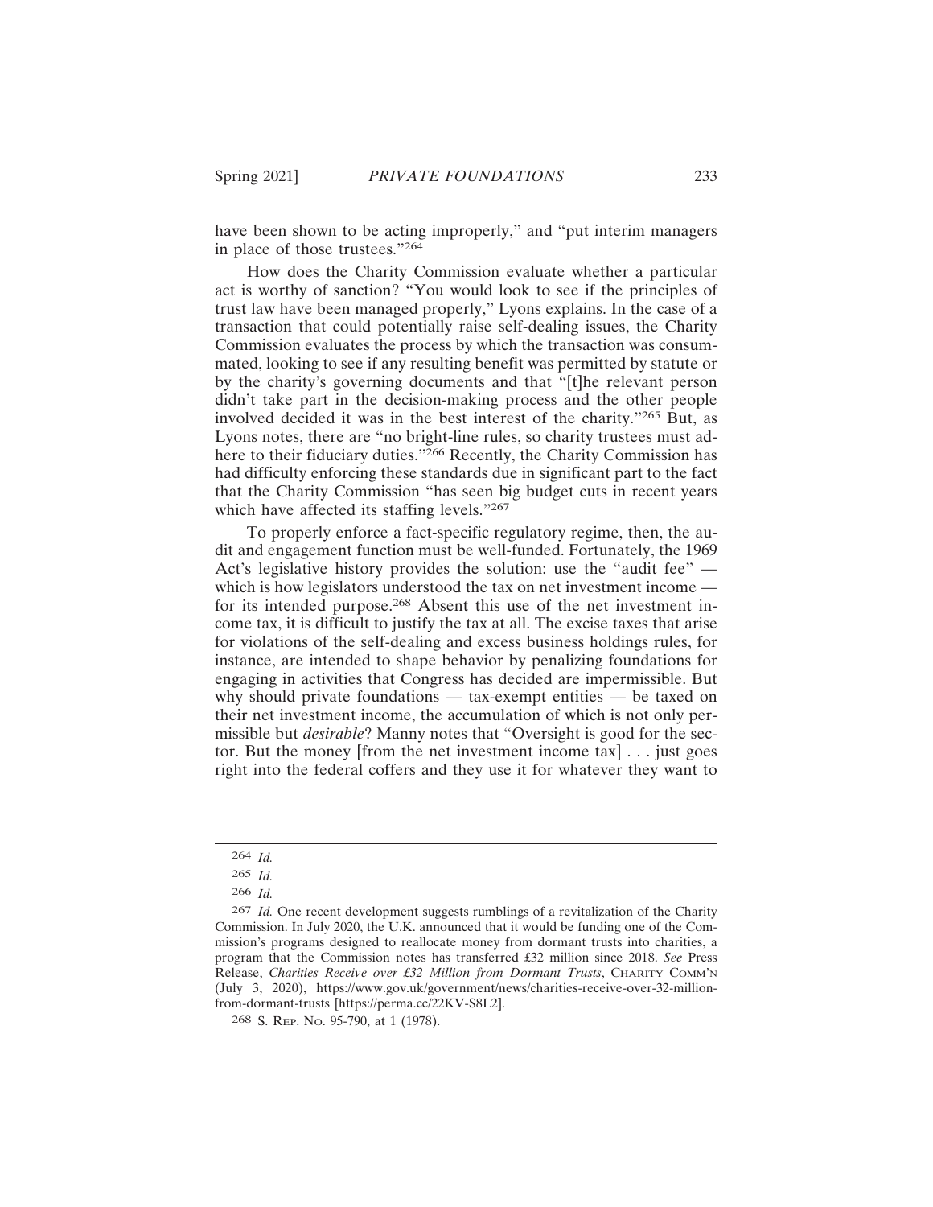have been shown to be acting improperly," and "put interim managers in place of those trustees."[264]

How does the Charity Commission evaluate whether a particular act is worthy of sanction? "You would look to see if the principles of trust law have been managed properly," Lyons explains. In the case of a transaction that could potentially raise self-dealing issues, the Charity Commission evaluates the process by which the transaction was consummated, looking to see if any resulting benefit was permitted by statute or by the charity's governing documents and that "[t]he relevant person didn't take part in the decision-making process and the other people involved decided it was in the best interest of the charity."[265] But, as Lyons notes, there are "no bright-line rules, so charity trustees must adhere to their fiduciary duties."[266] Recently, the Charity Commission has had difficulty enforcing these standards due in significant part to the fact that the Charity Commission "has seen big budget cuts in recent years which have affected its staffing levels."[267]

To properly enforce a fact-specific regulatory regime, then, the audit and engagement function must be well-funded. Fortunately, the 1969 Act's legislative history provides the solution: use the "audit fee" — which is how legislators understood the tax on net investment income — for its intended purpose.[268] Absent this use of the net investment income tax, it is difficult to justify the tax at all. The excise taxes that arise for violations of the self-dealing and excess business holdings rules, for instance, are intended to shape behavior by penalizing foundations for engaging in activities that Congress has decided are impermissible. But why should private foundations — tax-exempt entities — be taxed on their net investment income, the accumulation of which is not only permissible but *desirable*? Manny notes that "Oversight is good for the sector. But the money [from the net investment income tax] . . . just goes right into the federal coffers and they use it for whatever they want to

---

264 *Id.*

265 *Id.*

266 *Id.*

267 *Id.* One recent development suggests rumblings of a revitalization of the Charity Commission. In July 2020, the U.K. announced that it would be funding one of the Commission's programs designed to reallocate money from dormant trusts into charities, a program that the Commission notes has transferred £32 million since 2018. *See* Press Release, *Charities Receive over £32 Million from Dormant Trusts*, CHARITY COMM'N (July 3, 2020), https://www.gov.uk/government/news/charities-receive-over-32-million-from-dormant-trusts [https://perma.cc/22KV-S8L2].

268 S. REP. NO. 95-790, at 1 (1978).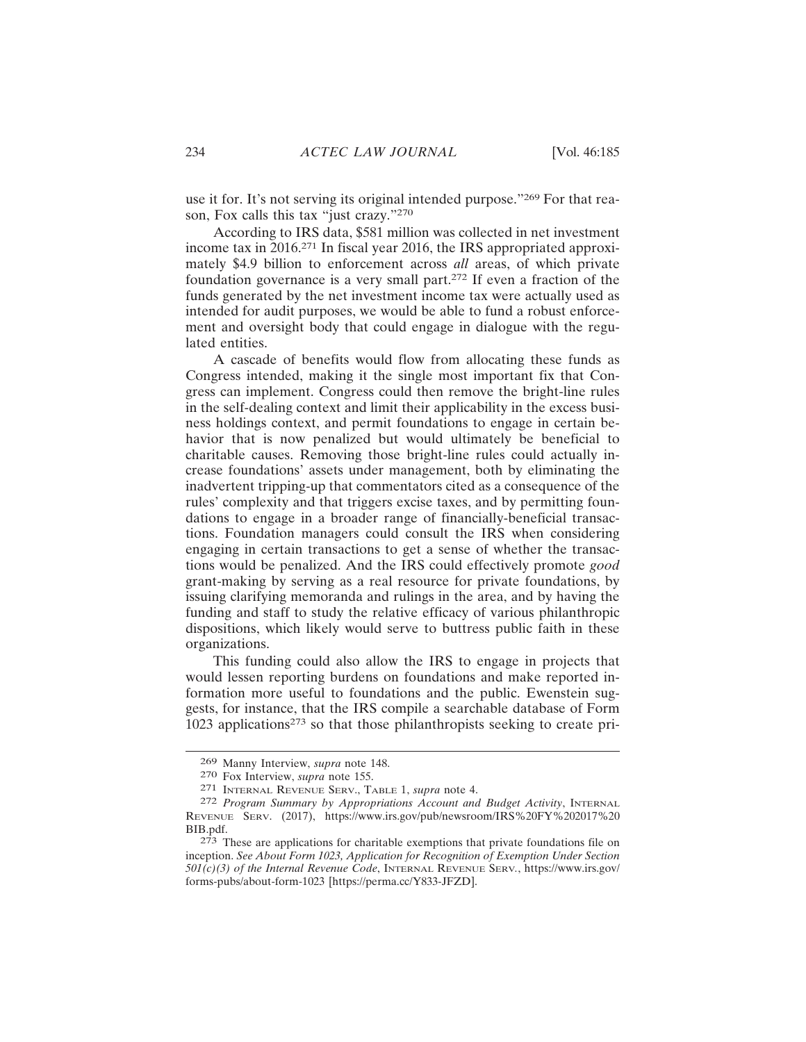use it for. It's not serving its original intended purpose."[269] For that reason, Fox calls this tax "just crazy."[270]

According to IRS data, $581 million was collected in net investment income tax in 2016.[271] In fiscal year 2016, the IRS appropriated approximately $4.9 billion to enforcement across *all* areas, of which private foundation governance is a very small part.[272] If even a fraction of the funds generated by the net investment income tax were actually used as intended for audit purposes, we would be able to fund a robust enforcement and oversight body that could engage in dialogue with the regulated entities.

A cascade of benefits would flow from allocating these funds as Congress intended, making it the single most important fix that Congress can implement. Congress could then remove the bright-line rules in the self-dealing context and limit their applicability in the excess business holdings context, and permit foundations to engage in certain behavior that is now penalized but would ultimately be beneficial to charitable causes. Removing those bright-line rules could actually increase foundations' assets under management, both by eliminating the inadvertent tripping-up that commentators cited as a consequence of the rules' complexity and that triggers excise taxes, and by permitting foundations to engage in a broader range of financially-beneficial transactions. Foundation managers could consult the IRS when considering engaging in certain transactions to get a sense of whether the transactions would be penalized. And the IRS could effectively promote *good* grant-making by serving as a real resource for private foundations, by issuing clarifying memoranda and rulings in the area, and by having the funding and staff to study the relative efficacy of various philanthropic dispositions, which likely would serve to buttress public faith in these organizations.

This funding could also allow the IRS to engage in projects that would lessen reporting burdens on foundations and make reported information more useful to foundations and the public. Ewenstein suggests, for instance, that the IRS compile a searchable database of Form 1023 applications[273] so that those philanthropists seeking to create pri-

---

[269] Manny Interview, *supra* note 148.

[270] Fox Interview, *supra* note 155.

[271] Internal Revenue Serv., Table 1, *supra* note 4.

[272] *Program Summary by Appropriations Account and Budget Activity*, Internal Revenue Serv. (2017), https://www.irs.gov/pub/newsroom/IRS%20FY%202017%20BIB.pdf.

[273] These are applications for charitable exemptions that private foundations file on inception. *See About Form 1023, Application for Recognition of Exemption Under Section 501(c)(3) of the Internal Revenue Code*, Internal Revenue Serv., https://www.irs.gov/forms-pubs/about-form-1023 [https://perma.cc/Y833-JFZD].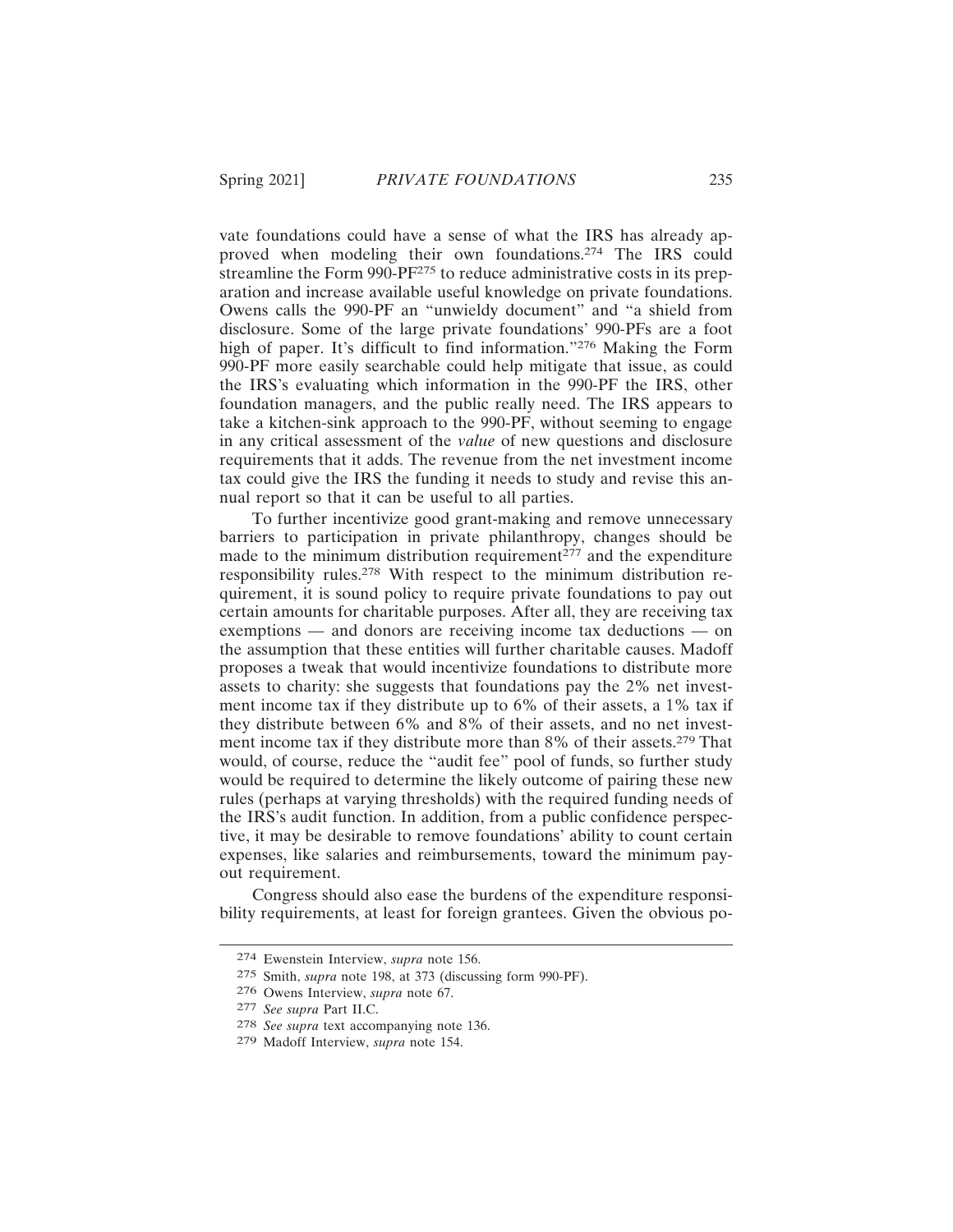vate foundations could have a sense of what the IRS has already approved when modeling their own foundations.[274] The IRS could streamline the Form 990-PF[275] to reduce administrative costs in its preparation and increase available useful knowledge on private foundations. Owens calls the 990-PF an "unwieldy document" and "a shield from disclosure. Some of the large private foundations' 990-PFs are a foot high of paper. It's difficult to find information."[276] Making the Form 990-PF more easily searchable could help mitigate that issue, as could the IRS's evaluating which information in the 990-PF the IRS, other foundation managers, and the public really need. The IRS appears to take a kitchen-sink approach to the 990-PF, without seeming to engage in *any* critical assessment of the *value* of new questions and disclosure requirements that it adds. The revenue from the net investment income tax could give the IRS the funding it needs to study and revise this annual report so that it can be useful to all parties.

To further incentivize good grant-making and remove unnecessary barriers to participation in private philanthropy, changes should be made to the minimum distribution requirement[277] and the expenditure responsibility rules.[278] With respect to the minimum distribution requirement, it is sound policy to require private foundations to pay out certain amounts for charitable purposes. After all, they are receiving tax exemptions — and donors are receiving income tax deductions — on the assumption that these entities will further charitable causes. Madoff proposes a tweak that would incentivize foundations to distribute more assets to charity: she suggests that foundations pay the 2% net investment income tax if they distribute up to 6% of their assets, a 1% tax if they distribute between 6% and 8% of their assets, and no net investment income tax if they distribute more than 8% of their assets.[279] That would, of course, reduce the "audit fee" pool of funds, so further study would be required to determine the likely outcome of pairing these new rules (perhaps at varying thresholds) with the required funding needs of the IRS's audit function. In addition, from a public confidence perspective, it may be desirable to remove foundations' ability to count certain expenses, like salaries and reimbursements, toward the minimum payout requirement.

Congress should also ease the burdens of the expenditure responsibility requirements, at least for foreign grantees. Given the obvious po-

---

[274] Ewenstein Interview, *supra* note 156.

[275] Smith, *supra* note 198, at 373 (discussing form 990-PF).

[276] Owens Interview, *supra* note 67.

[277] *See supra* Part II.C.

[278] *See supra* text accompanying note 136.

[279] Madoff Interview, *supra* note 154.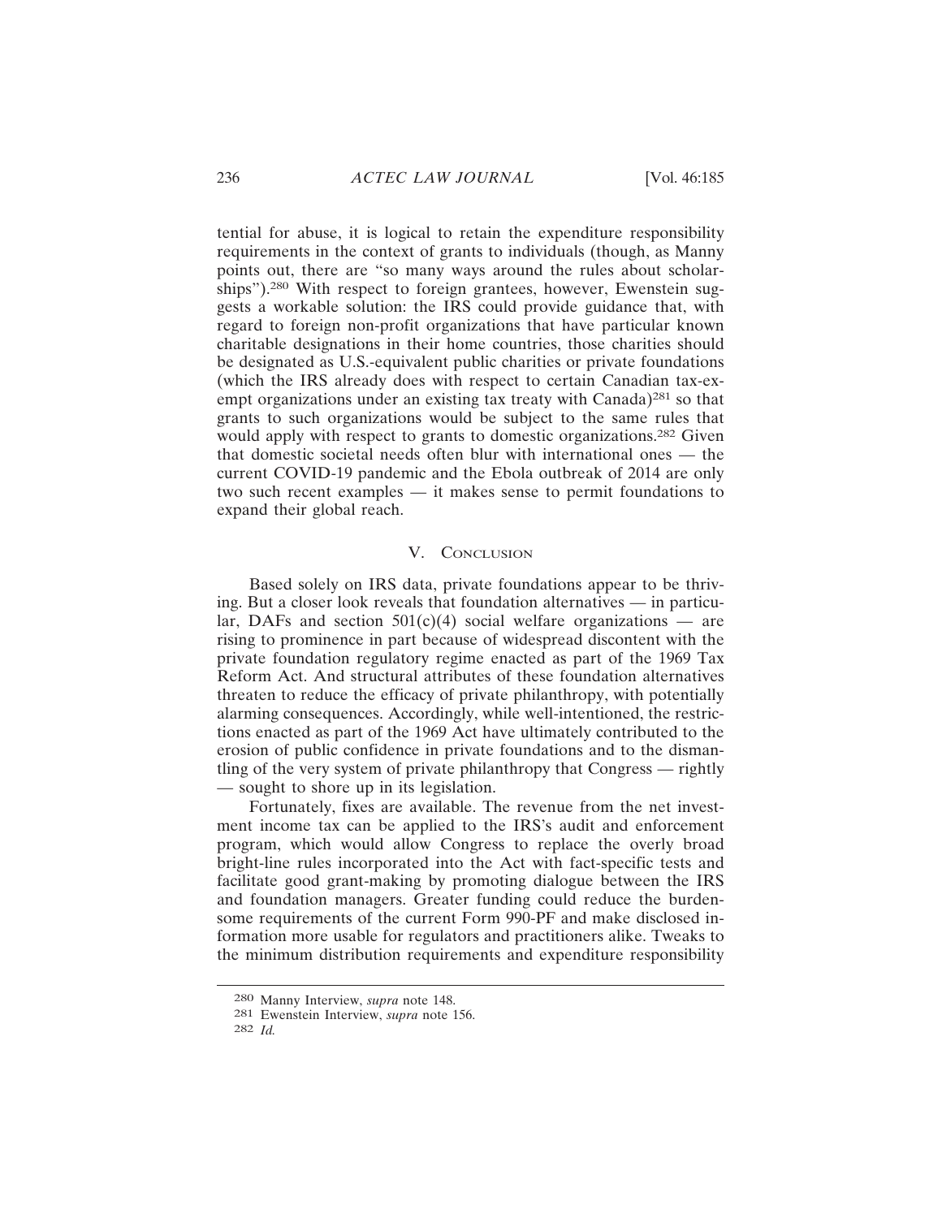tential for abuse, it is logical to retain the expenditure responsibility requirements in the context of grants to individuals (though, as Manny points out, there are "so many ways around the rules about scholarships").[280] With respect to foreign grantees, however, Ewenstein suggests a workable solution: the IRS could provide guidance that, with regard to foreign non-profit organizations that have particular known charitable designations in their home countries, those charities should be designated as U.S.-equivalent public charities or private foundations (which the IRS already does with respect to certain Canadian tax-exempt organizations under an existing tax treaty with Canada)[281] so that grants to such organizations would be subject to the same rules that would apply with respect to grants to domestic organizations.[282] Given that domestic societal needs often blur with international ones — the current COVID-19 pandemic and the Ebola outbreak of 2014 are only two such recent examples — it makes sense to permit foundations to expand their global reach.

## V. Conclusion

Based solely on IRS data, private foundations appear to be thriving. But a closer look reveals that foundation alternatives — in particular, DAFs and section 501(c)(4) social welfare organizations — are rising to prominence in part because of widespread discontent with the private foundation regulatory regime enacted as part of the 1969 Tax Reform Act. And structural attributes of these foundation alternatives threaten to reduce the efficacy of private philanthropy, with potentially alarming consequences. Accordingly, while well-intentioned, the restrictions enacted as part of the 1969 Act have ultimately contributed to the erosion of public confidence in private foundations and to the dismantling of the very system of private philanthropy that Congress — rightly — sought to shore up in its legislation.

Fortunately, fixes are available. The revenue from the net investment income tax can be applied to the IRS's audit and enforcement program, which would allow Congress to replace the overly broad bright-line rules incorporated into the Act with fact-specific tests and facilitate good grant-making by promoting dialogue between the IRS and foundation managers. Greater funding could reduce the burdensome requirements of the current Form 990-PF and make disclosed information more usable for regulators and practitioners alike. Tweaks to the minimum distribution requirements and expenditure responsibility

---

280 Manny Interview, *supra* note 148.

281 Ewenstein Interview, *supra* note 156.

282 *Id.*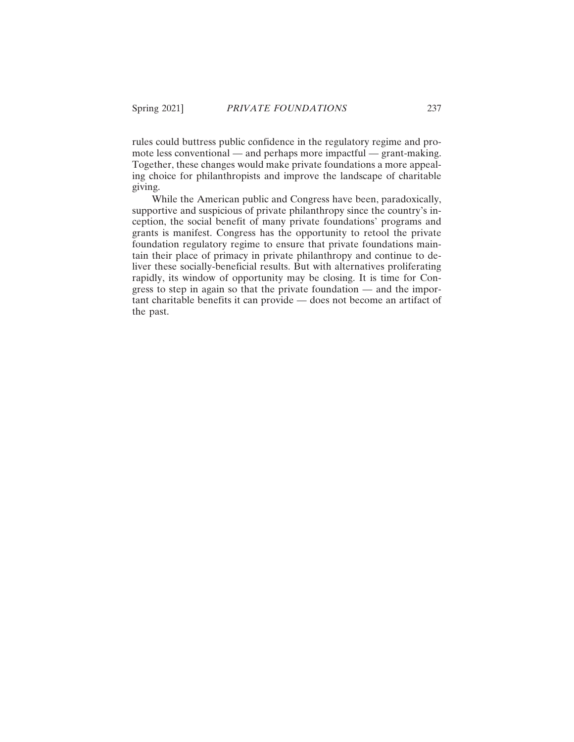rules could buttress public confidence in the regulatory regime and promote less conventional — and perhaps more impactful — grant-making. Together, these changes would make private foundations a more appealing choice for philanthropists and improve the landscape of charitable giving.

While the American public and Congress have been, paradoxically, supportive and suspicious of private philanthropy since the country's inception, the social benefit of many private foundations' programs and grants is manifest. Congress has the opportunity to retool the private foundation regulatory regime to ensure that private foundations maintain their place of primacy in private philanthropy and continue to deliver these socially-beneficial results. But with alternatives proliferating rapidly, its window of opportunity may be closing. It is time for Congress to step in again so that the private foundation — and the important charitable benefits it can provide — does not become an artifact of the past.